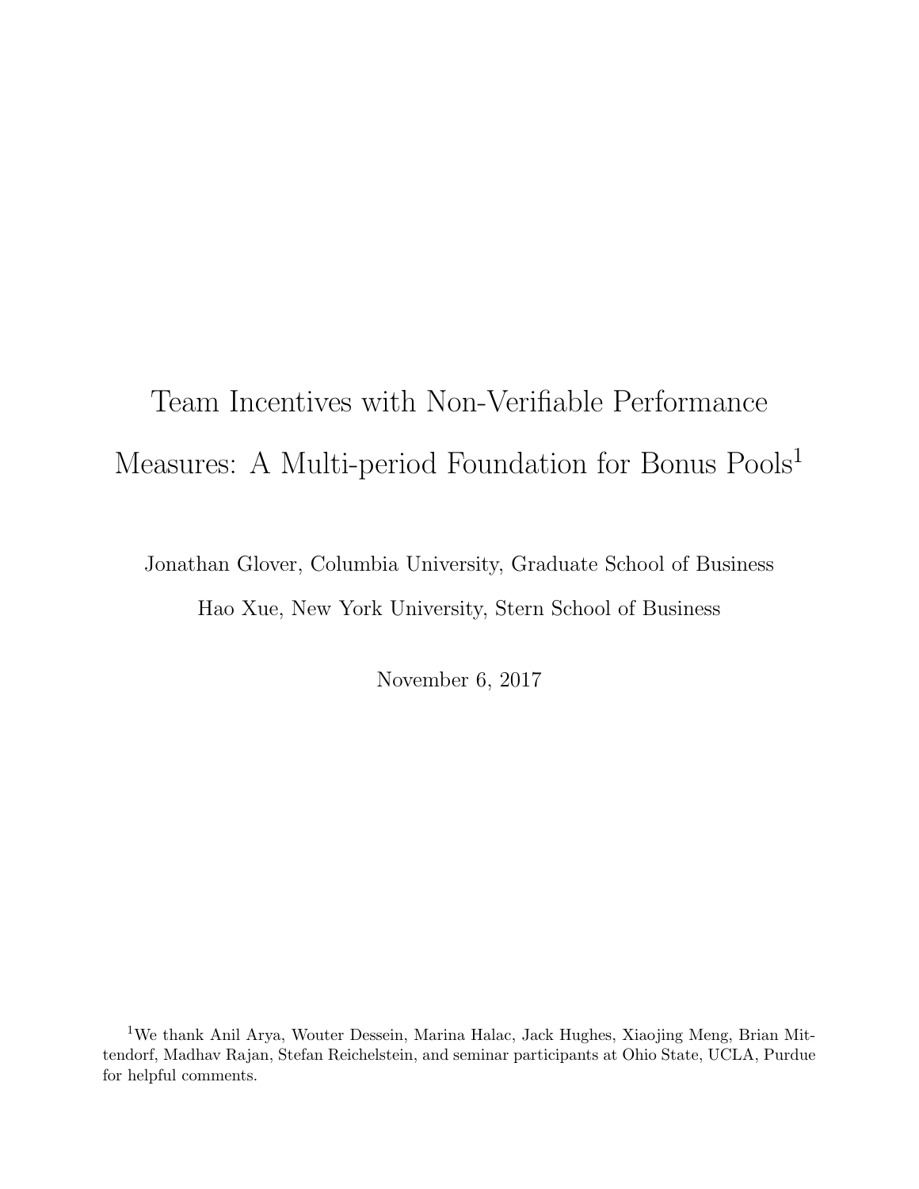# Team Incentives with Non-Verifiable Performance Measures: A Multi-period Foundation for Bonus Pools[1]

Jonathan Glover, Columbia University, Graduate School of Business

Hao Xue, New York University, Stern School of Business

November 6, 2017

[1] We thank Anil Arya, Wouter Dessein, Marina Halac, Jack Hughes, Xiaojing Meng, Brian Mittendorf, Madhav Rajan, Stefan Reichelstein, and seminar participants at Ohio State, UCLA, Purdue for helpful comments.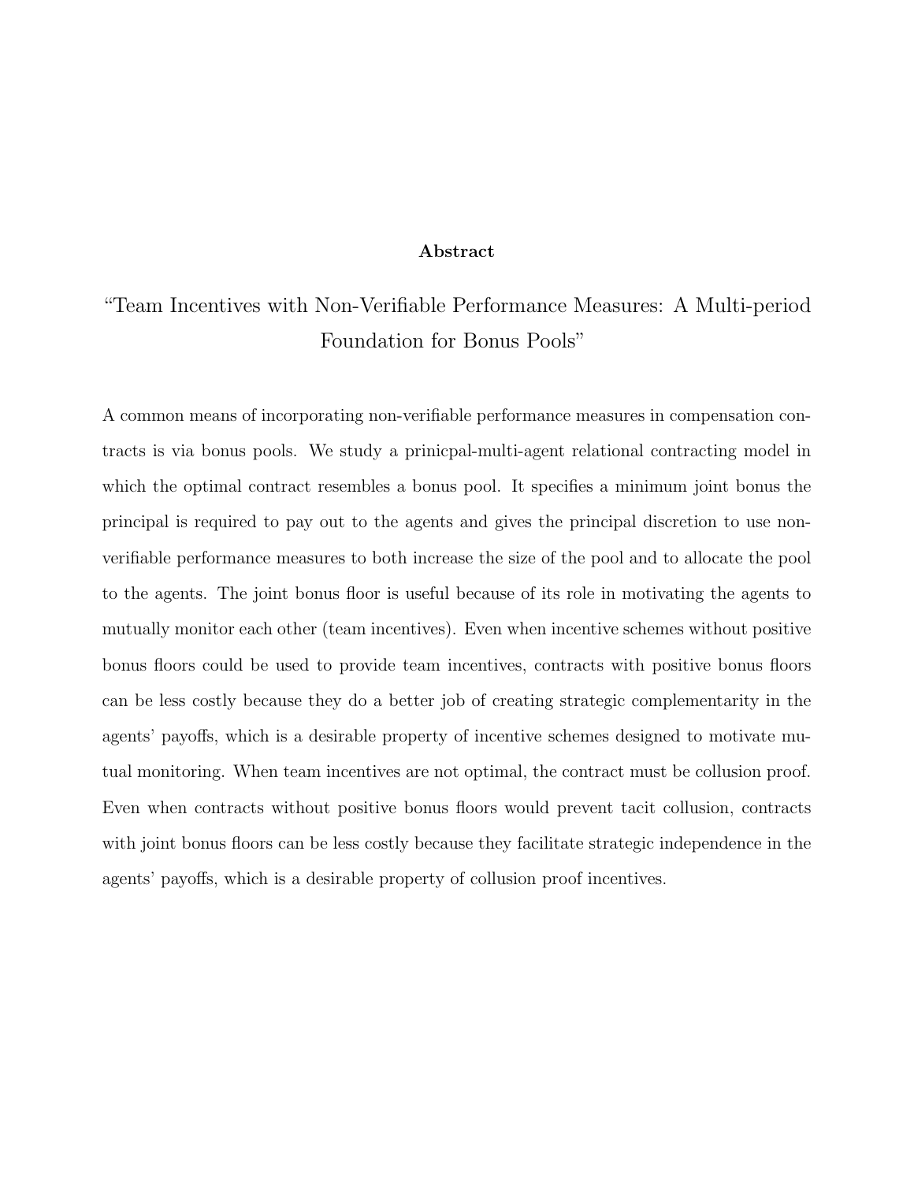**Abstract**

"Team Incentives with Non-Verifiable Performance Measures: A Multi-period Foundation for Bonus Pools"

A common means of incorporating non-verifiable performance measures in compensation contracts is via bonus pools. We study a prinicpal-multi-agent relational contracting model in which the optimal contract resembles a bonus pool. It specifies a minimum joint bonus the principal is required to pay out to the agents and gives the principal discretion to use non-verifiable performance measures to both increase the size of the pool and to allocate the pool to the agents. The joint bonus floor is useful because of its role in motivating the agents to mutually monitor each other (team incentives). Even when incentive schemes without positive bonus floors could be used to provide team incentives, contracts with positive bonus floors can be less costly because they do a better job of creating strategic complementarity in the agents' payoffs, which is a desirable property of incentive schemes designed to motivate mutual monitoring. When team incentives are not optimal, the contract must be collusion proof. Even when contracts without positive bonus floors would prevent tacit collusion, contracts with joint bonus floors can be less costly because they facilitate strategic independence in the agents' payoffs, which is a desirable property of collusion proof incentives.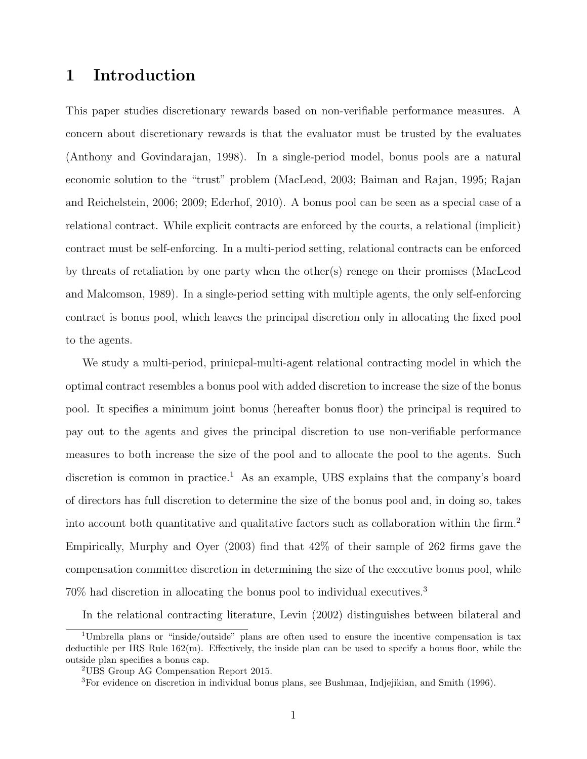# 1 Introduction

This paper studies discretionary rewards based on non-verifiable performance measures. A concern about discretionary rewards is that the evaluator must be trusted by the evaluates (Anthony and Govindarajan, 1998). In a single-period model, bonus pools are a natural economic solution to the "trust" problem (MacLeod, 2003; Baiman and Rajan, 1995; Rajan and Reichelstein, 2006; 2009; Ederhof, 2010). A bonus pool can be seen as a special case of a relational contract. While explicit contracts are enforced by the courts, a relational (implicit) contract must be self-enforcing. In a multi-period setting, relational contracts can be enforced by threats of retaliation by one party when the other(s) renege on their promises (MacLeod and Malcomson, 1989). In a single-period setting with multiple agents, the only self-enforcing contract is bonus pool, which leaves the principal discretion only in allocating the fixed pool to the agents.

We study a multi-period, prinicpal-multi-agent relational contracting model in which the optimal contract resembles a bonus pool with added discretion to increase the size of the bonus pool. It specifies a minimum joint bonus (hereafter bonus floor) the principal is required to pay out to the agents and gives the principal discretion to use non-verifiable performance measures to both increase the size of the pool and to allocate the pool to the agents. Such discretion is common in practice.[1] As an example, UBS explains that the company's board of directors has full discretion to determine the size of the bonus pool and, in doing so, takes into account both quantitative and qualitative factors such as collaboration within the firm.[2] Empirically, Murphy and Oyer (2003) find that 42% of their sample of 262 firms gave the compensation committee discretion in determining the size of the executive bonus pool, while 70% had discretion in allocating the bonus pool to individual executives.[3]

In the relational contracting literature, Levin (2002) distinguishes between bilateral and

[1] Umbrella plans or "inside/outside" plans are often used to ensure the incentive compensation is tax deductible per IRS Rule 162(m). Effectively, the inside plan can be used to specify a bonus floor, while the outside plan specifies a bonus cap.

[2] UBS Group AG Compensation Report 2015.

[3] For evidence on discretion in individual bonus plans, see Bushman, Indjejikian, and Smith (1996).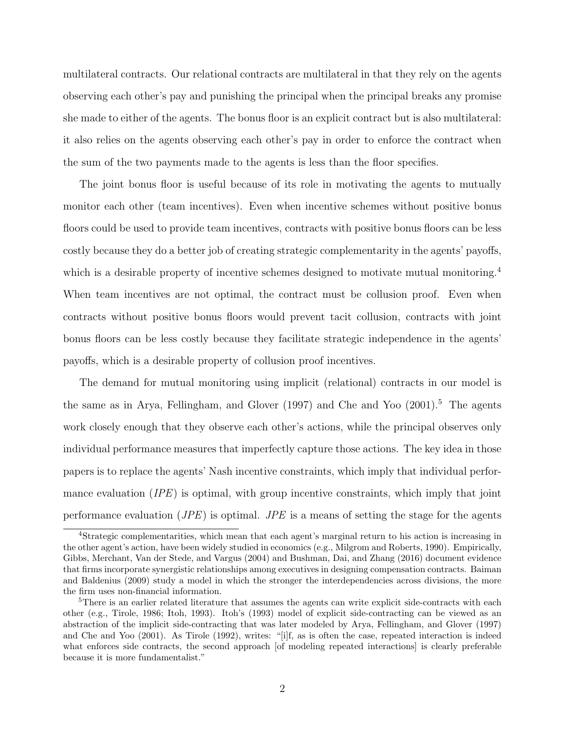multilateral contracts. Our relational contracts are multilateral in that they rely on the agents observing each other's pay and punishing the principal when the principal breaks any promise she made to either of the agents. The bonus floor is an explicit contract but is also multilateral: it also relies on the agents observing each other's pay in order to enforce the contract when the sum of the two payments made to the agents is less than the floor specifies.

The joint bonus floor is useful because of its role in motivating the agents to mutually monitor each other (team incentives). Even when incentive schemes without positive bonus floors could be used to provide team incentives, contracts with positive bonus floors can be less costly because they do a better job of creating strategic complementarity in the agents' payoffs, which is a desirable property of incentive schemes designed to motivate mutual monitoring.[4] When team incentives are not optimal, the contract must be collusion proof. Even when contracts without positive bonus floors would prevent tacit collusion, contracts with joint bonus floors can be less costly because they facilitate strategic independence in the agents' payoffs, which is a desirable property of collusion proof incentives.

The demand for mutual monitoring using implicit (relational) contracts in our model is the same as in Arya, Fellingham, and Glover (1997) and Che and Yoo (2001).[5] The agents work closely enough that they observe each other's actions, while the principal observes only individual performance measures that imperfectly capture those actions. The key idea in those papers is to replace the agents' Nash incentive constraints, which imply that individual performance evaluation (*IPE*) is optimal, with group incentive constraints, which imply that joint performance evaluation (*JPE*) is optimal. *JPE* is a means of setting the stage for the agents

[4]Strategic complementarities, which mean that each agent's marginal return to his action is increasing in the other agent's action, have been widely studied in economics (e.g., Milgrom and Roberts, 1990). Empirically, Gibbs, Merchant, Van der Stede, and Vargus (2004) and Bushman, Dai, and Zhang (2016) document evidence that firms incorporate synergistic relationships among executives in designing compensation contracts. Baiman and Baldenius (2009) study a model in which the stronger the interdependencies across divisions, the more the firm uses non-financial information.

[5]There is an earlier related literature that assumes the agents can write explicit side-contracts with each other (e.g., Tirole, 1986; Itoh, 1993). Itoh's (1993) model of explicit side-contracting can be viewed as an abstraction of the implicit side-contracting that was later modeled by Arya, Fellingham, and Glover (1997) and Che and Yoo (2001). As Tirole (1992), writes: "[i]f, as is often the case, repeated interaction is indeed what enforces side contracts, the second approach [of modeling repeated interactions] is clearly preferable because it is more fundamentalist."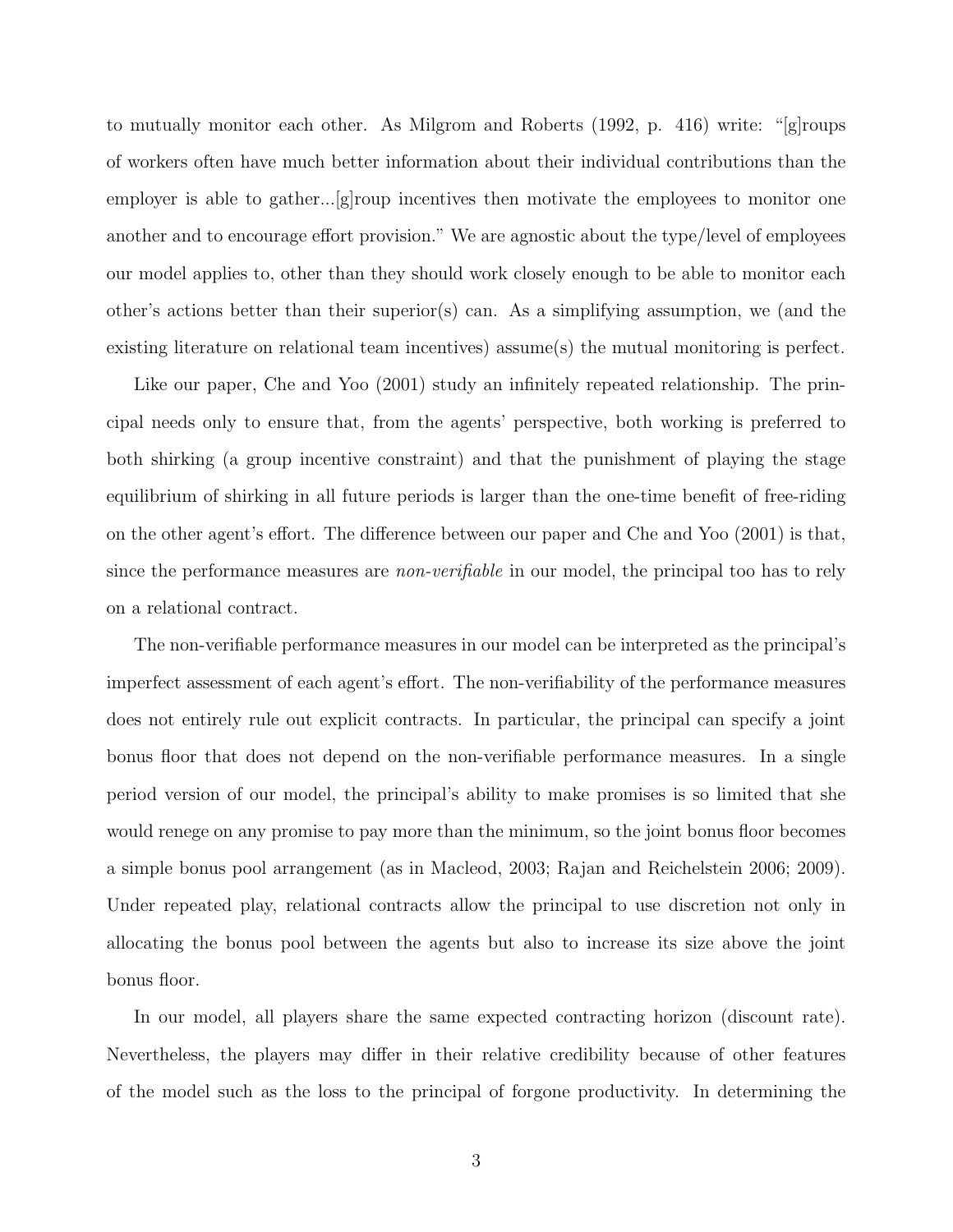to mutually monitor each other. As Milgrom and Roberts (1992, p. 416) write: "[g]roups of workers often have much better information about their individual contributions than the employer is able to gather...[g]roup incentives then motivate the employees to monitor one another and to encourage effort provision." We are agnostic about the type/level of employees our model applies to, other than they should work closely enough to be able to monitor each other's actions better than their superior(s) can. As a simplifying assumption, we (and the existing literature on relational team incentives) assume(s) the mutual monitoring is perfect.

Like our paper, Che and Yoo (2001) study an infinitely repeated relationship. The principal needs only to ensure that, from the agents' perspective, both working is preferred to both shirking (a group incentive constraint) and that the punishment of playing the stage equilibrium of shirking in all future periods is larger than the one-time benefit of free-riding on the other agent's effort. The difference between our paper and Che and Yoo (2001) is that, since the performance measures are *non-verifiable* in our model, the principal too has to rely on a relational contract.

The non-verifiable performance measures in our model can be interpreted as the principal's imperfect assessment of each agent's effort. The non-verifiability of the performance measures does not entirely rule out explicit contracts. In particular, the principal can specify a joint bonus floor that does not depend on the non-verifiable performance measures. In a single period version of our model, the principal's ability to make promises is so limited that she would renege on any promise to pay more than the minimum, so the joint bonus floor becomes a simple bonus pool arrangement (as in Macleod, 2003; Rajan and Reichelstein 2006; 2009). Under repeated play, relational contracts allow the principal to use discretion not only in allocating the bonus pool between the agents but also to increase its size above the joint bonus floor.

In our model, all players share the same expected contracting horizon (discount rate). Nevertheless, the players may differ in their relative credibility because of other features of the model such as the loss to the principal of forgone productivity. In determining the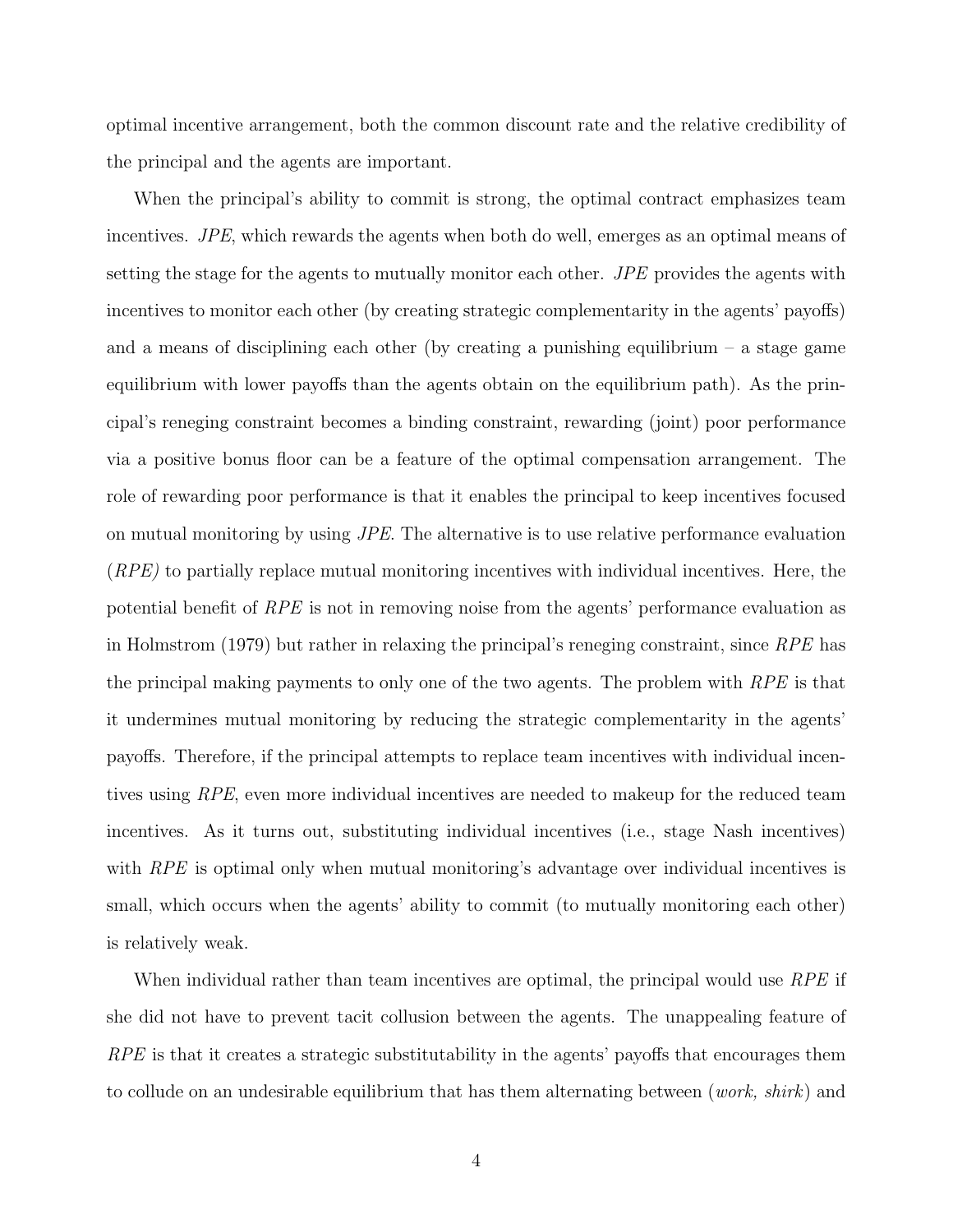optimal incentive arrangement, both the common discount rate and the relative credibility of the principal and the agents are important.

When the principal's ability to commit is strong, the optimal contract emphasizes team incentives. *JPE*, which rewards the agents when both do well, emerges as an optimal means of setting the stage for the agents to mutually monitor each other. *JPE* provides the agents with incentives to monitor each other (by creating strategic complementarity in the agents' payoffs) and a means of disciplining each other (by creating a punishing equilibrium – a stage game equilibrium with lower payoffs than the agents obtain on the equilibrium path). As the principal's reneging constraint becomes a binding constraint, rewarding (joint) poor performance via a positive bonus floor can be a feature of the optimal compensation arrangement. The role of rewarding poor performance is that it enables the principal to keep incentives focused on mutual monitoring by using *JPE*. The alternative is to use relative performance evaluation (*RPE)* to partially replace mutual monitoring incentives with individual incentives. Here, the potential benefit of *RPE* is not in removing noise from the agents' performance evaluation as in Holmstrom (1979) but rather in relaxing the principal's reneging constraint, since *RPE* has the principal making payments to only one of the two agents. The problem with *RPE* is that it undermines mutual monitoring by reducing the strategic complementarity in the agents' payoffs. Therefore, if the principal attempts to replace team incentives with individual incentives using *RPE*, even more individual incentives are needed to makeup for the reduced team incentives. As it turns out, substituting individual incentives (i.e., stage Nash incentives) with *RPE* is optimal only when mutual monitoring's advantage over individual incentives is small, which occurs when the agents' ability to commit (to mutually monitoring each other) is relatively weak.

When individual rather than team incentives are optimal, the principal would use *RPE* if she did not have to prevent tacit collusion between the agents. The unappealing feature of *RPE* is that it creates a strategic substitutability in the agents' payoffs that encourages them to collude on an undesirable equilibrium that has them alternating between (*work, shirk*) and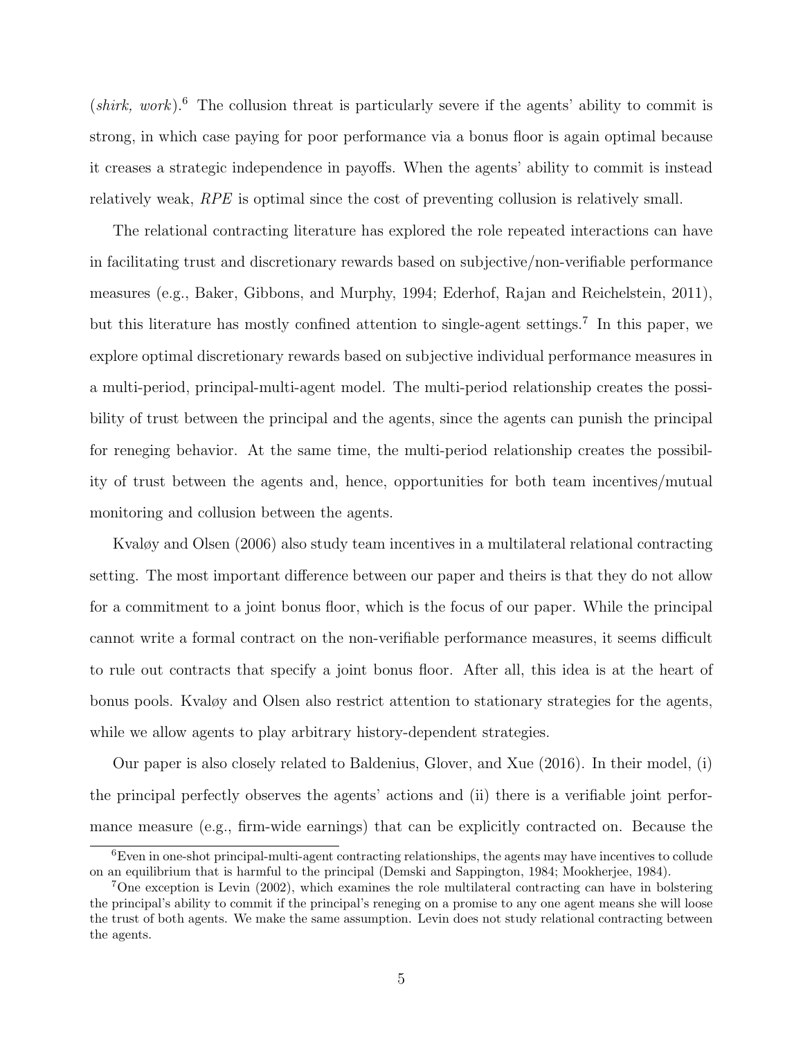(*shirk, work*).[6] The collusion threat is particularly severe if the agents' ability to commit is strong, in which case paying for poor performance via a bonus floor is again optimal because it creases a strategic independence in payoffs. When the agents' ability to commit is instead relatively weak, *RPE* is optimal since the cost of preventing collusion is relatively small.

The relational contracting literature has explored the role repeated interactions can have in facilitating trust and discretionary rewards based on subjective/non-verifiable performance measures (e.g., Baker, Gibbons, and Murphy, 1994; Ederhof, Rajan and Reichelstein, 2011), but this literature has mostly confined attention to single-agent settings.[7] In this paper, we explore optimal discretionary rewards based on subjective individual performance measures in a multi-period, principal-multi-agent model. The multi-period relationship creates the possibility of trust between the principal and the agents, since the agents can punish the principal for reneging behavior. At the same time, the multi-period relationship creates the possibility of trust between the agents and, hence, opportunities for both team incentives/mutual monitoring and collusion between the agents.

Kvaløy and Olsen (2006) also study team incentives in a multilateral relational contracting setting. The most important difference between our paper and theirs is that they do not allow for a commitment to a joint bonus floor, which is the focus of our paper. While the principal cannot write a formal contract on the non-verifiable performance measures, it seems difficult to rule out contracts that specify a joint bonus floor. After all, this idea is at the heart of bonus pools. Kvaløy and Olsen also restrict attention to stationary strategies for the agents, while we allow agents to play arbitrary history-dependent strategies.

Our paper is also closely related to Baldenius, Glover, and Xue (2016). In their model, (i) the principal perfectly observes the agents' actions and (ii) there is a verifiable joint performance measure (e.g., firm-wide earnings) that can be explicitly contracted on. Because the

[6] Even in one-shot principal-multi-agent contracting relationships, the agents may have incentives to collude on an equilibrium that is harmful to the principal (Demski and Sappington, 1984; Mookherjee, 1984).

[7] One exception is Levin (2002), which examines the role multilateral contracting can have in bolstering the principal's ability to commit if the principal's reneging on a promise to any one agent means she will loose the trust of both agents. We make the same assumption. Levin does not study relational contracting between the agents.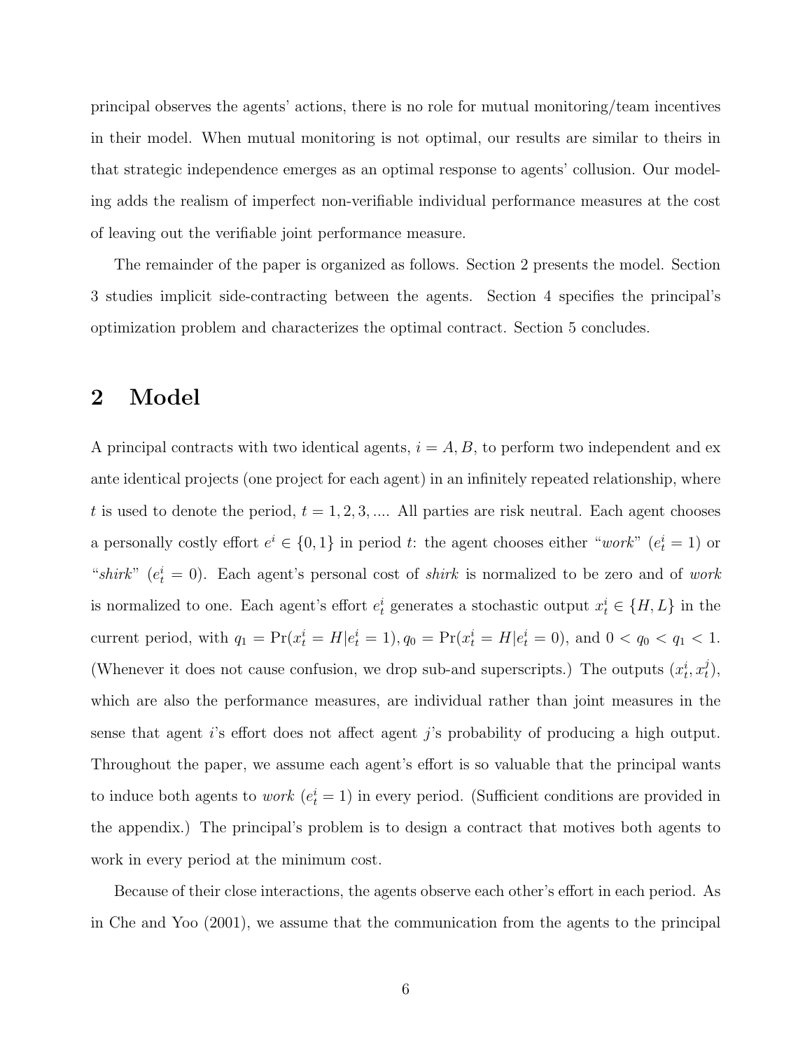principal observes the agents' actions, there is no role for mutual monitoring/team incentives in their model. When mutual monitoring is not optimal, our results are similar to theirs in that strategic independence emerges as an optimal response to agents' collusion. Our modeling adds the realism of imperfect non-verifiable individual performance measures at the cost of leaving out the verifiable joint performance measure.

The remainder of the paper is organized as follows. Section 2 presents the model. Section 3 studies implicit side-contracting between the agents. Section 4 specifies the principal's optimization problem and characterizes the optimal contract. Section 5 concludes.

## 2 Model

A principal contracts with two identical agents, $i = A, B$, to perform two independent and ex ante identical projects (one project for each agent) in an infinitely repeated relationship, where $t$ is used to denote the period, $t = 1, 2, 3, ....$ All parties are risk neutral. Each agent chooses a personally costly effort $e^i \in \{0, 1\}$ in period $t$: the agent chooses either "*work*" ($e^i_t = 1$) or "*shirk*" ($e^i_t = 0$). Each agent's personal cost of *shirk* is normalized to be zero and of *work* is normalized to one. Each agent's effort $e^i_t$ generates a stochastic output $x^i_t \in \{H, L\}$ in the current period, with $q_1 = \Pr(x^i_t = H | e^i_t = 1), q_0 = \Pr(x^i_t = H | e^i_t = 0)$, and $0 < q_0 < q_1 < 1$. (Whenever it does not cause confusion, we drop sub-and superscripts.) The outputs $(x^i_t, x^j_t)$, which are also the performance measures, are individual rather than joint measures in the sense that agent $i$'s effort does not affect agent $j$'s probability of producing a high output. Throughout the paper, we assume each agent's effort is so valuable that the principal wants to induce both agents to *work* ($e^i_t = 1$) in every period. (Sufficient conditions are provided in the appendix.) The principal's problem is to design a contract that motives both agents to work in every period at the minimum cost.

Because of their close interactions, the agents observe each other's effort in each period. As in Che and Yoo (2001), we assume that the communication from the agents to the principal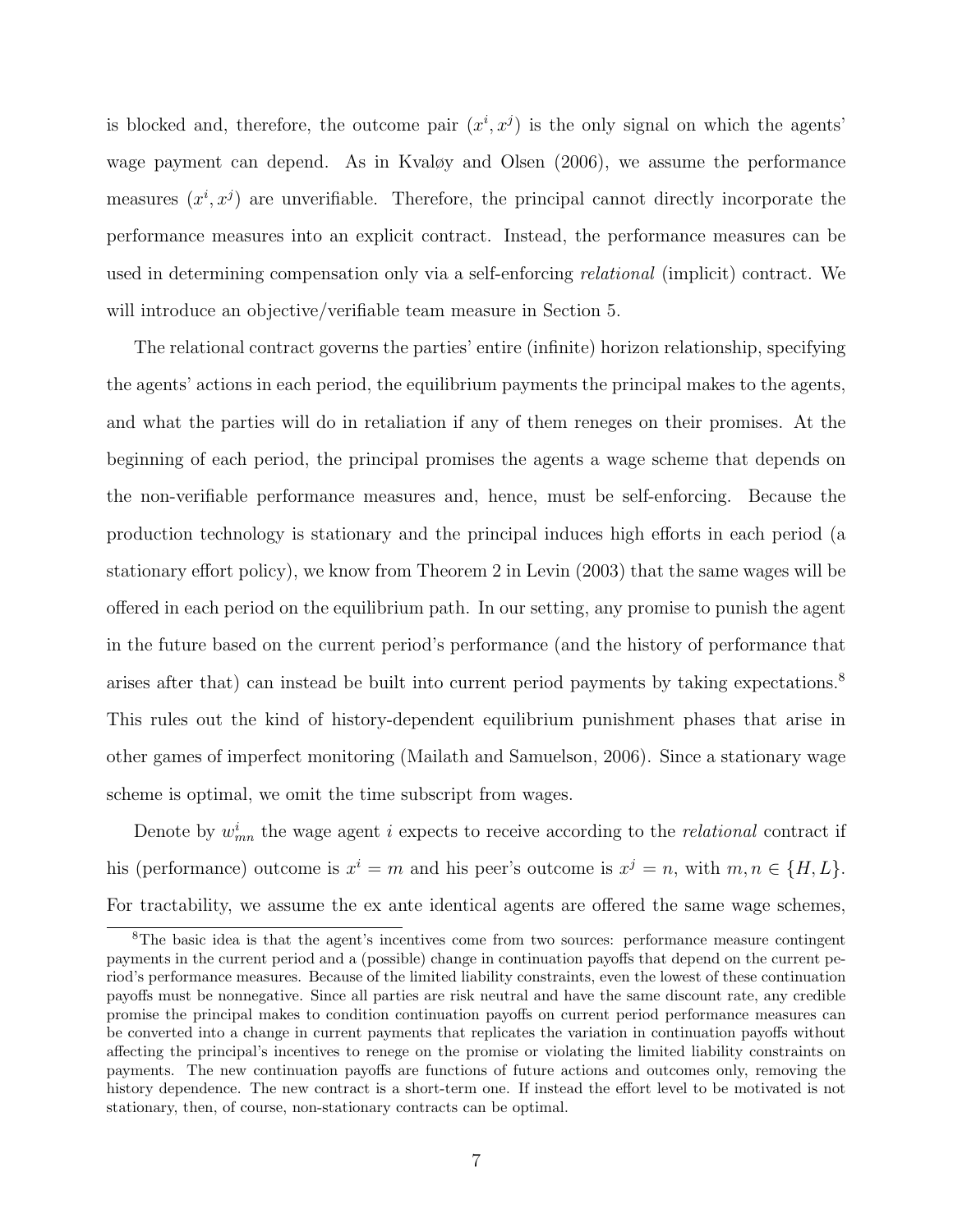is blocked and, therefore, the outcome pair $(x^i, x^j)$ is the only signal on which the agents' wage payment can depend. As in Kvaløy and Olsen (2006), we assume the performance measures $(x^i, x^j)$ are unverifiable. Therefore, the principal cannot directly incorporate the performance measures into an explicit contract. Instead, the performance measures can be used in determining compensation only via a self-enforcing *relational* (implicit) contract. We will introduce an objective/verifiable team measure in Section 5.

The relational contract governs the parties' entire (infinite) horizon relationship, specifying the agents' actions in each period, the equilibrium payments the principal makes to the agents, and what the parties will do in retaliation if any of them reneges on their promises. At the beginning of each period, the principal promises the agents a wage scheme that depends on the non-verifiable performance measures and, hence, must be self-enforcing. Because the production technology is stationary and the principal induces high efforts in each period (a stationary effort policy), we know from Theorem 2 in Levin (2003) that the same wages will be offered in each period on the equilibrium path. In our setting, any promise to punish the agent in the future based on the current period's performance (and the history of performance that arises after that) can instead be built into current period payments by taking expectations.[8] This rules out the kind of history-dependent equilibrium punishment phases that arise in other games of imperfect monitoring (Mailath and Samuelson, 2006). Since a stationary wage scheme is optimal, we omit the time subscript from wages.

Denote by $w^i_{mn}$ the wage agent $i$ expects to receive according to the *relational* contract if his (performance) outcome is $x^i = m$ and his peer's outcome is $x^j = n$, with $m, n \in \{H, L\}$. For tractability, we assume the ex ante identical agents are offered the same wage schemes,

[8] The basic idea is that the agent's incentives come from two sources: performance measure contingent payments in the current period and a (possible) change in continuation payoffs that depend on the current period's performance measures. Because of the limited liability constraints, even the lowest of these continuation payoffs must be nonnegative. Since all parties are risk neutral and have the same discount rate, any credible promise the principal makes to condition continuation payoffs on current period performance measures can be converted into a change in current payments that replicates the variation in continuation payoffs without affecting the principal's incentives to renege on the promise or violating the limited liability constraints on payments. The new continuation payoffs are functions of future actions and outcomes only, removing the history dependence. The new contract is a short-term one. If instead the effort level to be motivated is not stationary, then, of course, non-stationary contracts can be optimal.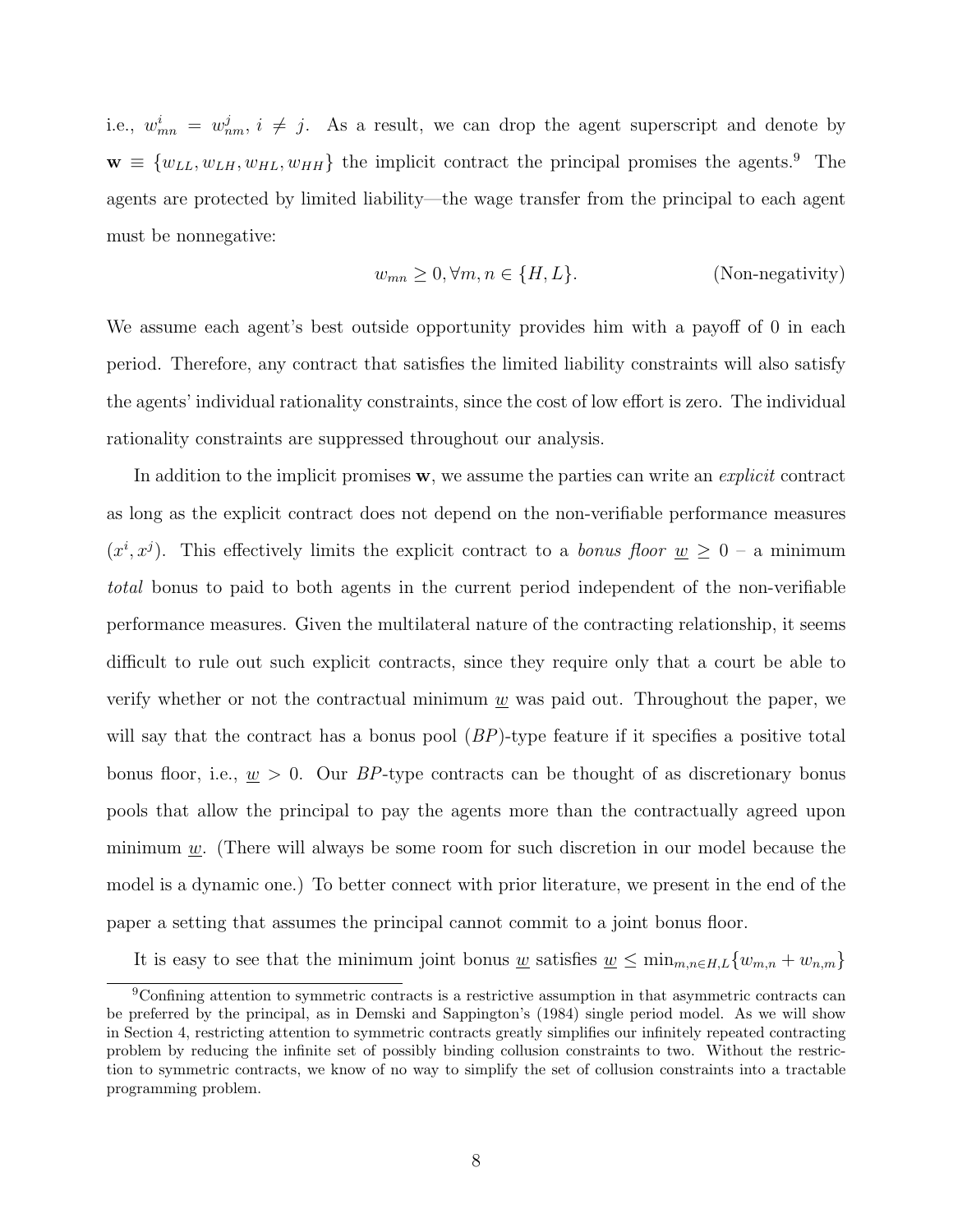i.e., $w^i_{mn} = w^j_{nm}$, $i \neq j$. As a result, we can drop the agent superscript and denote by $\mathbf{w} \equiv \{w_{LL}, w_{LH}, w_{HL}, w_{HH}\}$ the implicit contract the principal promises the agents.[9] The agents are protected by limited liability—the wage transfer from the principal to each agent must be nonnegative:

$$w_{mn} \geq 0, \forall m, n \in \{H, L\}. \tag{Non-negativity}$$

We assume each agent's best outside opportunity provides him with a payoff of 0 in each period. Therefore, any contract that satisfies the limited liability constraints will also satisfy the agents' individual rationality constraints, since the cost of low effort is zero. The individual rationality constraints are suppressed throughout our analysis.

In addition to the implicit promises $\mathbf{w}$, we assume the parties can write an *explicit* contract as long as the explicit contract does not depend on the non-verifiable performance measures $(x^i, x^j)$. This effectively limits the explicit contract to a *bonus floor* $\underline{w} \geq 0$ – a minimum *total* bonus to paid to both agents in the current period independent of the non-verifiable performance measures. Given the multilateral nature of the contracting relationship, it seems difficult to rule out such explicit contracts, since they require only that a court be able to verify whether or not the contractual minimum $\underline{w}$ was paid out. Throughout the paper, we will say that the contract has a bonus pool ($BP$)-type feature if it specifies a positive total bonus floor, i.e., $\underline{w} > 0$. Our $BP$-type contracts can be thought of as discretionary bonus pools that allow the principal to pay the agents more than the contractually agreed upon minimum $\underline{w}$. (There will always be some room for such discretion in our model because the model is a dynamic one.) To better connect with prior literature, we present in the end of the paper a setting that assumes the principal cannot commit to a joint bonus floor.

It is easy to see that the minimum joint bonus $\underline{w}$ satisfies $\underline{w} \leq \min_{m,n \in H,L}\{w_{m,n} + w_{n,m}\}$

[9] Confining attention to symmetric contracts is a restrictive assumption in that asymmetric contracts can be preferred by the principal, as in Demski and Sappington's (1984) single period model. As we will show in Section 4, restricting attention to symmetric contracts greatly simplifies our infinitely repeated contracting problem by reducing the infinite set of possibly binding collusion constraints to two. Without the restriction to symmetric contracts, we know of no way to simplify the set of collusion constraints into a tractable programming problem.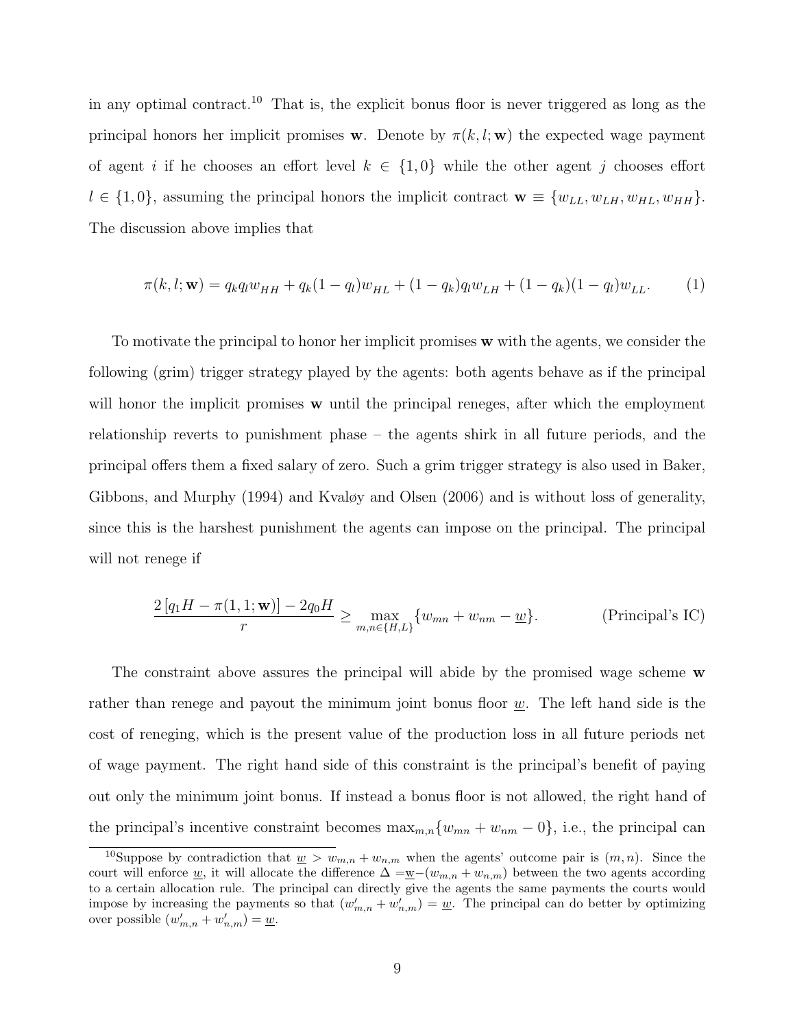in any optimal contract.[10] That is, the explicit bonus floor is never triggered as long as the principal honors her implicit promises $\mathbf{w}$. Denote by $\pi(k, l; \mathbf{w})$ the expected wage payment of agent $i$ if he chooses an effort level $k \in \{1, 0\}$ while the other agent $j$ chooses effort $l \in \{1, 0\}$, assuming the principal honors the implicit contract $\mathbf{w} \equiv \{w_{LL}, w_{LH}, w_{HL}, w_{HH}\}$. The discussion above implies that

$$\pi(k, l; \mathbf{w}) = q_k q_l w_{HH} + q_k(1 - q_l) w_{HL} + (1 - q_k) q_l w_{LH} + (1 - q_k)(1 - q_l) w_{LL}. \tag{1}$$

To motivate the principal to honor her implicit promises $\mathbf{w}$ with the agents, we consider the following (grim) trigger strategy played by the agents: both agents behave as if the principal will honor the implicit promises $\mathbf{w}$ until the principal reneges, after which the employment relationship reverts to punishment phase – the agents shirk in all future periods, and the principal offers them a fixed salary of zero. Such a grim trigger strategy is also used in Baker, Gibbons, and Murphy (1994) and Kvaløy and Olsen (2006) and is without loss of generality, since this is the harshest punishment the agents can impose on the principal. The principal will not renege if

$$\frac{2\left[q_1 H - \pi(1, 1; \mathbf{w})\right] - 2q_0 H}{r} \geq \max_{m,n \in \{H,L\}} \{w_{mn} + w_{nm} - \underline{w}\}. \tag{Principal's IC}$$

The constraint above assures the principal will abide by the promised wage scheme $\mathbf{w}$ rather than renege and payout the minimum joint bonus floor $\underline{w}$. The left hand side is the cost of reneging, which is the present value of the production loss in all future periods net of wage payment. The right hand side of this constraint is the principal's benefit of paying out only the minimum joint bonus. If instead a bonus floor is not allowed, the right hand of the principal's incentive constraint becomes $\max_{m,n}\{w_{mn} + w_{nm} - 0\}$, i.e., the principal can

[10] Suppose by contradiction that $\underline{w} > w_{m,n} + w_{n,m}$ when the agents' outcome pair is $(m, n)$. Since the court will enforce $\underline{w}$, it will allocate the difference $\Delta = \underline{w} - (w_{m,n} + w_{n,m})$ between the two agents according to a certain allocation rule. The principal can directly give the agents the same payments the courts would impose by increasing the payments so that $(w'_{m,n} + w'_{n,m}) = \underline{w}$. The principal can do better by optimizing over possible $(w'_{m,n} + w'_{n,m}) = \underline{w}$.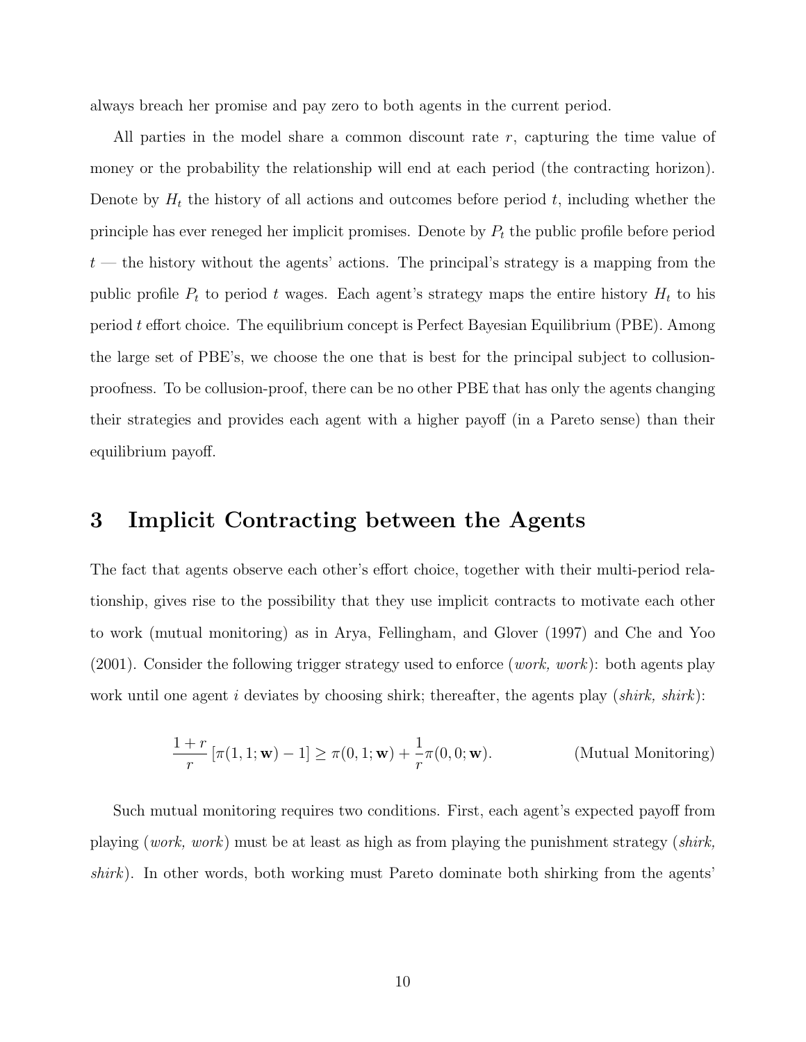always breach her promise and pay zero to both agents in the current period.

All parties in the model share a common discount rate $r$, capturing the time value of money or the probability the relationship will end at each period (the contracting horizon). Denote by $H_t$ the history of all actions and outcomes before period $t$, including whether the principle has ever reneged her implicit promises. Denote by $P_t$ the public profile before period $t$ — the history without the agents' actions. The principal's strategy is a mapping from the public profile $P_t$ to period $t$ wages. Each agent's strategy maps the entire history $H_t$ to his period $t$ effort choice. The equilibrium concept is Perfect Bayesian Equilibrium (PBE). Among the large set of PBE's, we choose the one that is best for the principal subject to collusion-proofness. To be collusion-proof, there can be no other PBE that has only the agents changing their strategies and provides each agent with a higher payoff (in a Pareto sense) than their equilibrium payoff.

# 3 Implicit Contracting between the Agents

The fact that agents observe each other's effort choice, together with their multi-period relationship, gives rise to the possibility that they use implicit contracts to motivate each other to work (mutual monitoring) as in Arya, Fellingham, and Glover (1997) and Che and Yoo (2001). Consider the following trigger strategy used to enforce (*work, work*): both agents play work until one agent $i$ deviates by choosing shirk; thereafter, the agents play (*shirk, shirk*):

$$\frac{1+r}{r}\left[\pi(1,1;\mathbf{w})-1\right] \geq \pi(0,1;\mathbf{w}) + \frac{1}{r}\pi(0,0;\mathbf{w}). \qquad \text{(Mutual Monitoring)}$$

Such mutual monitoring requires two conditions. First, each agent's expected payoff from playing (*work, work*) must be at least as high as from playing the punishment strategy (*shirk, shirk*). In other words, both working must Pareto dominate both shirking from the agents'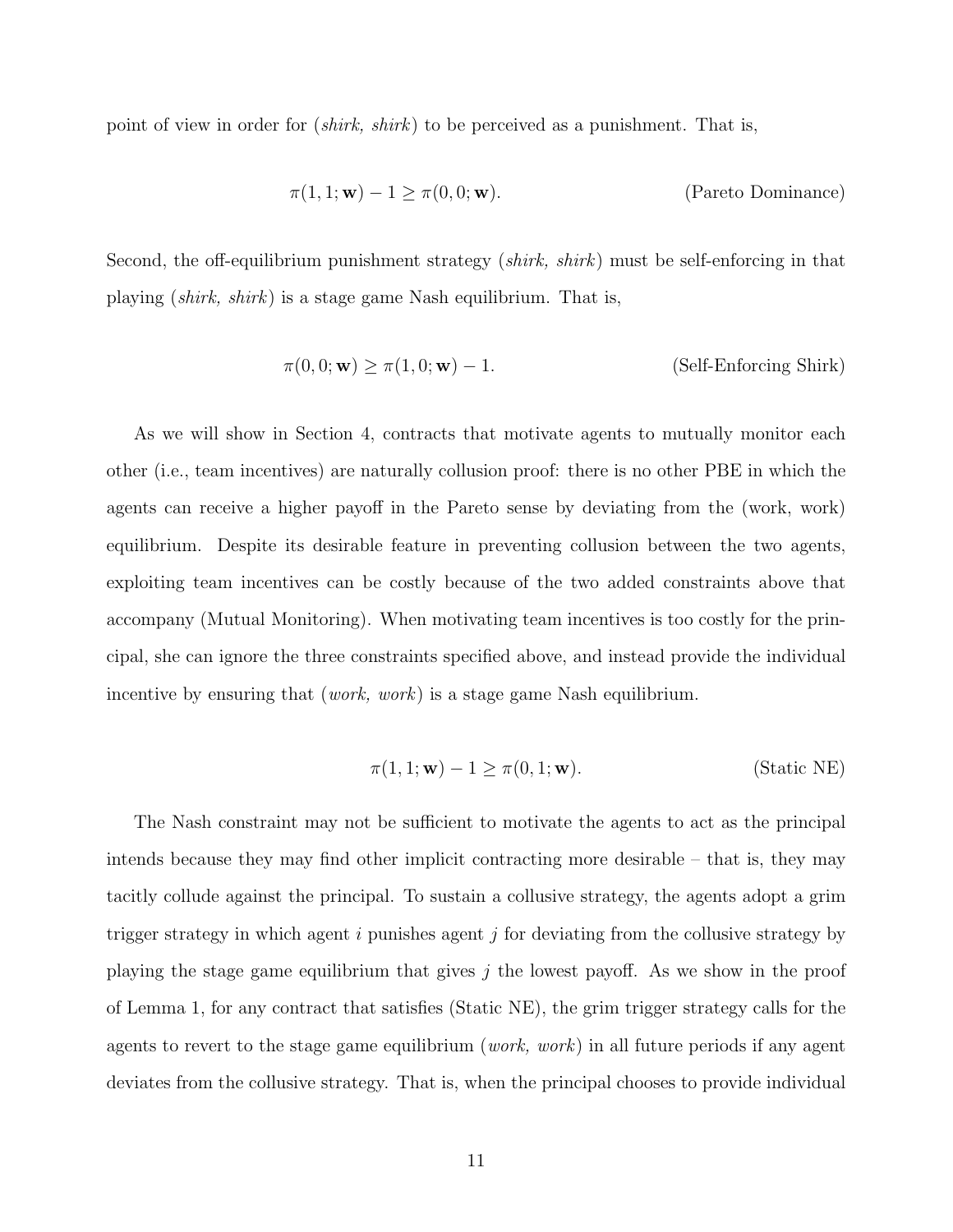point of view in order for (*shirk, shirk*) to be perceived as a punishment. That is,

$$\pi(1,1;\mathbf{w}) - 1 \geq \pi(0,0;\mathbf{w}). \qquad \text{(Pareto Dominance)}$$

Second, the off-equilibrium punishment strategy (*shirk, shirk*) must be self-enforcing in that playing (*shirk, shirk*) is a stage game Nash equilibrium. That is,

$$\pi(0,0;\mathbf{w}) \geq \pi(1,0;\mathbf{w}) - 1. \qquad \text{(Self-Enforcing Shirk)}$$

As we will show in Section 4, contracts that motivate agents to mutually monitor each other (i.e., team incentives) are naturally collusion proof: there is no other PBE in which the agents can receive a higher payoff in the Pareto sense by deviating from the (work, work) equilibrium. Despite its desirable feature in preventing collusion between the two agents, exploiting team incentives can be costly because of the two added constraints above that accompany (Mutual Monitoring). When motivating team incentives is too costly for the principal, she can ignore the three constraints specified above, and instead provide the individual incentive by ensuring that (*work, work*) is a stage game Nash equilibrium.

$$\pi(1,1;\mathbf{w}) - 1 \geq \pi(0,1;\mathbf{w}). \qquad \text{(Static NE)}$$

The Nash constraint may not be sufficient to motivate the agents to act as the principal intends because they may find other implicit contracting more desirable – that is, they may tacitly collude against the principal. To sustain a collusive strategy, the agents adopt a grim trigger strategy in which agent $i$ punishes agent $j$ for deviating from the collusive strategy by playing the stage game equilibrium that gives $j$ the lowest payoff. As we show in the proof of Lemma 1, for any contract that satisfies (Static NE), the grim trigger strategy calls for the agents to revert to the stage game equilibrium (*work, work*) in all future periods if any agent deviates from the collusive strategy. That is, when the principal chooses to provide individual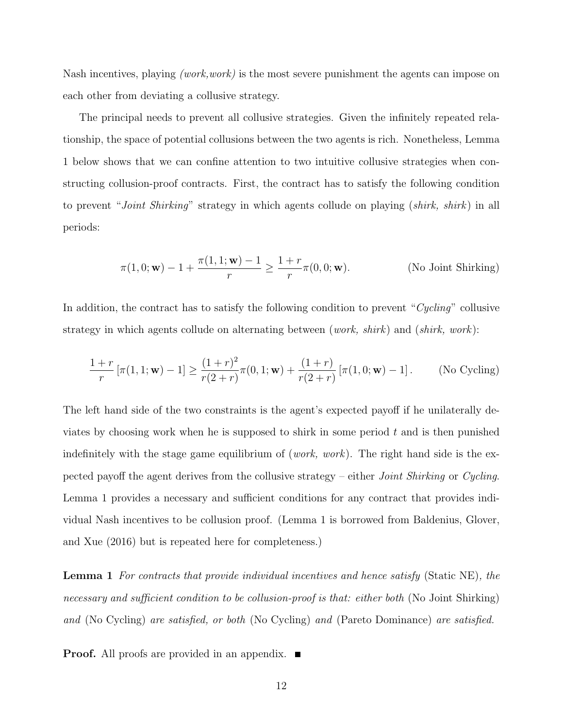Nash incentives, playing *(work,work)* is the most severe punishment the agents can impose on each other from deviating a collusive strategy.

The principal needs to prevent all collusive strategies. Given the infinitely repeated relationship, the space of potential collusions between the two agents is rich. Nonetheless, Lemma 1 below shows that we can confine attention to two intuitive collusive strategies when constructing collusion-proof contracts. First, the contract has to satisfy the following condition to prevent "*Joint Shirking*" strategy in which agents collude on playing (*shirk, shirk*) in all periods:

$$\pi(1,0;\mathbf{w}) - 1 + \frac{\pi(1,1;\mathbf{w}) - 1}{r} \geq \frac{1+r}{r}\pi(0,0;\mathbf{w}). \qquad \text{(No Joint Shirking)}$$

In addition, the contract has to satisfy the following condition to prevent "*Cycling*" collusive strategy in which agents collude on alternating between (*work, shirk*) and (*shirk, work*):

$$\frac{1+r}{r}\left[\pi(1,1;\mathbf{w}) - 1\right] \geq \frac{(1+r)^2}{r(2+r)}\pi(0,1;\mathbf{w}) + \frac{(1+r)}{r(2+r)}\left[\pi(1,0;\mathbf{w}) - 1\right]. \qquad \text{(No Cycling)}$$

The left hand side of the two constraints is the agent's expected payoff if he unilaterally deviates by choosing work when he is supposed to shirk in some period $t$ and is then punished indefinitely with the stage game equilibrium of (*work, work*). The right hand side is the expected payoff the agent derives from the collusive strategy – either *Joint Shirking* or *Cycling*. Lemma 1 provides a necessary and sufficient conditions for any contract that provides individual Nash incentives to be collusion proof. (Lemma 1 is borrowed from Baldenius, Glover, and Xue (2016) but is repeated here for completeness.)

**Lemma 1** *For contracts that provide individual incentives and hence satisfy* (Static NE)*, the necessary and sufficient condition to be collusion-proof is that: either both* (No Joint Shirking) *and* (No Cycling) *are satisfied, or both* (No Cycling) *and* (Pareto Dominance) *are satisfied.*

**Proof.** All proofs are provided in an appendix. ■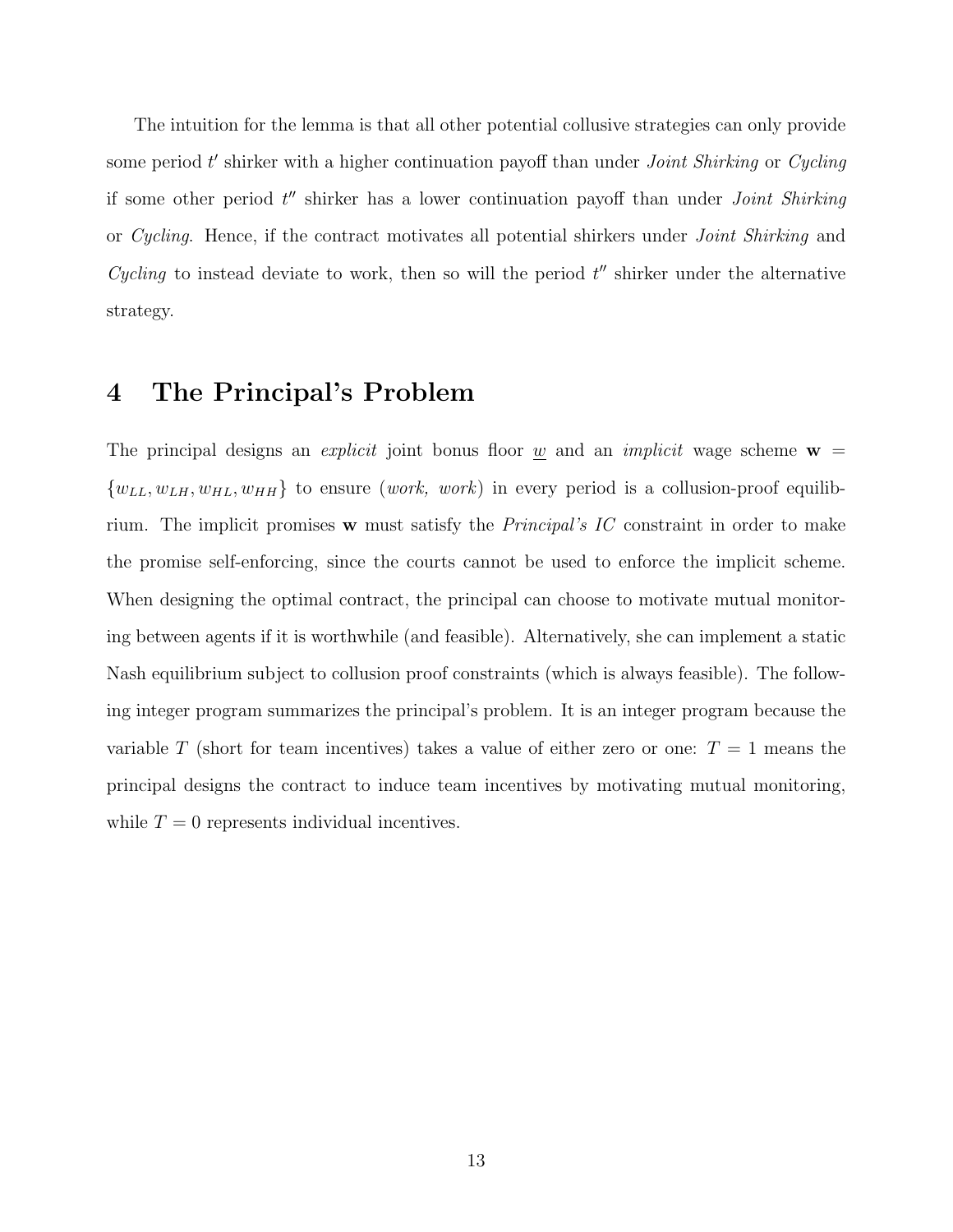The intuition for the lemma is that all other potential collusive strategies can only provide some period $t'$ shirker with a higher continuation payoff than under *Joint Shirking* or *Cycling* if some other period $t''$ shirker has a lower continuation payoff than under *Joint Shirking* or *Cycling*. Hence, if the contract motivates all potential shirkers under *Joint Shirking* and *Cycling* to instead deviate to work, then so will the period $t''$ shirker under the alternative strategy.

# 4 The Principal's Problem

The principal designs an *explicit* joint bonus floor $\underline{w}$ and an *implicit* wage scheme $\mathbf{w} = \{w_{LL}, w_{LH}, w_{HL}, w_{HH}\}$ to ensure (*work, work*) in every period is a collusion-proof equilibrium. The implicit promises $\mathbf{w}$ must satisfy the *Principal's IC* constraint in order to make the promise self-enforcing, since the courts cannot be used to enforce the implicit scheme. When designing the optimal contract, the principal can choose to motivate mutual monitoring between agents if it is worthwhile (and feasible). Alternatively, she can implement a static Nash equilibrium subject to collusion proof constraints (which is always feasible). The following integer program summarizes the principal's problem. It is an integer program because the variable $T$ (short for team incentives) takes a value of either zero or one: $T = 1$ means the principal designs the contract to induce team incentives by motivating mutual monitoring, while $T = 0$ represents individual incentives.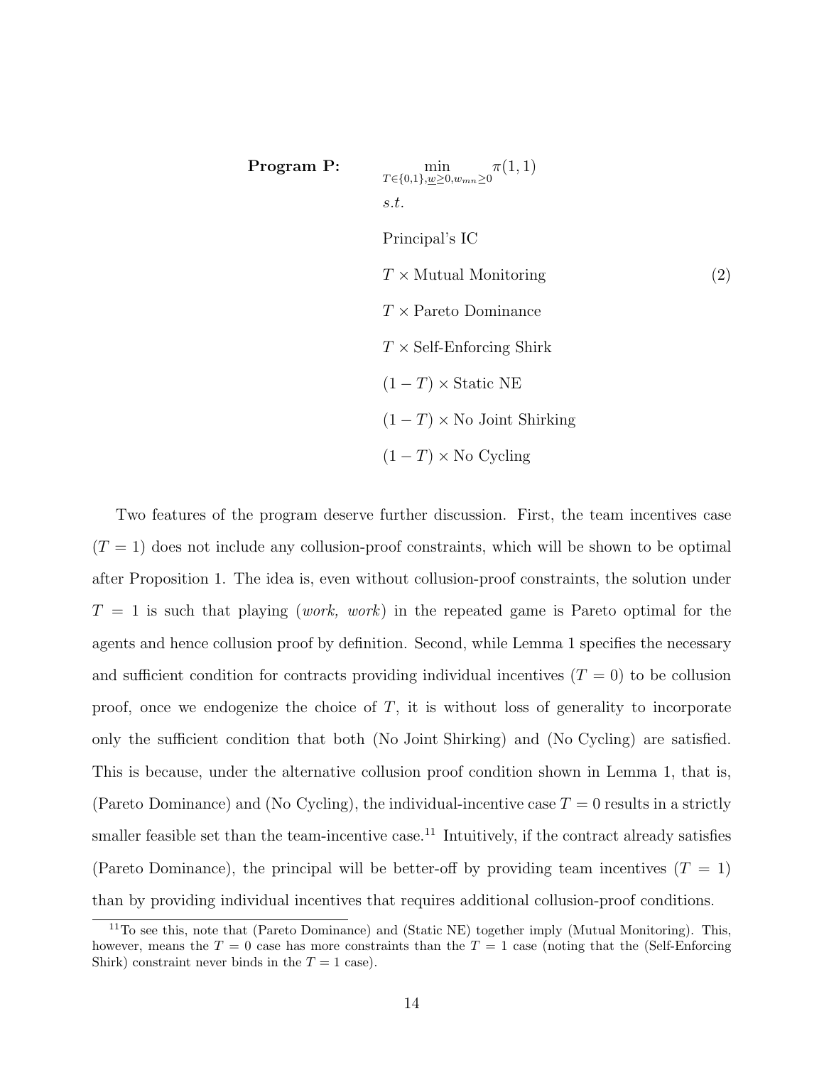**Program P:**

$$
\begin{aligned}
&\min_{T\in\{0,1\},\underline{w}\geq 0, w_{mn}\geq 0} \pi(1,1) \\
&s.t. \\
&\text{Principal's IC} \\
&T \times \text{Mutual Monitoring} \qquad\qquad (2)\\
&T \times \text{Pareto Dominance} \\
&T \times \text{Self-Enforcing Shirk} \\
&(1-T) \times \text{Static NE} \\
&(1-T) \times \text{No Joint Shirking} \\
&(1-T) \times \text{No Cycling}
\end{aligned}
$$

Two features of the program deserve further discussion. First, the team incentives case ($T = 1$) does not include any collusion-proof constraints, which will be shown to be optimal after Proposition 1. The idea is, even without collusion-proof constraints, the solution under $T = 1$ is such that playing (*work, work*) in the repeated game is Pareto optimal for the agents and hence collusion proof by definition. Second, while Lemma 1 specifies the necessary and sufficient condition for contracts providing individual incentives ($T = 0$) to be collusion proof, once we endogenize the choice of $T$, it is without loss of generality to incorporate only the sufficient condition that both (No Joint Shirking) and (No Cycling) are satisfied. This is because, under the alternative collusion proof condition shown in Lemma 1, that is, (Pareto Dominance) and (No Cycling), the individual-incentive case $T = 0$ results in a strictly smaller feasible set than the team-incentive case.[11] Intuitively, if the contract already satisfies (Pareto Dominance), the principal will be better-off by providing team incentives ($T = 1$) than by providing individual incentives that requires additional collusion-proof conditions.

[11] To see this, note that (Pareto Dominance) and (Static NE) together imply (Mutual Monitoring). This, however, means the $T = 0$ case has more constraints than the $T = 1$ case (noting that the (Self-Enforcing Shirk) constraint never binds in the $T = 1$ case).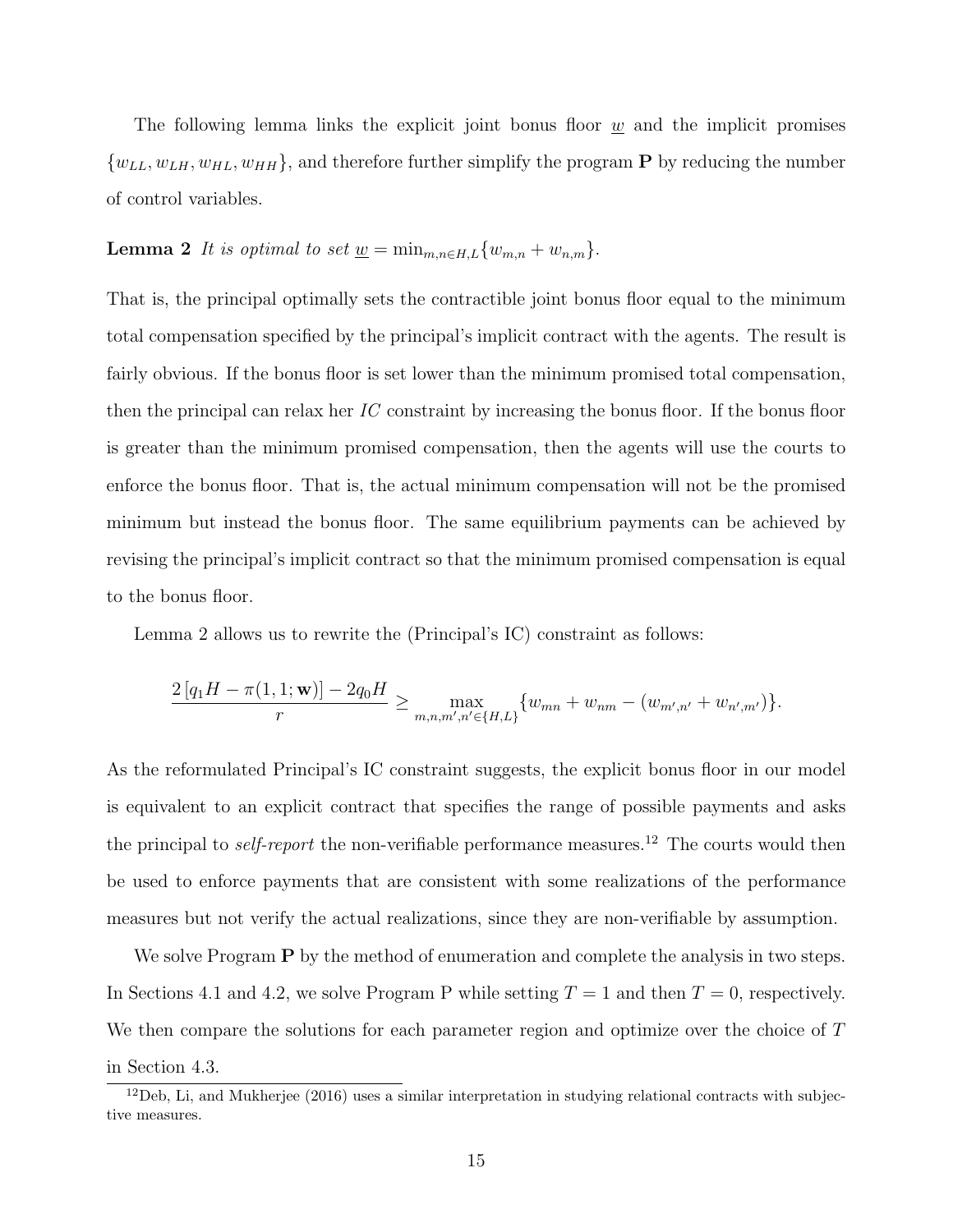The following lemma links the explicit joint bonus floor $\underline{w}$ and the implicit promises $\{w_{LL}, w_{LH}, w_{HL}, w_{HH}\}$, and therefore further simplify the program **P** by reducing the number of control variables.

**Lemma 2** *It is optimal to set* $\underline{w} = \min_{m,n \in H,L}\{w_{m,n} + w_{n,m}\}$.

That is, the principal optimally sets the contractible joint bonus floor equal to the minimum total compensation specified by the principal's implicit contract with the agents. The result is fairly obvious. If the bonus floor is set lower than the minimum promised total compensation, then the principal can relax her *IC* constraint by increasing the bonus floor. If the bonus floor is greater than the minimum promised compensation, then the agents will use the courts to enforce the bonus floor. That is, the actual minimum compensation will not be the promised minimum but instead the bonus floor. The same equilibrium payments can be achieved by revising the principal's implicit contract so that the minimum promised compensation is equal to the bonus floor.

Lemma 2 allows us to rewrite the (Principal's IC) constraint as follows:

$$\frac{2\left[q_1 H - \pi(1,1;\mathbf{w})\right] - 2q_0 H}{r} \geq \max_{m,n,m',n' \in \{H,L\}} \{w_{mn} + w_{nm} - (w_{m',n'} + w_{n',m'})\}.$$

As the reformulated Principal's IC constraint suggests, the explicit bonus floor in our model is equivalent to an explicit contract that specifies the range of possible payments and asks the principal to *self-report* the non-verifiable performance measures.[12] The courts would then be used to enforce payments that are consistent with some realizations of the performance measures but not verify the actual realizations, since they are non-verifiable by assumption.

We solve Program **P** by the method of enumeration and complete the analysis in two steps. In Sections 4.1 and 4.2, we solve Program P while setting $T = 1$ and then $T = 0$, respectively. We then compare the solutions for each parameter region and optimize over the choice of $T$ in Section 4.3.

[12] Deb, Li, and Mukherjee (2016) uses a similar interpretation in studying relational contracts with subjective measures.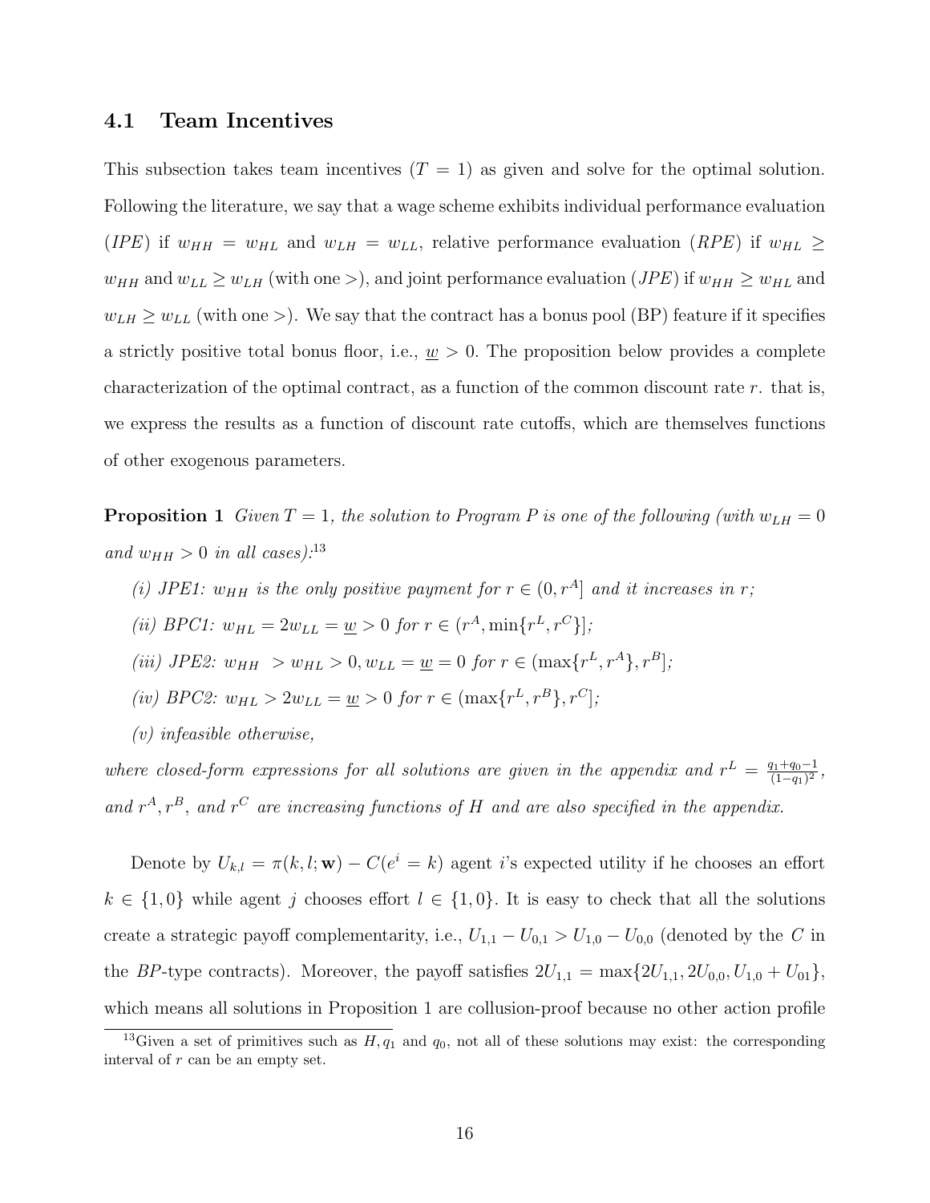### 4.1 Team Incentives

This subsection takes team incentives ($T = 1$) as given and solve for the optimal solution. Following the literature, we say that a wage scheme exhibits individual performance evaluation (*IPE*) if $w_{HH} = w_{HL}$ and $w_{LH} = w_{LL}$, relative performance evaluation (*RPE*) if $w_{HL} \geq w_{HH}$ and $w_{LL} \geq w_{LH}$ (with one $>$), and joint performance evaluation (*JPE*) if $w_{HH} \geq w_{HL}$ and $w_{LH} \geq w_{LL}$ (with one $>$). We say that the contract has a bonus pool (BP) feature if it specifies a strictly positive total bonus floor, i.e., $\underline{w} > 0$. The proposition below provides a complete characterization of the optimal contract, as a function of the common discount rate $r$. that is, we express the results as a function of discount rate cutoffs, which are themselves functions of other exogenous parameters.

**Proposition 1** *Given $T = 1$, the solution to Program P is one of the following (with $w_{LH} = 0$ and $w_{HH} > 0$ in all cases):*[13]

*(i) JPE1: $w_{HH}$ is the only positive payment for $r \in (0, r^A]$ and it increases in $r$;*

*(ii) BPC1: $w_{HL} = 2w_{LL} = \underline{w} > 0$ for $r \in (r^A, \min\{r^L, r^C\}]$;*

*(iii) JPE2: $w_{HH} > w_{HL} > 0, w_{LL} = \underline{w} = 0$ for $r \in (\max\{r^L, r^A\}, r^B]$;*

*(iv) BPC2: $w_{HL} > 2w_{LL} = \underline{w} > 0$ for $r \in (\max\{r^L, r^B\}, r^C]$;*

*(v) infeasible otherwise,*

*where closed-form expressions for all solutions are given in the appendix and $r^L = \frac{q_1+q_0-1}{(1-q_1)^2}$, and $r^A, r^B$, and $r^C$ are increasing functions of $H$ and are also specified in the appendix.*

Denote by $U_{k,l} = \pi(k, l; \mathbf{w}) - C(e^i = k)$ agent $i$'s expected utility if he chooses an effort $k \in \{1, 0\}$ while agent $j$ chooses effort $l \in \{1, 0\}$. It is easy to check that all the solutions create a strategic payoff complementarity, i.e., $U_{1,1} - U_{0,1} > U_{1,0} - U_{0,0}$ (denoted by the $C$ in the *BP*-type contracts). Moreover, the payoff satisfies $2U_{1,1} = \max\{2U_{1,1}, 2U_{0,0}, U_{1,0} + U_{01}\}$, which means all solutions in Proposition 1 are collusion-proof because no other action profile

[13]Given a set of primitives such as $H, q_1$ and $q_0$, not all of these solutions may exist: the corresponding interval of $r$ can be an empty set.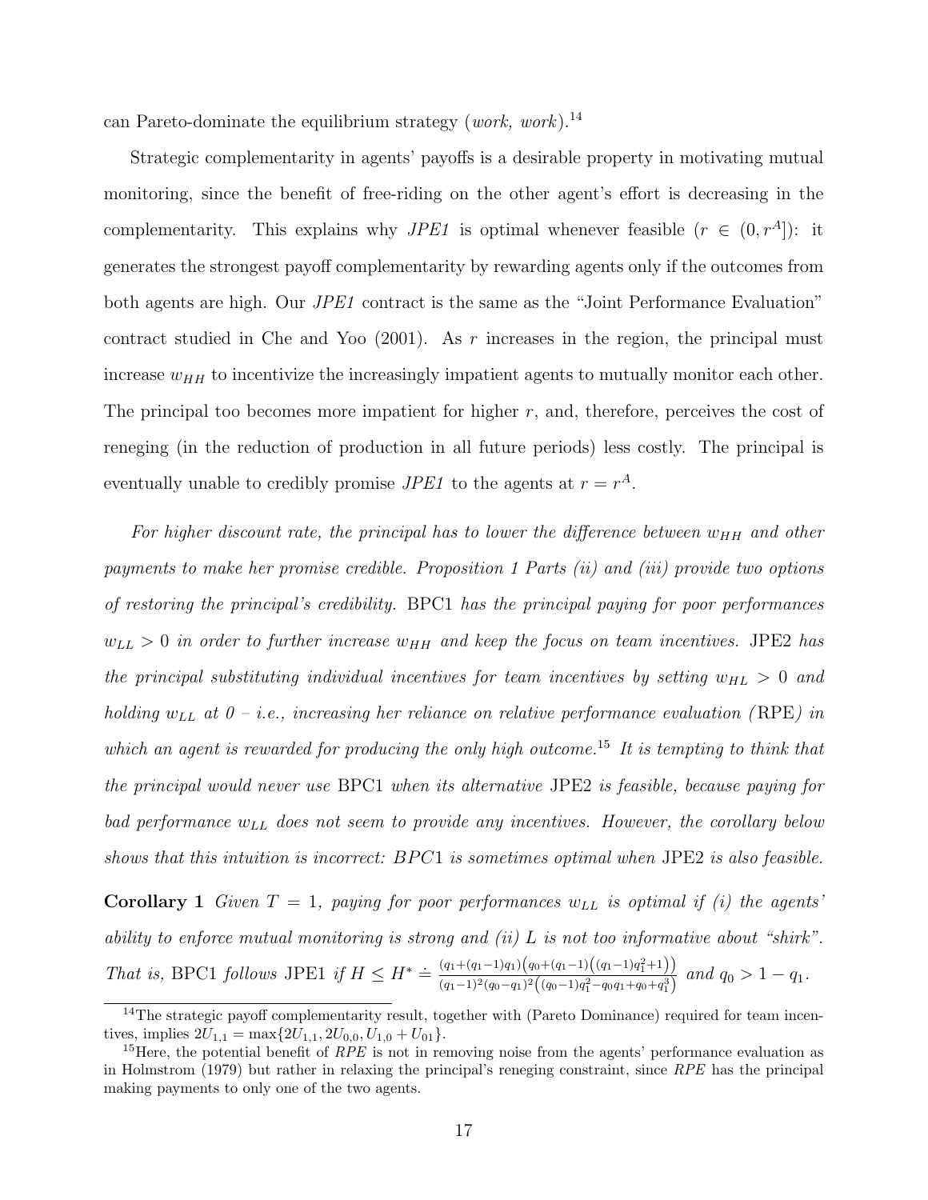can Pareto-dominate the equilibrium strategy (*work, work*).[14]

Strategic complementarity in agents' payoffs is a desirable property in motivating mutual monitoring, since the benefit of free-riding on the other agent's effort is decreasing in the complementarity. This explains why *JPE1* is optimal whenever feasible ($r \in (0, r^A]$): it generates the strongest payoff complementarity by rewarding agents only if the outcomes from both agents are high. Our *JPE1* contract is the same as the "Joint Performance Evaluation" contract studied in Che and Yoo (2001). As $r$ increases in the region, the principal must increase $w_{HH}$ to incentivize the increasingly impatient agents to mutually monitor each other. The principal too becomes more impatient for higher $r$, and, therefore, perceives the cost of reneging (in the reduction of production in all future periods) less costly. The principal is eventually unable to credibly promise *JPE1* to the agents at $r = r^A$.

*For higher discount rate, the principal has to lower the difference between $w_{HH}$ and other payments to make her promise credible. Proposition 1 Parts (ii) and (iii) provide two options of restoring the principal's credibility.* BPC1 *has the principal paying for poor performances $w_{LL} > 0$ in order to further increase $w_{HH}$ and keep the focus on team incentives.* JPE2 *has the principal substituting individual incentives for team incentives by setting $w_{HL} > 0$ and holding $w_{LL}$ at 0 – i.e., increasing her reliance on relative performance evaluation (*RPE*) in which an agent is rewarded for producing the only high outcome.*[15] *It is tempting to think that the principal would never use* BPC1 *when its alternative* JPE2 *is feasible, because paying for bad performance $w_{LL}$ does not seem to provide any incentives. However, the corollary below shows that this intuition is incorrect: BPC1 is sometimes optimal when* JPE2 *is also feasible.*

**Corollary 1** *Given $T = 1$, paying for poor performances $w_{LL}$ is optimal if (i) the agents' ability to enforce mutual monitoring is strong and (ii) $L$ is not too informative about "shirk". That is,* BPC1 *follows* JPE1 *if* $H \leq H^* \doteq \frac{(q_1+(q_1-1)q_1)\left(q_0+(q_1-1)\left((q_1-1)q_1^2+1\right)\right)}{(q_1-1)^2(q_0-q_1)^2\left((q_0-1)q_1^2-q_0q_1+q_0+q_1^3\right)}$ *and* $q_0 > 1 - q_1$.

---

[14] The strategic payoff complementarity result, together with (Pareto Dominance) required for team incentives, implies $2U_{1,1} = \max\{2U_{1,1}, 2U_{0,0}, U_{1,0} + U_{01}\}$.

[15] Here, the potential benefit of *RPE* is not in removing noise from the agents' performance evaluation as in Holmstrom (1979) but rather in relaxing the principal's reneging constraint, since *RPE* has the principal making payments to only one of the two agents.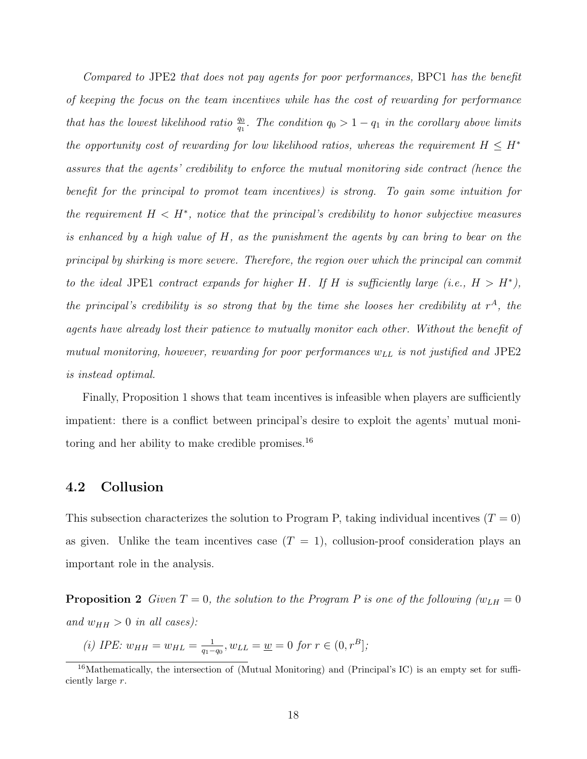*Compared to* JPE2 *that does not pay agents for poor performances,* BPC1 *has the benefit of keeping the focus on the team incentives while has the cost of rewarding for performance that has the lowest likelihood ratio $\frac{q_0}{q_1}$. The condition $q_0 > 1 - q_1$ in the corollary above limits the opportunity cost of rewarding for low likelihood ratios, whereas the requirement $H \leq H^*$ assures that the agents' credibility to enforce the mutual monitoring side contract (hence the benefit for the principal to promot team incentives) is strong. To gain some intuition for the requirement $H < H^*$, notice that the principal's credibility to honor subjective measures is enhanced by a high value of $H$, as the punishment the agents by can bring to bear on the principal by shirking is more severe. Therefore, the region over which the principal can commit to the ideal* JPE1 *contract expands for higher $H$. If $H$ is sufficiently large (i.e., $H > H^*$), the principal's credibility is so strong that by the time she looses her credibility at $r^A$, the agents have already lost their patience to mutually monitor each other. Without the benefit of mutual monitoring, however, rewarding for poor performances $w_{LL}$ is not justified and* JPE2 *is instead optimal.*

Finally, Proposition 1 shows that team incentives is infeasible when players are sufficiently impatient: there is a conflict between principal's desire to exploit the agents' mutual monitoring and her ability to make credible promises.[16]

## 4.2 Collusion

This subsection characterizes the solution to Program P, taking individual incentives ($T = 0$) as given. Unlike the team incentives case ($T = 1$), collusion-proof consideration plays an important role in the analysis.

**Proposition 2** *Given $T = 0$, the solution to the Program P is one of the following ($w_{LH} = 0$ and $w_{HH} > 0$ in all cases):*

*(i) IPE: $w_{HH} = w_{HL} = \frac{1}{q_1 - q_0}, w_{LL} = \underline{w} = 0$ for $r \in (0, r^B]$;*

[16] Mathematically, the intersection of (Mutual Monitoring) and (Principal's IC) is an empty set for sufficiently large $r$.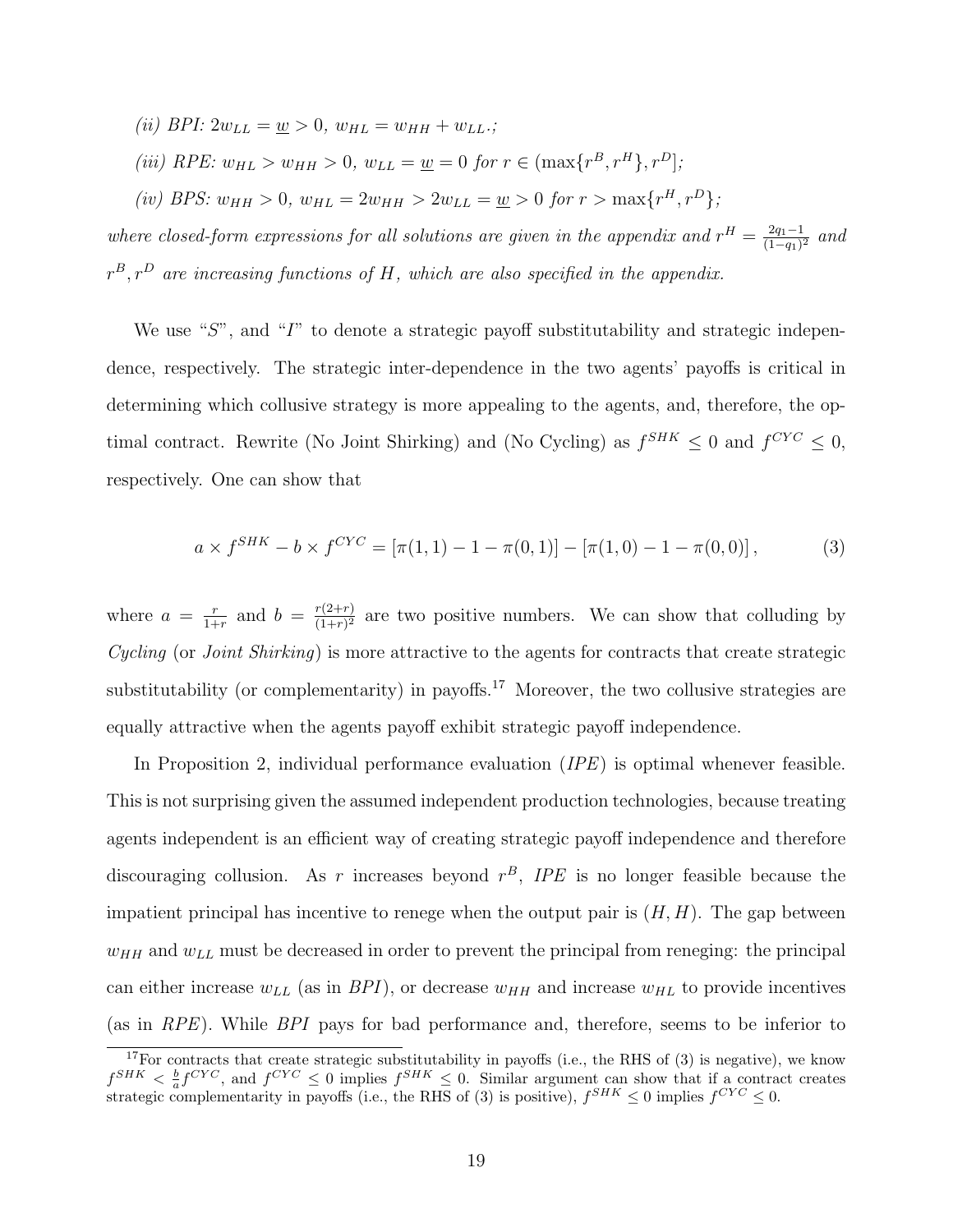*(ii) BPI:* $2w_{LL} = \underline{w} > 0$, $w_{HL} = w_{HH} + w_{LL}$.*;*

*(iii) RPE:* $w_{HL} > w_{HH} > 0$, $w_{LL} = \underline{w} = 0$ *for* $r \in (\max\{r^B, r^H\}, r^D]$*;*

*(iv) BPS:* $w_{HH} > 0$, $w_{HL} = 2w_{HH} > 2w_{LL} = \underline{w} > 0$ *for* $r > \max\{r^H, r^D\}$*;*

*where closed-form expressions for all solutions are given in the appendix and* $r^H = \frac{2q_1 - 1}{(1-q_1)^2}$ *and* $r^B, r^D$ *are increasing functions of* $H$*, which are also specified in the appendix.*

We use "$S$", and "$I$" to denote a strategic payoff substitutability and strategic independence, respectively. The strategic inter-dependence in the two agents' payoffs is critical in determining which collusive strategy is more appealing to the agents, and, therefore, the optimal contract. Rewrite (No Joint Shirking) and (No Cycling) as $f^{SHK} \leq 0$ and $f^{CYC} \leq 0$, respectively. One can show that

$$a \times f^{SHK} - b \times f^{CYC} = [\pi(1,1) - 1 - \pi(0,1)] - [\pi(1,0) - 1 - \pi(0,0)], \tag{3}$$

where $a = \frac{r}{1+r}$ and $b = \frac{r(2+r)}{(1+r)^2}$ are two positive numbers. We can show that colluding by *Cycling* (or *Joint Shirking*) is more attractive to the agents for contracts that create strategic substitutability (or complementarity) in payoffs.[17] Moreover, the two collusive strategies are equally attractive when the agents payoff exhibit strategic payoff independence.

In Proposition 2, individual performance evaluation (*IPE*) is optimal whenever feasible. This is not surprising given the assumed independent production technologies, because treating agents independent is an efficient way of creating strategic payoff independence and therefore discouraging collusion. As $r$ increases beyond $r^B$, *IPE* is no longer feasible because the impatient principal has incentive to renege when the output pair is $(H, H)$. The gap between $w_{HH}$ and $w_{LL}$ must be decreased in order to prevent the principal from reneging: the principal can either increase $w_{LL}$ (as in *BPI*), or decrease $w_{HH}$ and increase $w_{HL}$ to provide incentives (as in *RPE*). While *BPI* pays for bad performance and, therefore, seems to be inferior to

[17] For contracts that create strategic substitutability in payoffs (i.e., the RHS of (3) is negative), we know $f^{SHK} < \frac{b}{a} f^{CYC}$, and $f^{CYC} \leq 0$ implies $f^{SHK} \leq 0$. Similar argument can show that if a contract creates strategic complementarity in payoffs (i.e., the RHS of (3) is positive), $f^{SHK} \leq 0$ implies $f^{CYC} \leq 0$.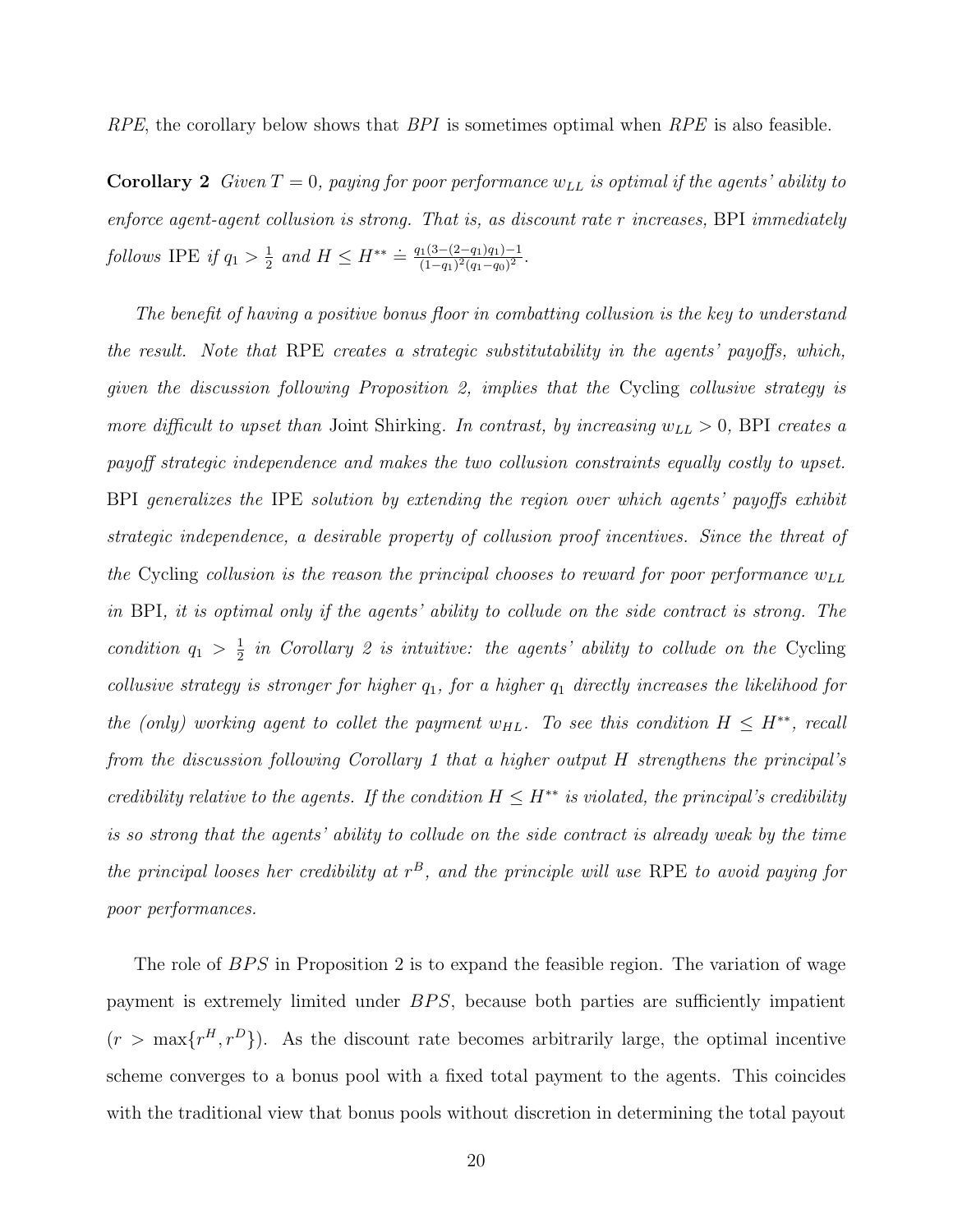*RPE*, the corollary below shows that *BPI* is sometimes optimal when *RPE* is also feasible.

**Corollary 2** *Given $T = 0$, paying for poor performance $w_{LL}$ is optimal if the agents' ability to enforce agent-agent collusion is strong. That is, as discount rate $r$ increases,* BPI *immediately follows* IPE *if $q_1 > \frac{1}{2}$ and $H \leq H^{**} \doteq \frac{q_1(3-(2-q_1)q_1)-1}{(1-q_1)^2(q_1-q_0)^2}$.*

*The benefit of having a positive bonus floor in combatting collusion is the key to understand the result. Note that* RPE *creates a strategic substitutability in the agents' payoffs, which, given the discussion following Proposition 2, implies that the* Cycling *collusive strategy is more difficult to upset than* Joint Shirking*. In contrast, by increasing $w_{LL} > 0$,* BPI *creates a payoff strategic independence and makes the two collusion constraints equally costly to upset.* BPI *generalizes the* IPE *solution by extending the region over which agents' payoffs exhibit strategic independence, a desirable property of collusion proof incentives. Since the threat of the* Cycling *collusion is the reason the principal chooses to reward for poor performance $w_{LL}$ in* BPI*, it is optimal only if the agents' ability to collude on the side contract is strong. The condition $q_1 > \frac{1}{2}$ in Corollary 2 is intuitive: the agents' ability to collude on the* Cycling *collusive strategy is stronger for higher $q_1$, for a higher $q_1$ directly increases the likelihood for the (only) working agent to collet the payment $w_{HL}$. To see this condition $H \leq H^{**}$, recall from the discussion following Corollary 1 that a higher output $H$ strengthens the principal's credibility relative to the agents. If the condition $H \leq H^{**}$ is violated, the principal's credibility is so strong that the agents' ability to collude on the side contract is already weak by the time the principal looses her credibility at $r^B$, and the principle will use* RPE *to avoid paying for poor performances.*

The role of *BPS* in Proposition 2 is to expand the feasible region. The variation of wage payment is extremely limited under *BPS*, because both parties are sufficiently impatient ($r > \max\{r^H, r^D\}$). As the discount rate becomes arbitrarily large, the optimal incentive scheme converges to a bonus pool with a fixed total payment to the agents. This coincides with the traditional view that bonus pools without discretion in determining the total payout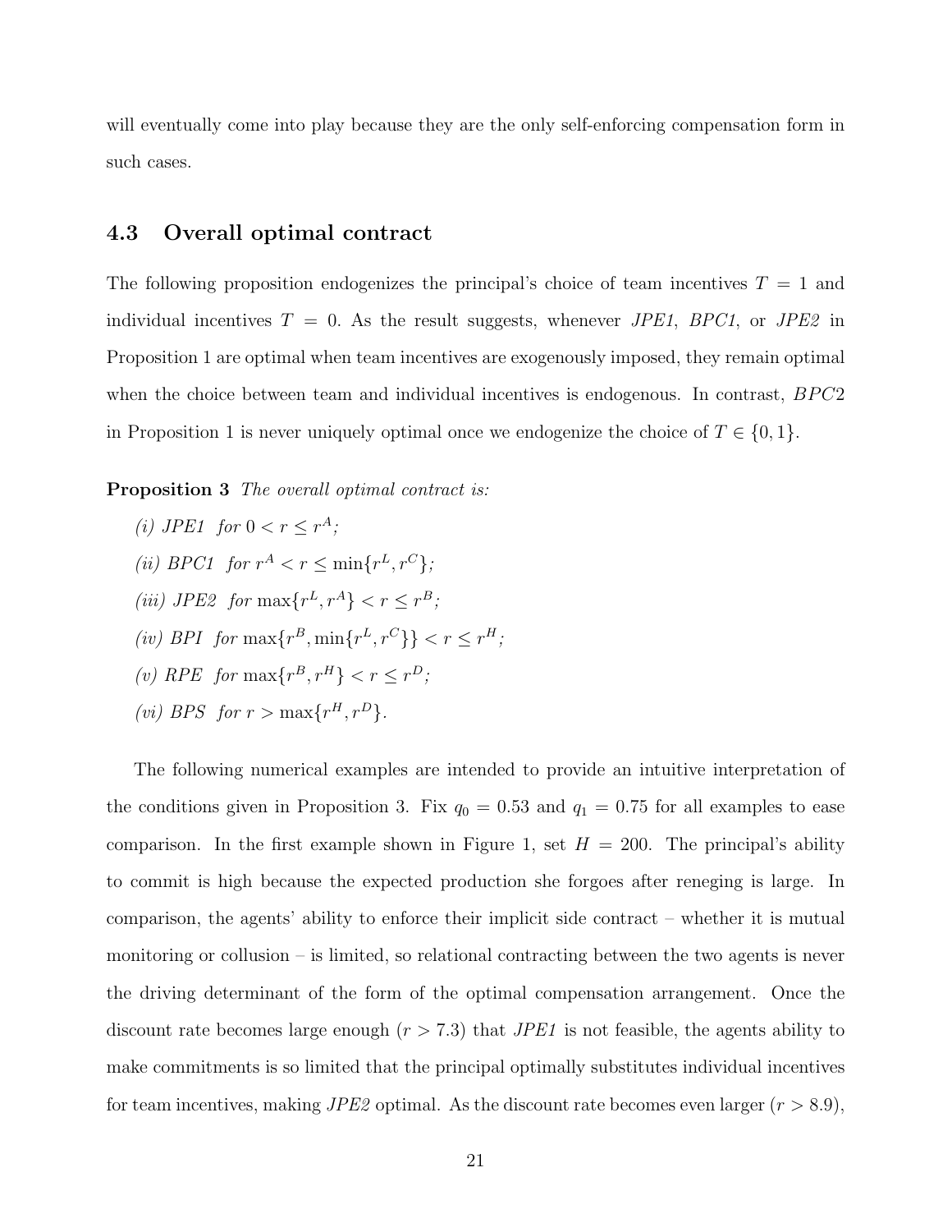will eventually come into play because they are the only self-enforcing compensation form in such cases.

### 4.3 Overall optimal contract

The following proposition endogenizes the principal's choice of team incentives $T = 1$ and individual incentives $T = 0$. As the result suggests, whenever *JPE1*, *BPC1*, or *JPE2* in Proposition 1 are optimal when team incentives are exogenously imposed, they remain optimal when the choice between team and individual incentives is endogenous. In contrast, $BPC2$ in Proposition 1 is never uniquely optimal once we endogenize the choice of $T \in \{0, 1\}$.

**Proposition 3** *The overall optimal contract is:*

*(i) JPE1 for* $0 < r \leq r^A$*;*

*(ii) BPC1 for* $r^A < r \leq \min\{r^L, r^C\}$*;*

*(iii) JPE2 for* $\max\{r^L, r^A\} < r \leq r^B$*;*

*(iv) BPI for* $\max\{r^B, \min\{r^L, r^C\}\} < r \leq r^H$*;*

*(v) RPE for* $\max\{r^B, r^H\} < r \leq r^D$*;*

*(vi) BPS for* $r > \max\{r^H, r^D\}$*.*

The following numerical examples are intended to provide an intuitive interpretation of the conditions given in Proposition 3. Fix $q_0 = 0.53$ and $q_1 = 0.75$ for all examples to ease comparison. In the first example shown in Figure 1, set $H = 200$. The principal's ability to commit is high because the expected production she forgoes after reneging is large. In comparison, the agents' ability to enforce their implicit side contract – whether it is mutual monitoring or collusion – is limited, so relational contracting between the two agents is never the driving determinant of the form of the optimal compensation arrangement. Once the discount rate becomes large enough ($r > 7.3$) that *JPE1* is not feasible, the agents ability to make commitments is so limited that the principal optimally substitutes individual incentives for team incentives, making *JPE2* optimal. As the discount rate becomes even larger ($r > 8.9$),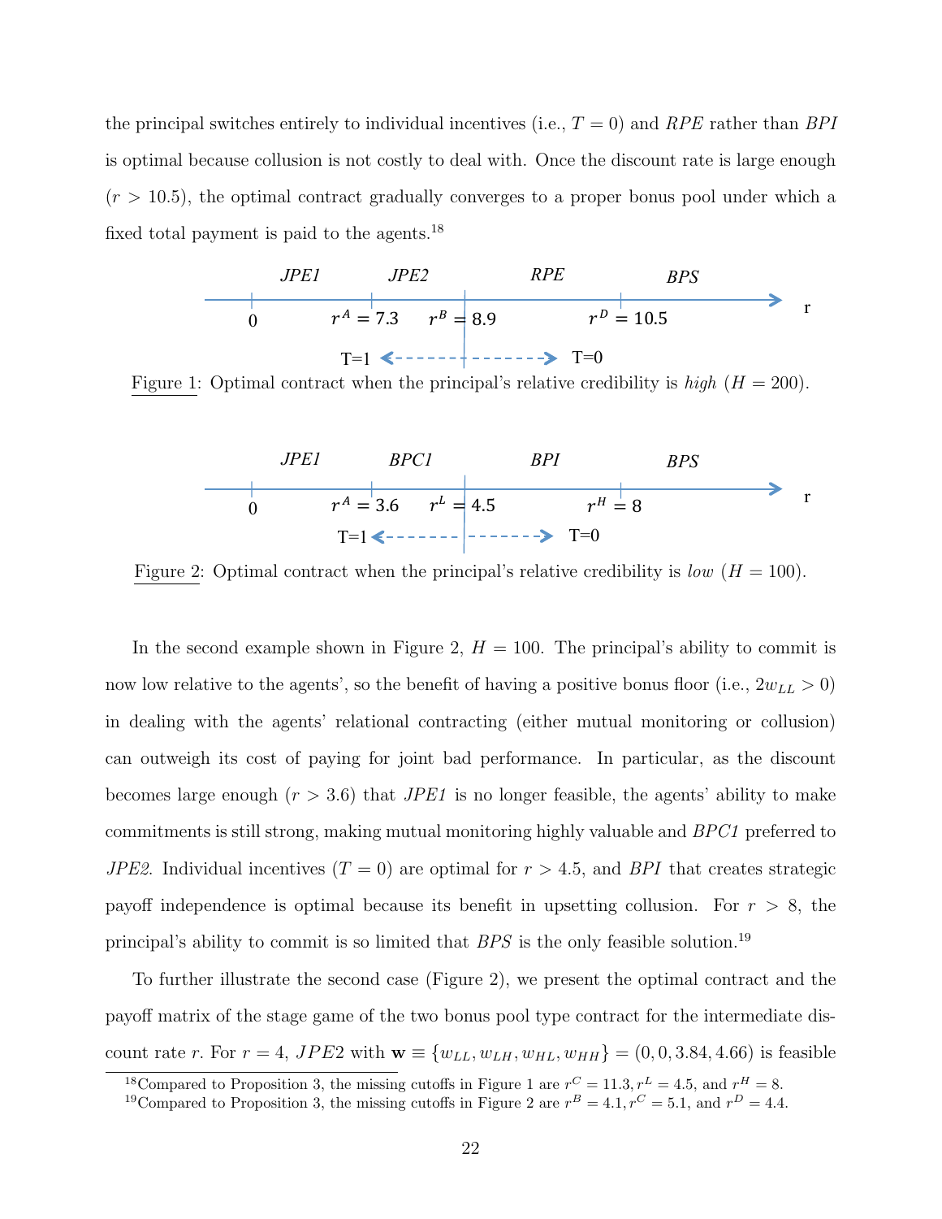the principal switches entirely to individual incentives (i.e., $T = 0$) and *RPE* rather than *BPI* is optimal because collusion is not costly to deal with. Once the discount rate is large enough ($r > 10.5$), the optimal contract gradually converges to a proper bonus pool under which a fixed total payment is paid to the agents.[18]

*JPE1* | *JPE2* | *RPE* | *BPS*

$0$ — $r^A = 7.3$ — $r^B = 8.9$ — $r^D = 10.5$ — $r$

T=1 ⟵ - - - - - - - - ⟶ T=0

Figure 1: Optimal contract when the principal's relative credibility is *high* ($H = 200$).

*JPE1* | *BPC1* | *BPI* | *BPS*

$0$ — $r^A = 3.6$ — $r^L = 4.5$ — $r^H = 8$ — $r$

T=1 ⟵ - - - - - - - - ⟶ T=0

Figure 2: Optimal contract when the principal's relative credibility is *low* ($H = 100$).

In the second example shown in Figure 2, $H = 100$. The principal's ability to commit is now low relative to the agents', so the benefit of having a positive bonus floor (i.e., $2w_{LL} > 0$) in dealing with the agents' relational contracting (either mutual monitoring or collusion) can outweigh its cost of paying for joint bad performance. In particular, as the discount becomes large enough ($r > 3.6$) that *JPE1* is no longer feasible, the agents' ability to make commitments is still strong, making mutual monitoring highly valuable and *BPC1* preferred to *JPE2*. Individual incentives ($T = 0$) are optimal for $r > 4.5$, and *BPI* that creates strategic payoff independence is optimal because its benefit in upsetting collusion. For $r > 8$, the principal's ability to commit is so limited that *BPS* is the only feasible solution.[19]

To further illustrate the second case (Figure 2), we present the optimal contract and the payoff matrix of the stage game of the two bonus pool type contract for the intermediate discount rate $r$. For $r = 4$, $JPE2$ with $\mathbf{w} \equiv \{w_{LL}, w_{LH}, w_{HL}, w_{HH}\} = (0, 0, 3.84, 4.66)$ is feasible

[18] Compared to Proposition 3, the missing cutoffs in Figure 1 are $r^C = 11.3, r^L = 4.5$, and $r^H = 8$.

[19] Compared to Proposition 3, the missing cutoffs in Figure 2 are $r^B = 4.1, r^C = 5.1$, and $r^D = 4.4$.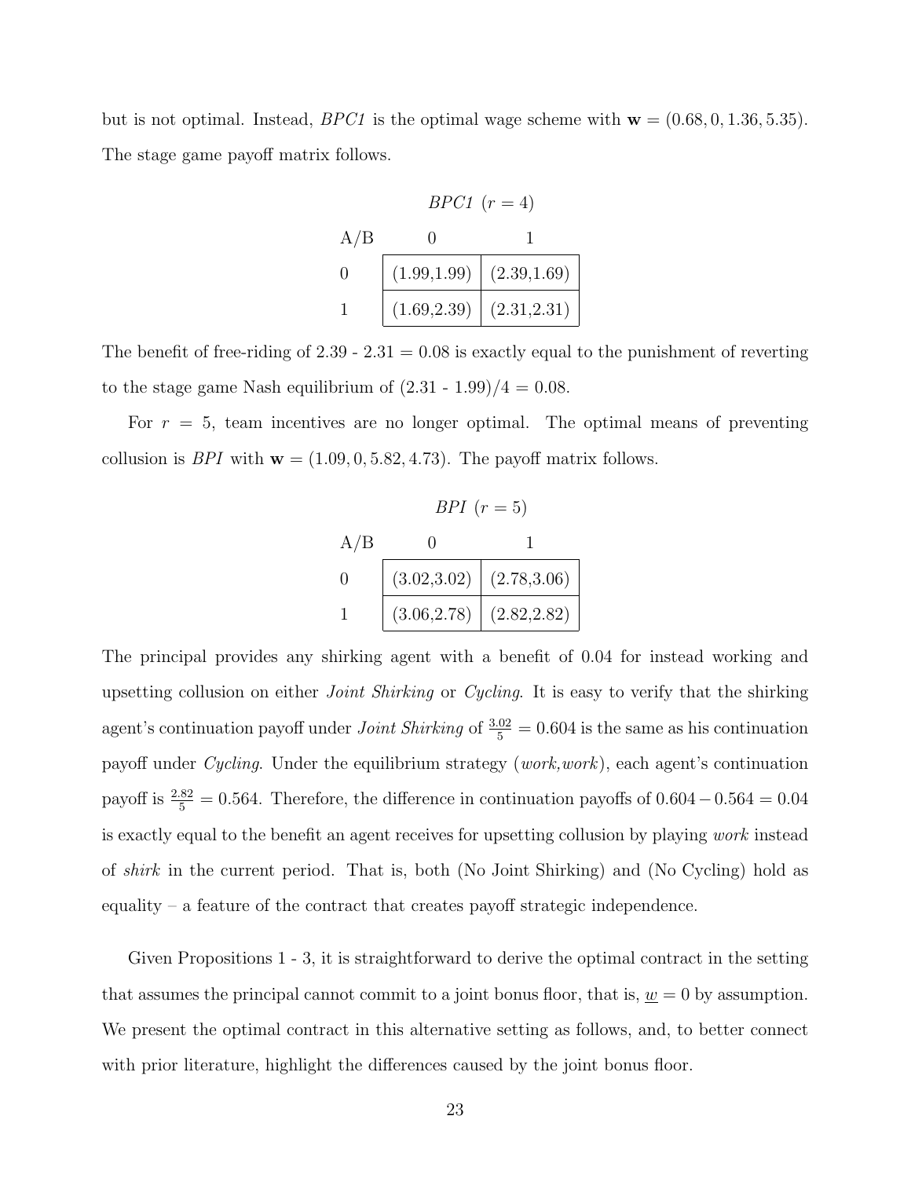but is not optimal. Instead, *BPC1* is the optimal wage scheme with $\mathbf{w} = (0.68, 0, 1.36, 5.35)$. The stage game payoff matrix follows.

*BPC1* $(r = 4)$

| A/B | 0 | 1 |
|---|---|---|
| 0 | (1.99,1.99) | (2.39,1.69) |
| 1 | (1.69,2.39) | (2.31,2.31) |

The benefit of free-riding of 2.39 - 2.31 = 0.08 is exactly equal to the punishment of reverting to the stage game Nash equilibrium of (2.31 - 1.99)/4 = 0.08.

For $r = 5$, team incentives are no longer optimal. The optimal means of preventing collusion is *BPI* with $\mathbf{w} = (1.09, 0, 5.82, 4.73)$. The payoff matrix follows.

*BPI* $(r = 5)$

| A/B | 0 | 1 |
|---|---|---|
| 0 | (3.02,3.02) | (2.78,3.06) |
| 1 | (3.06,2.78) | (2.82,2.82) |

The principal provides any shirking agent with a benefit of 0.04 for instead working and upsetting collusion on either *Joint Shirking* or *Cycling*. It is easy to verify that the shirking agent's continuation payoff under *Joint Shirking* of $\frac{3.02}{5} = 0.604$ is the same as his continuation payoff under *Cycling*. Under the equilibrium strategy (*work,work*), each agent's continuation payoff is $\frac{2.82}{5} = 0.564$. Therefore, the difference in continuation payoffs of $0.604 - 0.564 = 0.04$ is exactly equal to the benefit an agent receives for upsetting collusion by playing *work* instead of *shirk* in the current period. That is, both (No Joint Shirking) and (No Cycling) hold as equality – a feature of the contract that creates payoff strategic independence.

Given Propositions 1 - 3, it is straightforward to derive the optimal contract in the setting that assumes the principal cannot commit to a joint bonus floor, that is, $\underline{w} = 0$ by assumption. We present the optimal contract in this alternative setting as follows, and, to better connect with prior literature, highlight the differences caused by the joint bonus floor.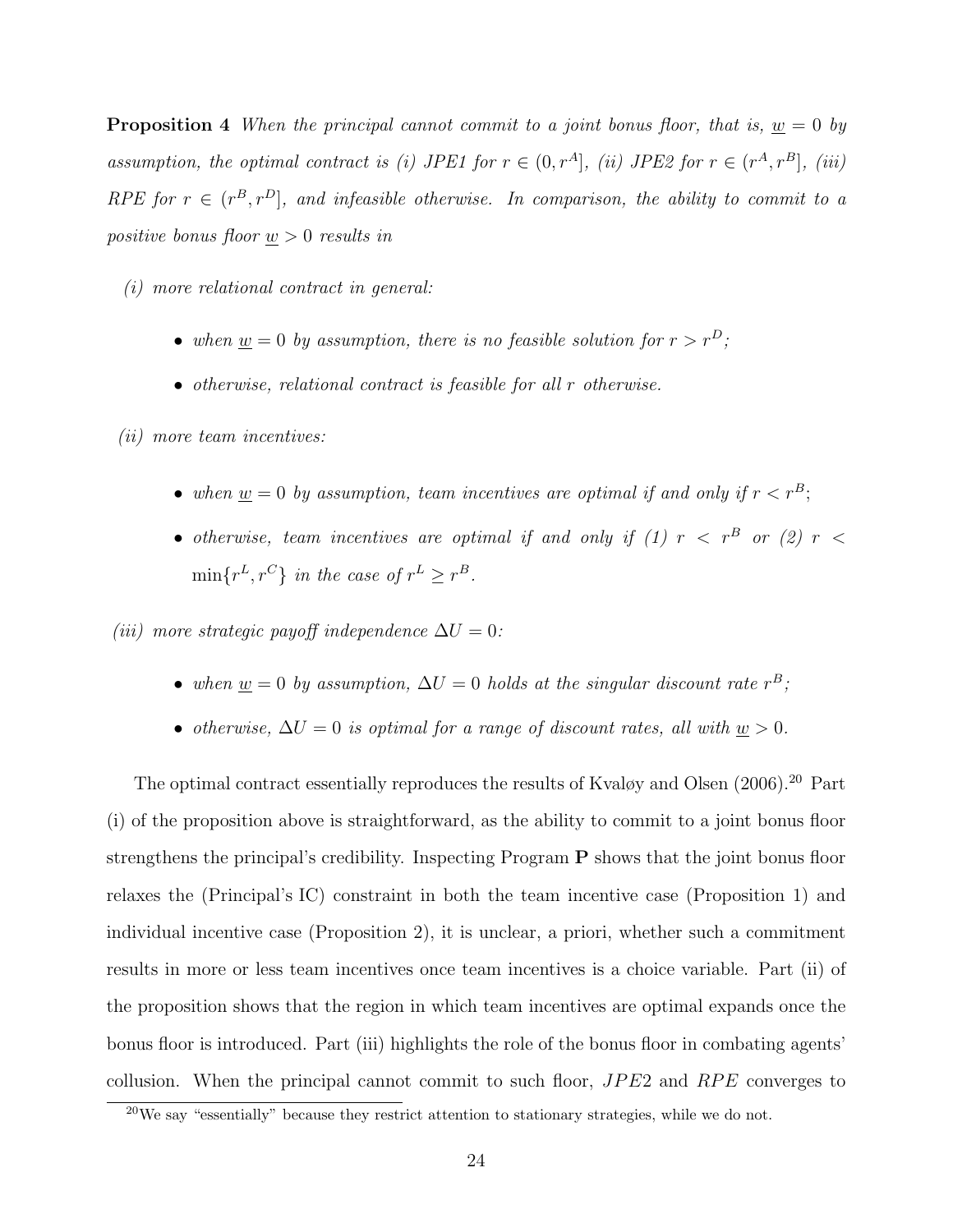**Proposition 4** *When the principal cannot commit to a joint bonus floor, that is, $\underline{w} = 0$ by assumption, the optimal contract is (i) JPE1 for $r \in (0, r^A]$, (ii) JPE2 for $r \in (r^A, r^B]$, (iii) RPE for $r \in (r^B, r^D]$, and infeasible otherwise. In comparison, the ability to commit to a positive bonus floor $\underline{w} > 0$ results in*

*(i) more relational contract in general:*

- *when $\underline{w} = 0$ by assumption, there is no feasible solution for $r > r^D$;*
- *otherwise, relational contract is feasible for all $r$ otherwise.*

*(ii) more team incentives:*

- *when $\underline{w} = 0$ by assumption, team incentives are optimal if and only if $r < r^B$;*
- *otherwise, team incentives are optimal if and only if (1) $r < r^B$ or (2) $r < \min\{r^L, r^C\}$ in the case of $r^L \geq r^B$.*

*(iii) more strategic payoff independence $\Delta U = 0$:*

- *when $\underline{w} = 0$ by assumption, $\Delta U = 0$ holds at the singular discount rate $r^B$;*
- *otherwise, $\Delta U = 0$ is optimal for a range of discount rates, all with $\underline{w} > 0$.*

The optimal contract essentially reproduces the results of Kvaløy and Olsen (2006).[20] Part (i) of the proposition above is straightforward, as the ability to commit to a joint bonus floor strengthens the principal's credibility. Inspecting Program **P** shows that the joint bonus floor relaxes the (Principal's IC) constraint in both the team incentive case (Proposition 1) and individual incentive case (Proposition 2), it is unclear, a priori, whether such a commitment results in more or less team incentives once team incentives is a choice variable. Part (ii) of the proposition shows that the region in which team incentives are optimal expands once the bonus floor is introduced. Part (iii) highlights the role of the bonus floor in combating agents' collusion. When the principal cannot commit to such floor, $JPE2$ and $RPE$ converges to

[20] We say "essentially" because they restrict attention to stationary strategies, while we do not.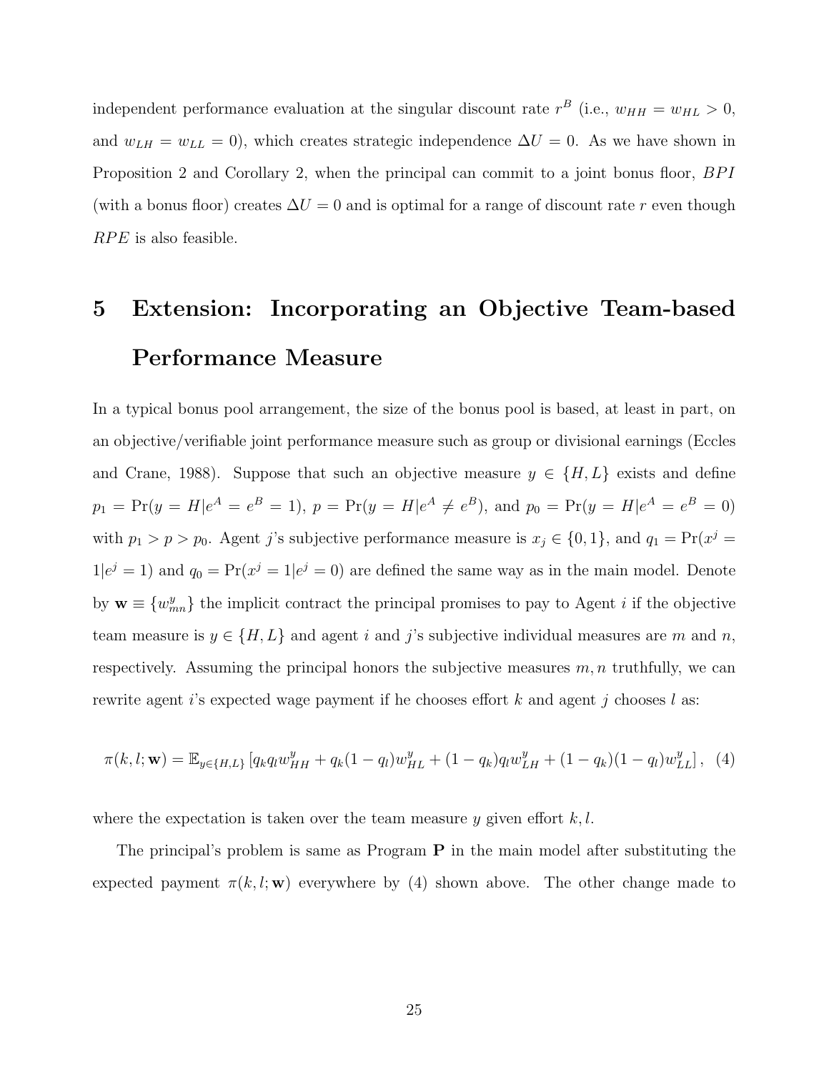independent performance evaluation at the singular discount rate $r^B$ (i.e., $w_{HH} = w_{HL} > 0$, and $w_{LH} = w_{LL} = 0$), which creates strategic independence $\Delta U = 0$. As we have shown in Proposition 2 and Corollary 2, when the principal can commit to a joint bonus floor, $BPI$ (with a bonus floor) creates $\Delta U = 0$ and is optimal for a range of discount rate $r$ even though $RPE$ is also feasible.

# 5 Extension: Incorporating an Objective Team-based Performance Measure

In a typical bonus pool arrangement, the size of the bonus pool is based, at least in part, on an objective/verifiable joint performance measure such as group or divisional earnings (Eccles and Crane, 1988). Suppose that such an objective measure $y \in \{H, L\}$ exists and define $p_1 = \Pr(y = H|e^A = e^B = 1)$, $p = \Pr(y = H|e^A \neq e^B)$, and $p_0 = \Pr(y = H|e^A = e^B = 0)$ with $p_1 > p > p_0$. Agent $j$'s subjective performance measure is $x_j \in \{0, 1\}$, and $q_1 = \Pr(x^j = 1|e^j = 1)$ and $q_0 = \Pr(x^j = 1|e^j = 0)$ are defined the same way as in the main model. Denote by $\mathbf{w} \equiv \{w^y_{mn}\}$ the implicit contract the principal promises to pay to Agent $i$ if the objective team measure is $y \in \{H, L\}$ and agent $i$ and $j$'s subjective individual measures are $m$ and $n$, respectively. Assuming the principal honors the subjective measures $m, n$ truthfully, we can rewrite agent $i$'s expected wage payment if he chooses effort $k$ and agent $j$ chooses $l$ as:

$$\pi(k, l; \mathbf{w}) = \mathbb{E}_{y \in \{H,L\}} \left[ q_k q_l w^y_{HH} + q_k(1 - q_l) w^y_{HL} + (1 - q_k) q_l w^y_{LH} + (1 - q_k)(1 - q_l) w^y_{LL} \right], \quad (4)$$

where the expectation is taken over the team measure $y$ given effort $k, l$.

The principal's problem is same as Program **P** in the main model after substituting the expected payment $\pi(k, l; \mathbf{w})$ everywhere by (4) shown above. The other change made to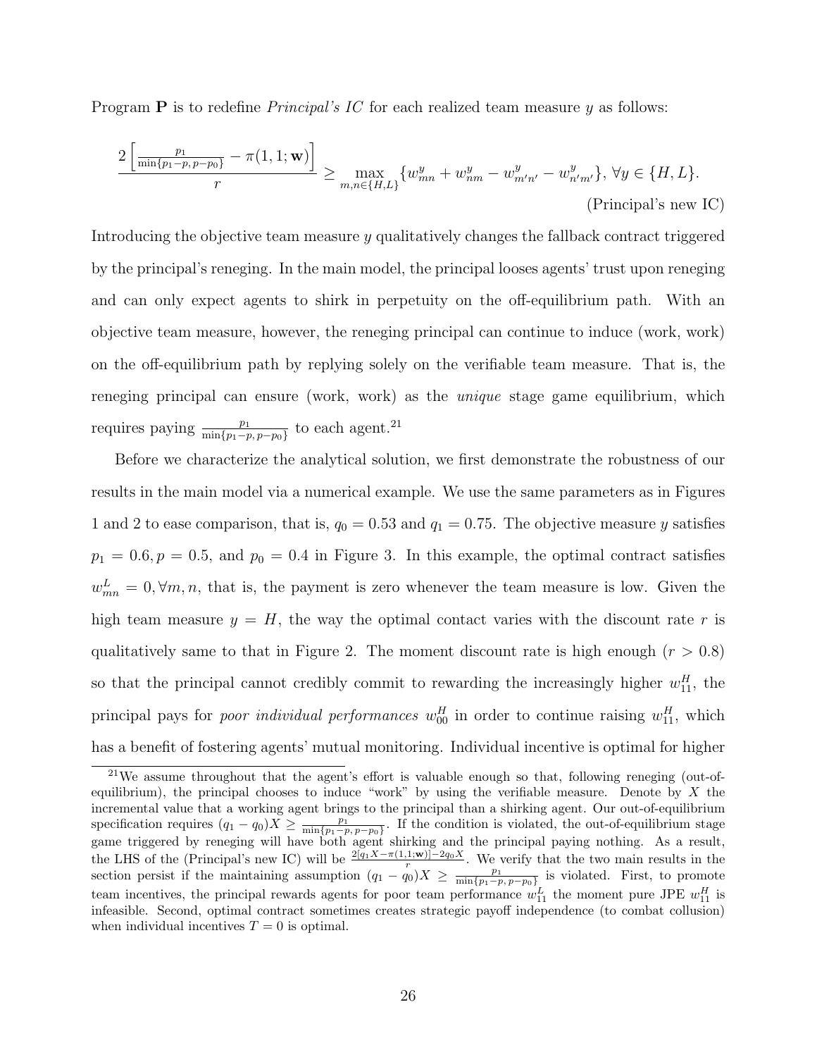Program **P** is to redefine *Principal's IC* for each realized team measure $y$ as follows:

$$\frac{2\left[\frac{p_1}{\min\{p_1-p,\,p-p_0\}} - \pi(1,1;\mathbf{w})\right]}{r} \geq \max_{m,n\in\{H,L\}}\{w^y_{mn} + w^y_{nm} - w^y_{m'n'} - w^y_{n'm'}\},\ \forall y \in \{H,L\}.$$

(Principal's new IC)

Introducing the objective team measure $y$ qualitatively changes the fallback contract triggered by the principal's reneging. In the main model, the principal looses agents' trust upon reneging and can only expect agents to shirk in perpetuity on the off-equilibrium path. With an objective team measure, however, the reneging principal can continue to induce (work, work) on the off-equilibrium path by replying solely on the verifiable team measure. That is, the reneging principal can ensure (work, work) as the *unique* stage game equilibrium, which requires paying $\frac{p_1}{\min\{p_1-p,\,p-p_0\}}$ to each agent.[21]

Before we characterize the analytical solution, we first demonstrate the robustness of our results in the main model via a numerical example. We use the same parameters as in Figures 1 and 2 to ease comparison, that is, $q_0 = 0.53$ and $q_1 = 0.75$. The objective measure $y$ satisfies $p_1 = 0.6, p = 0.5$, and $p_0 = 0.4$ in Figure 3. In this example, the optimal contract satisfies $w^L_{mn} = 0, \forall m, n$, that is, the payment is zero whenever the team measure is low. Given the high team measure $y = H$, the way the optimal contact varies with the discount rate $r$ is qualitatively same to that in Figure 2. The moment discount rate is high enough ($r > 0.8$) so that the principal cannot credibly commit to rewarding the increasingly higher $w^H_{11}$, the principal pays for *poor individual performances* $w^H_{00}$ in order to continue raising $w^H_{11}$, which has a benefit of fostering agents' mutual monitoring. Individual incentive is optimal for higher

[21] We assume throughout that the agent's effort is valuable enough so that, following reneging (out-of-equilibrium), the principal chooses to induce "work" by using the verifiable measure. Denote by $X$ the incremental value that a working agent brings to the principal than a shirking agent. Our out-of-equilibrium specification requires $(q_1 - q_0)X \geq \frac{p_1}{\min\{p_1-p,\,p-p_0\}}$. If the condition is violated, the out-of-equilibrium stage game triggered by reneging will have both agent shirking and the principal paying nothing. As a result, the LHS of the (Principal's new IC) will be $\frac{2[q_1X-\pi(1,1;\mathbf{w})]-2q_0X}{r}$. We verify that the two main results in the section persist if the maintaining assumption $(q_1 - q_0)X \geq \frac{p_1}{\min\{p_1-p,\,p-p_0\}}$ is violated. First, to promote team incentives, the principal rewards agents for poor team performance $w^L_{11}$ the moment pure JPE $w^H_{11}$ is infeasible. Second, optimal contract sometimes creates strategic payoff independence (to combat collusion) when individual incentives $T = 0$ is optimal.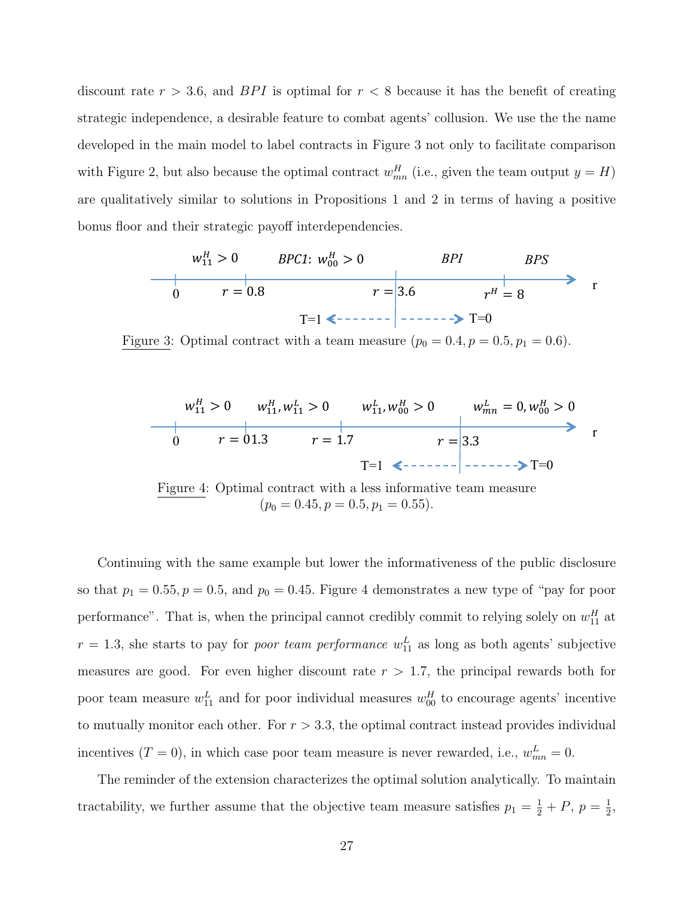discount rate $r > 3.6$, and $BPI$ is optimal for $r < 8$ because it has the benefit of creating strategic independence, a desirable feature to combat agents' collusion. We use the the name developed in the main model to label contracts in Figure 3 not only to facilitate comparison with Figure 2, but also because the optimal contract $w^H_{mn}$ (i.e., given the team output $y = H$) are qualitatively similar to solutions in Propositions 1 and 2 in terms of having a positive bonus floor and their strategic payoff interdependencies.

$w^H_{11} > 0$ | $BPC1$: $w^H_{00} > 0$ | $BPI$ | $BPS$

$0$ | $r = 0.8$ | $r = 3.6$ | $r^H = 8$ | r

T=1 ← → T=0

Figure 3: Optimal contract with a team measure ($p_0 = 0.4, p = 0.5, p_1 = 0.6$).

$w^H_{11} > 0$ | $w^H_{11}, w^L_{11} > 0$ | $w^L_{11}, w^H_{00} > 0$ | $w^L_{mn} = 0, w^H_{00} > 0$

$0$ | $r = 01.3$ | $r = 1.7$ | $r = 3.3$ | r

T=1 ← → T=0

Figure 4: Optimal contract with a less informative team measure ($p_0 = 0.45, p = 0.5, p_1 = 0.55$).

Continuing with the same example but lower the informativeness of the public disclosure so that $p_1 = 0.55, p = 0.5$, and $p_0 = 0.45$. Figure 4 demonstrates a new type of "pay for poor performance". That is, when the principal cannot credibly commit to relying solely on $w^H_{11}$ at $r = 1.3$, she starts to pay for *poor team performance* $w^L_{11}$ as long as both agents' subjective measures are good. For even higher discount rate $r > 1.7$, the principal rewards both for poor team measure $w^L_{11}$ and for poor individual measures $w^H_{00}$ to encourage agents' incentive to mutually monitor each other. For $r > 3.3$, the optimal contract instead provides individual incentives ($T = 0$), in which case poor team measure is never rewarded, i.e., $w^L_{mn} = 0$.

The reminder of the extension characterizes the optimal solution analytically. To maintain tractability, we further assume that the objective team measure satisfies $p_1 = \frac{1}{2} + P$, $p = \frac{1}{2}$,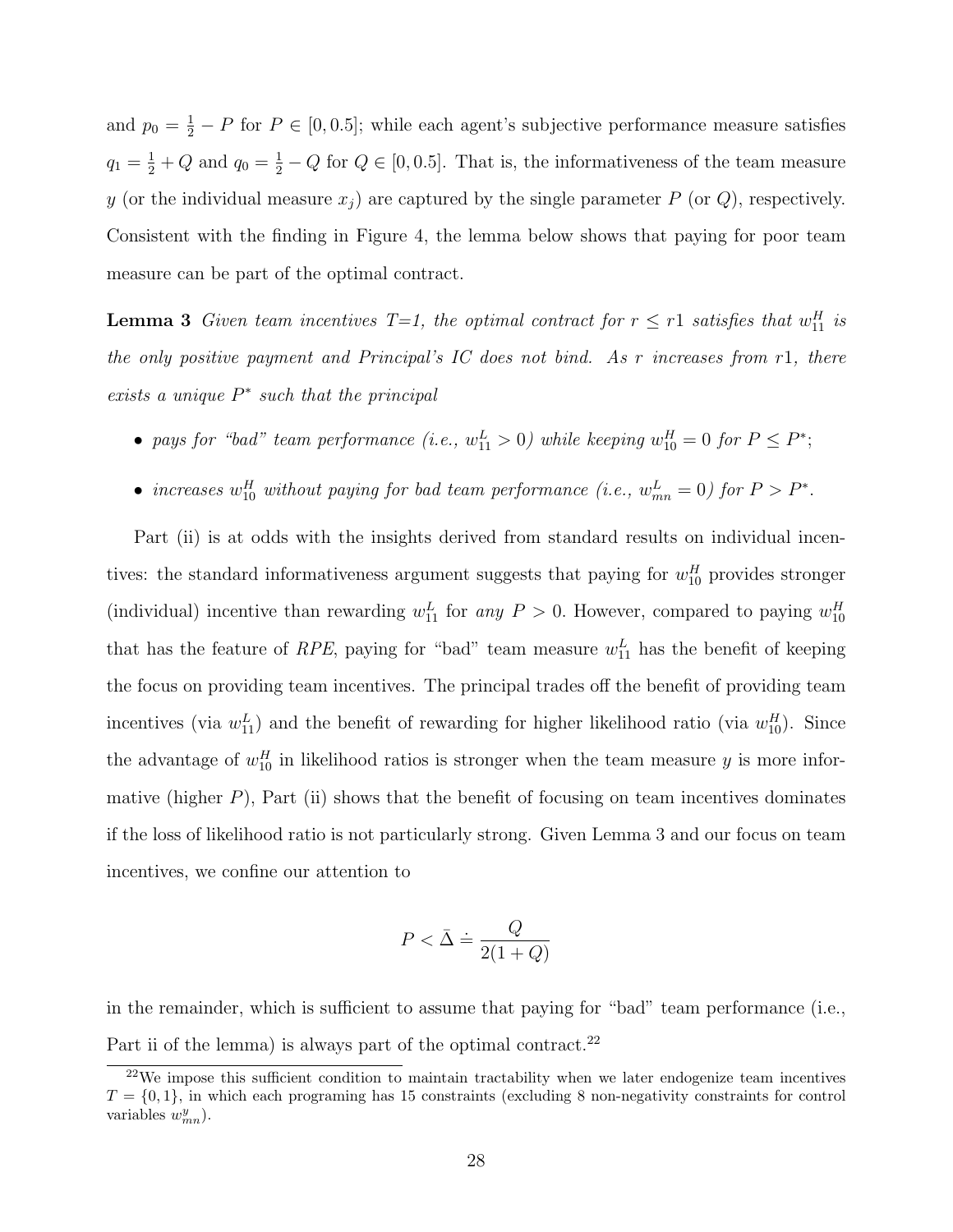and $p_0 = \frac{1}{2} - P$ for $P \in [0, 0.5]$; while each agent's subjective performance measure satisfies $q_1 = \frac{1}{2} + Q$ and $q_0 = \frac{1}{2} - Q$ for $Q \in [0, 0.5]$. That is, the informativeness of the team measure $y$ (or the individual measure $x_j$) are captured by the single parameter $P$ (or $Q$), respectively. Consistent with the finding in Figure 4, the lemma below shows that paying for poor team measure can be part of the optimal contract.

**Lemma 3** *Given team incentives T=1, the optimal contract for $r \leq r1$ satisfies that $w_{11}^H$ is the only positive payment and Principal's IC does not bind. As $r$ increases from $r1$, there exists a unique $P^*$ such that the principal*

- *pays for "bad" team performance (i.e., $w_{11}^L > 0$) while keeping $w_{10}^H = 0$ for $P \leq P^*$;*
- *increases $w_{10}^H$ without paying for bad team performance (i.e., $w_{mn}^L = 0$) for $P > P^*$.*

Part (ii) is at odds with the insights derived from standard results on individual incentives: the standard informativeness argument suggests that paying for $w_{10}^H$ provides stronger (individual) incentive than rewarding $w_{11}^L$ for *any* $P > 0$. However, compared to paying $w_{10}^H$ that has the feature of *RPE*, paying for "bad" team measure $w_{11}^L$ has the benefit of keeping the focus on providing team incentives. The principal trades off the benefit of providing team incentives (via $w_{11}^L$) and the benefit of rewarding for higher likelihood ratio (via $w_{10}^H$). Since the advantage of $w_{10}^H$ in likelihood ratios is stronger when the team measure $y$ is more informative (higher $P$), Part (ii) shows that the benefit of focusing on team incentives dominates if the loss of likelihood ratio is not particularly strong. Given Lemma 3 and our focus on team incentives, we confine our attention to

$$P < \bar{\Delta} \doteq \frac{Q}{2(1+Q)}$$

in the remainder, which is sufficient to assume that paying for "bad" team performance (i.e., Part ii of the lemma) is always part of the optimal contract.[22]

[22] We impose this sufficient condition to maintain tractability when we later endogenize team incentives $T = \{0, 1\}$, in which each programing has 15 constraints (excluding 8 non-negativity constraints for control variables $w_{mn}^y$).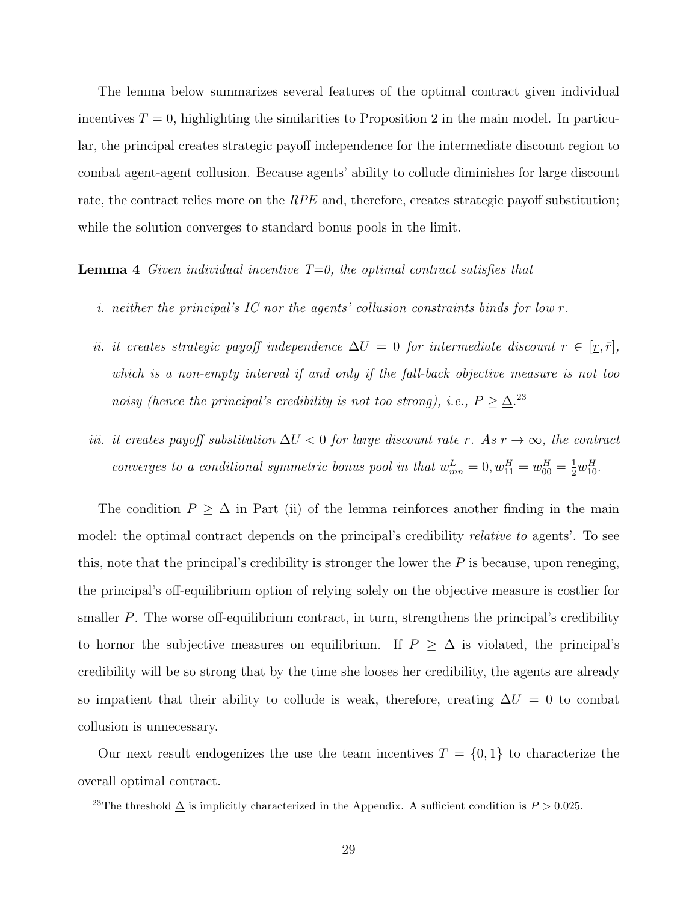The lemma below summarizes several features of the optimal contract given individual incentives $T = 0$, highlighting the similarities to Proposition 2 in the main model. In particular, the principal creates strategic payoff independence for the intermediate discount region to combat agent-agent collusion. Because agents' ability to collude diminishes for large discount rate, the contract relies more on the $RPE$ and, therefore, creates strategic payoff substitution; while the solution converges to standard bonus pools in the limit.

**Lemma 4** *Given individual incentive T=0, the optimal contract satisfies that*

*i. neither the principal's IC nor the agents' collusion constraints binds for low $r$.*

*ii. it creates strategic payoff independence $\Delta U = 0$ for intermediate discount $r \in [\underline{r}, \bar{r}]$, which is a non-empty interval if and only if the fall-back objective measure is not too noisy (hence the principal's credibility is not too strong), i.e., $P \geq \underline{\Delta}$.*[23]

*iii. it creates payoff substitution $\Delta U < 0$ for large discount rate $r$. As $r \to \infty$, the contract converges to a conditional symmetric bonus pool in that $w_{mn}^{L} = 0, w_{11}^{H} = w_{00}^{H} = \frac{1}{2} w_{10}^{H}$.*

The condition $P \geq \underline{\Delta}$ in Part (ii) of the lemma reinforces another finding in the main model: the optimal contract depends on the principal's credibility *relative to* agents'. To see this, note that the principal's credibility is stronger the lower the $P$ is because, upon reneging, the principal's off-equilibrium option of relying solely on the objective measure is costlier for smaller $P$. The worse off-equilibrium contract, in turn, strengthens the principal's credibility to hornor the subjective measures on equilibrium. If $P \geq \underline{\Delta}$ is violated, the principal's credibility will be so strong that by the time she looses her credibility, the agents are already so impatient that their ability to collude is weak, therefore, creating $\Delta U = 0$ to combat collusion is unnecessary.

Our next result endogenizes the use the team incentives $T = \{0, 1\}$ to characterize the overall optimal contract.

[23] The threshold $\underline{\Delta}$ is implicitly characterized in the Appendix. A sufficient condition is $P > 0.025$.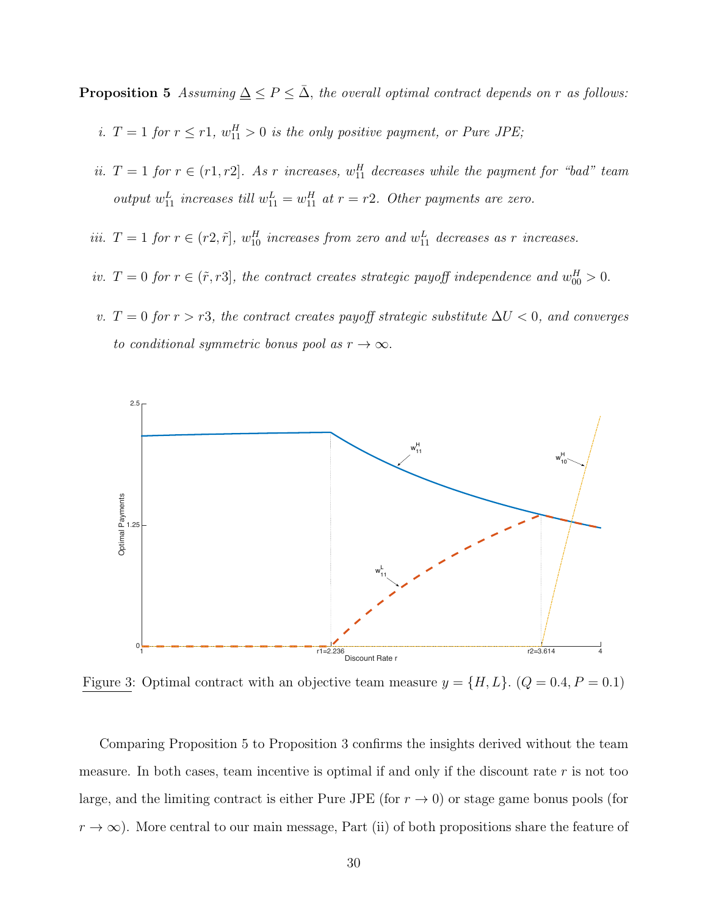**Proposition 5** *Assuming $\underline{\Delta} \leq P \leq \bar{\Delta}$, the overall optimal contract depends on $r$ as follows:*

*i. $T = 1$ for $r \leq r1$, $w_{11}^H > 0$ is the only positive payment, or Pure JPE;*

*ii. $T = 1$ for $r \in (r1, r2]$. As $r$ increases, $w_{11}^H$ decreases while the payment for "bad" team output $w_{11}^L$ increases till $w_{11}^L = w_{11}^H$ at $r = r2$. Other payments are zero.*

*iii. $T = 1$ for $r \in (r2, \tilde{r}]$, $w_{10}^H$ increases from zero and $w_{11}^L$ decreases as $r$ increases.*

*iv. $T = 0$ for $r \in (\tilde{r}, r3]$, the contract creates strategic payoff independence and $w_{00}^H > 0$.*

*v. $T = 0$ for $r > r3$, the contract creates payoff strategic substitute $\Delta U < 0$, and converges to conditional symmetric bonus pool as $r \to \infty$.*

Figure 3: Optimal contract with an objective team measure $y = \{H, L\}$. ($Q = 0.4, P = 0.1$)

Comparing Proposition 5 to Proposition 3 confirms the insights derived without the team measure. In both cases, team incentive is optimal if and only if the discount rate $r$ is not too large, and the limiting contract is either Pure JPE (for $r \to 0$) or stage game bonus pools (for $r \to \infty$). More central to our main message, Part (ii) of both propositions share the feature of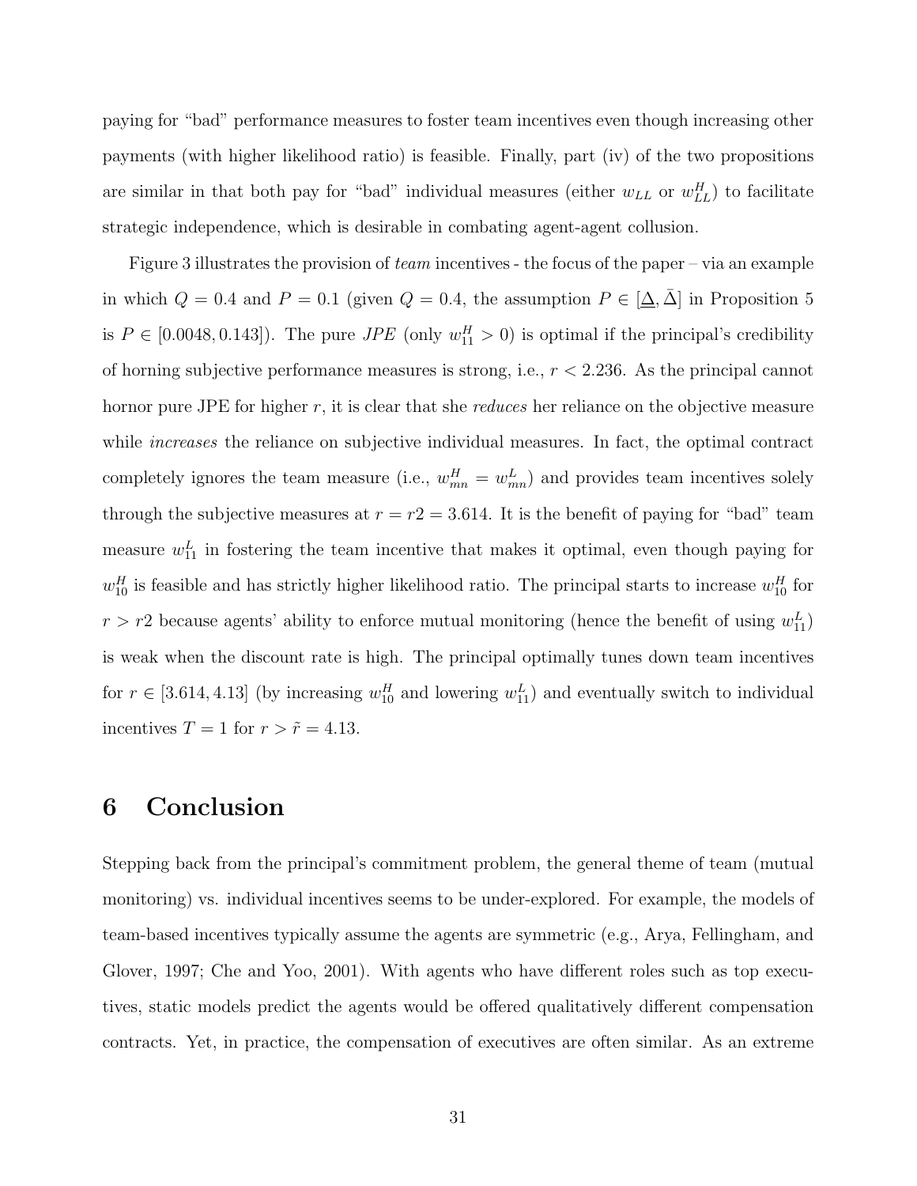paying for "bad" performance measures to foster team incentives even though increasing other payments (with higher likelihood ratio) is feasible. Finally, part (iv) of the two propositions are similar in that both pay for "bad" individual measures (either $w_{LL}$ or $w_{LL}^H$) to facilitate strategic independence, which is desirable in combating agent-agent collusion.

Figure 3 illustrates the provision of *team* incentives - the focus of the paper – via an example in which $Q = 0.4$ and $P = 0.1$ (given $Q = 0.4$, the assumption $P \in [\underline{\Delta}, \bar{\Delta}]$ in Proposition 5 is $P \in [0.0048, 0.143]$). The pure *JPE* (only $w_{11}^H > 0$) is optimal if the principal's credibility of horning subjective performance measures is strong, i.e., $r < 2.236$. As the principal cannot hornor pure JPE for higher $r$, it is clear that she *reduces* her reliance on the objective measure while *increases* the reliance on subjective individual measures. In fact, the optimal contract completely ignores the team measure (i.e., $w_{mn}^H = w_{mn}^L$) and provides team incentives solely through the subjective measures at $r = r2 = 3.614$. It is the benefit of paying for "bad" team measure $w_{11}^L$ in fostering the team incentive that makes it optimal, even though paying for $w_{10}^H$ is feasible and has strictly higher likelihood ratio. The principal starts to increase $w_{10}^H$ for $r > r2$ because agents' ability to enforce mutual monitoring (hence the benefit of using $w_{11}^L$) is weak when the discount rate is high. The principal optimally tunes down team incentives for $r \in [3.614, 4.13]$ (by increasing $w_{10}^H$ and lowering $w_{11}^L$) and eventually switch to individual incentives $T = 1$ for $r > \tilde{r} = 4.13$.

# 6 Conclusion

Stepping back from the principal's commitment problem, the general theme of team (mutual monitoring) vs. individual incentives seems to be under-explored. For example, the models of team-based incentives typically assume the agents are symmetric (e.g., Arya, Fellingham, and Glover, 1997; Che and Yoo, 2001). With agents who have different roles such as top executives, static models predict the agents would be offered qualitatively different compensation contracts. Yet, in practice, the compensation of executives are often similar. As an extreme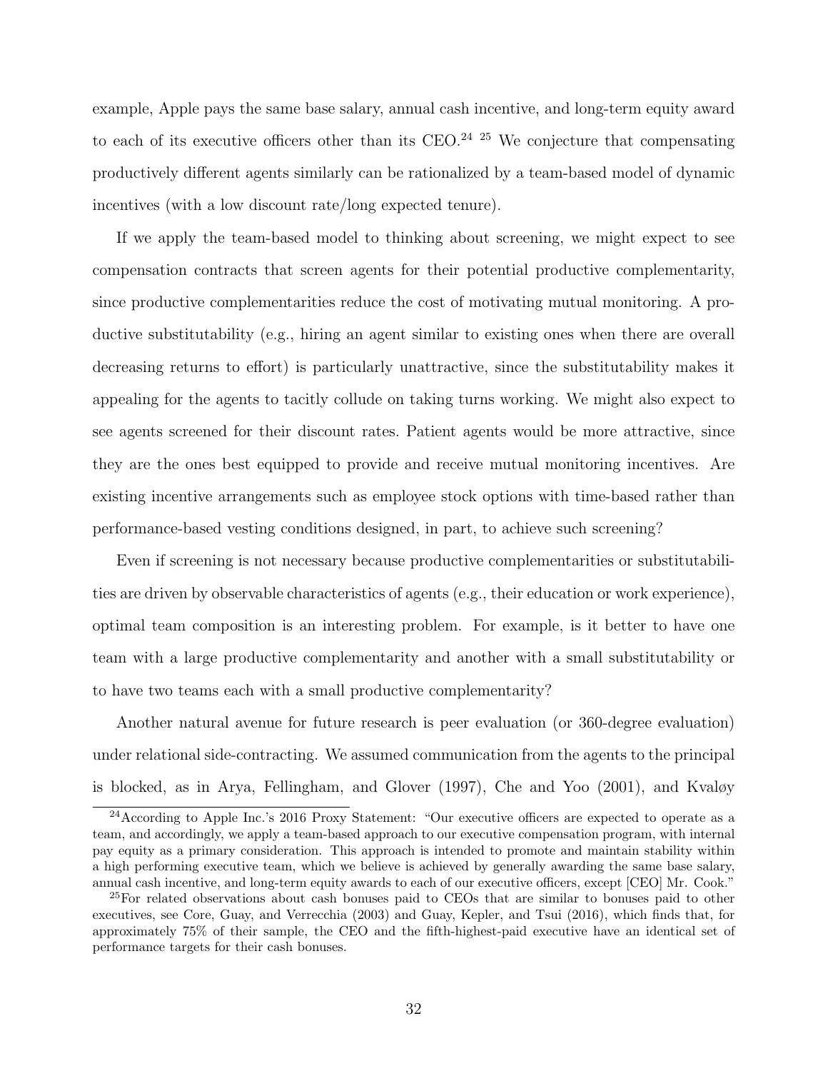example, Apple pays the same base salary, annual cash incentive, and long-term equity award to each of its executive officers other than its CEO.[24] [25] We conjecture that compensating productively different agents similarly can be rationalized by a team-based model of dynamic incentives (with a low discount rate/long expected tenure).

If we apply the team-based model to thinking about screening, we might expect to see compensation contracts that screen agents for their potential productive complementarity, since productive complementarities reduce the cost of motivating mutual monitoring. A productive substitutability (e.g., hiring an agent similar to existing ones when there are overall decreasing returns to effort) is particularly unattractive, since the substitutability makes it appealing for the agents to tacitly collude on taking turns working. We might also expect to see agents screened for their discount rates. Patient agents would be more attractive, since they are the ones best equipped to provide and receive mutual monitoring incentives. Are existing incentive arrangements such as employee stock options with time-based rather than performance-based vesting conditions designed, in part, to achieve such screening?

Even if screening is not necessary because productive complementarities or substitutabilities are driven by observable characteristics of agents (e.g., their education or work experience), optimal team composition is an interesting problem. For example, is it better to have one team with a large productive complementarity and another with a small substitutability or to have two teams each with a small productive complementarity?

Another natural avenue for future research is peer evaluation (or 360-degree evaluation) under relational side-contracting. We assumed communication from the agents to the principal is blocked, as in Arya, Fellingham, and Glover (1997), Che and Yoo (2001), and Kvaløy

[24] According to Apple Inc.'s 2016 Proxy Statement: "Our executive officers are expected to operate as a team, and accordingly, we apply a team-based approach to our executive compensation program, with internal pay equity as a primary consideration. This approach is intended to promote and maintain stability within a high performing executive team, which we believe is achieved by generally awarding the same base salary, annual cash incentive, and long-term equity awards to each of our executive officers, except [CEO] Mr. Cook."

[25] For related observations about cash bonuses paid to CEOs that are similar to bonuses paid to other executives, see Core, Guay, and Verrecchia (2003) and Guay, Kepler, and Tsui (2016), which finds that, for approximately 75% of their sample, the CEO and the fifth-highest-paid executive have an identical set of performance targets for their cash bonuses.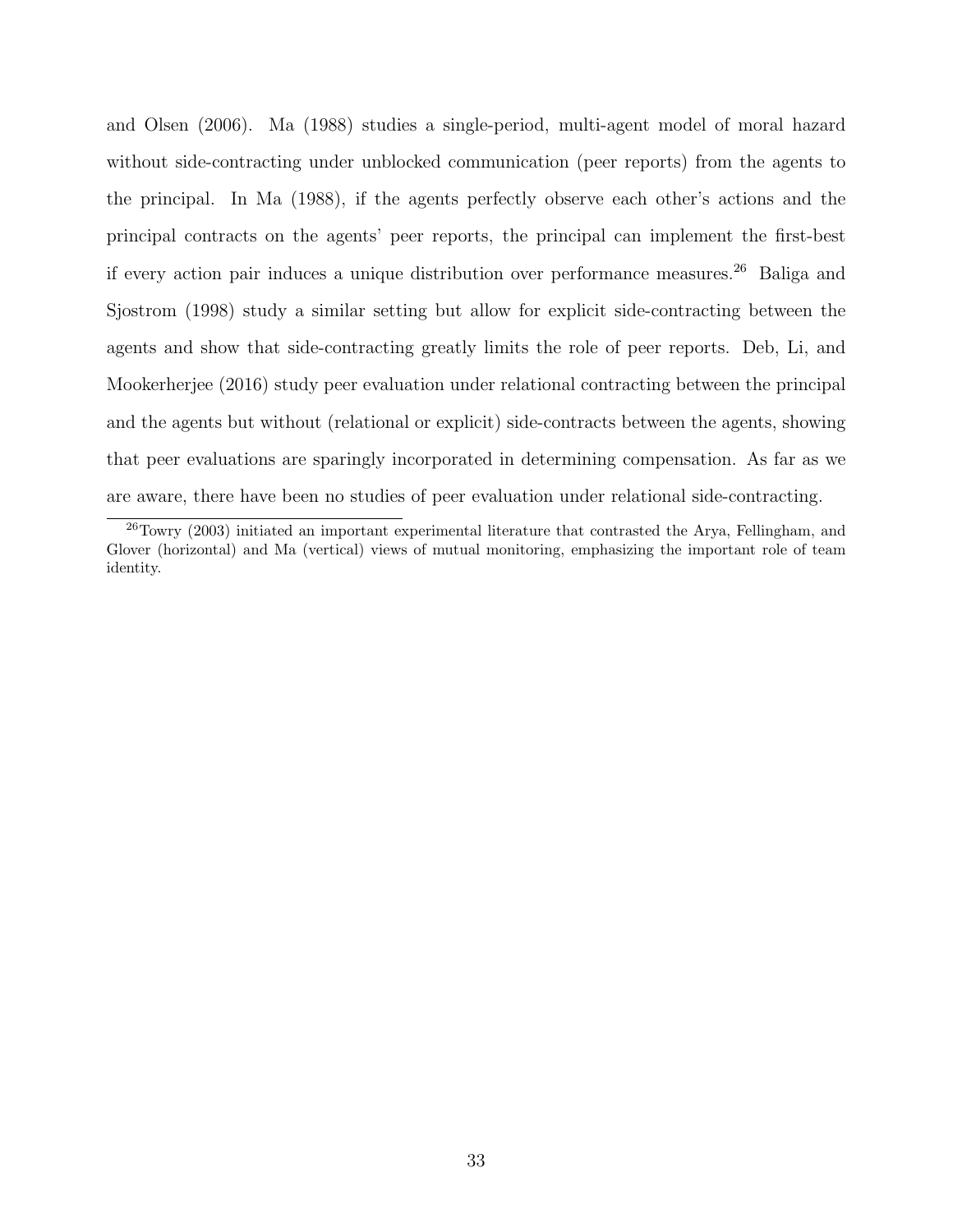and Olsen (2006). Ma (1988) studies a single-period, multi-agent model of moral hazard without side-contracting under unblocked communication (peer reports) from the agents to the principal. In Ma (1988), if the agents perfectly observe each other's actions and the principal contracts on the agents' peer reports, the principal can implement the first-best if every action pair induces a unique distribution over performance measures.[26] Baliga and Sjostrom (1998) study a similar setting but allow for explicit side-contracting between the agents and show that side-contracting greatly limits the role of peer reports. Deb, Li, and Mookerherjee (2016) study peer evaluation under relational contracting between the principal and the agents but without (relational or explicit) side-contracts between the agents, showing that peer evaluations are sparingly incorporated in determining compensation. As far as we are aware, there have been no studies of peer evaluation under relational side-contracting.

[26] Towry (2003) initiated an important experimental literature that contrasted the Arya, Fellingham, and Glover (horizontal) and Ma (vertical) views of mutual monitoring, emphasizing the important role of team identity.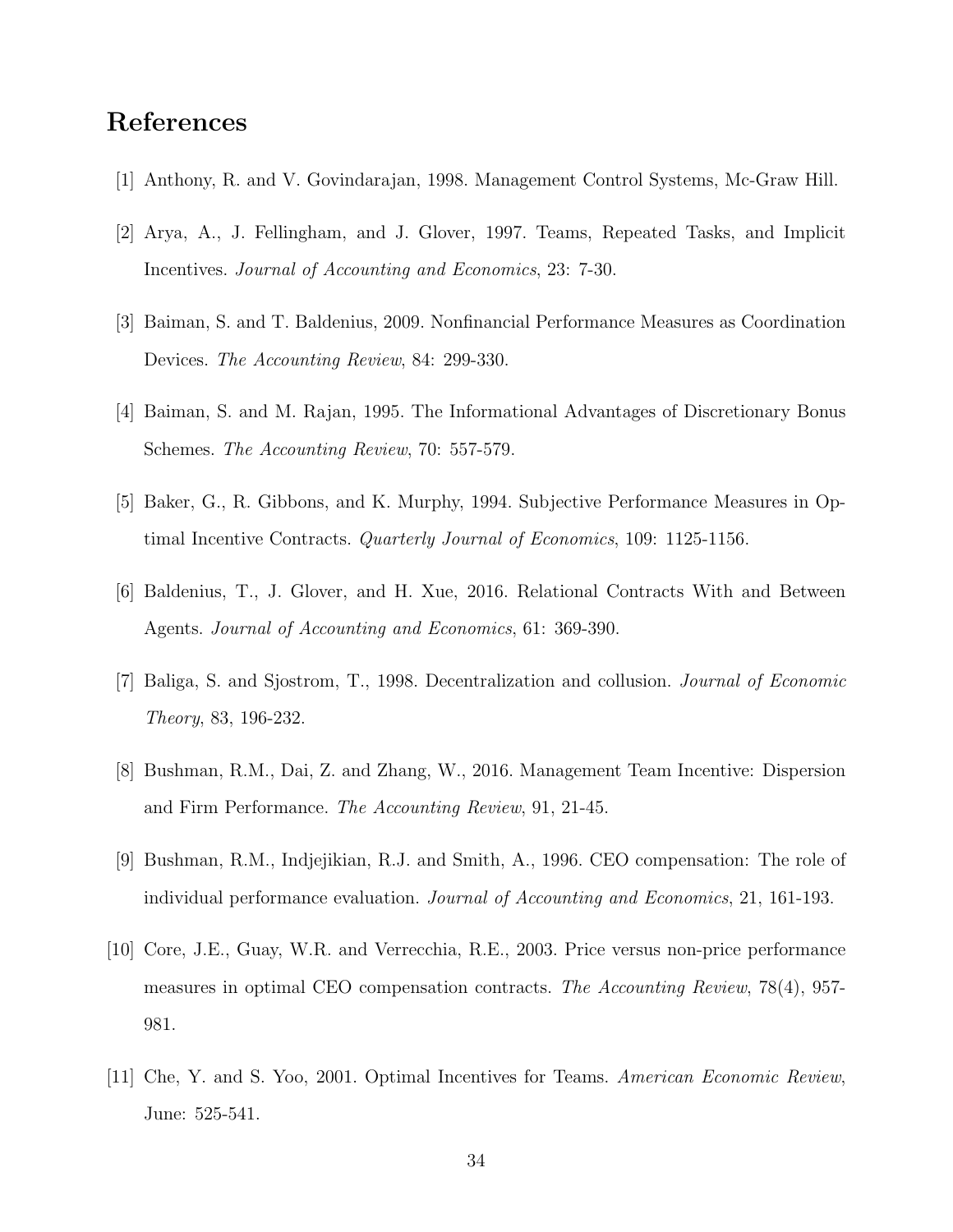## References

[1] Anthony, R. and V. Govindarajan, 1998. Management Control Systems, Mc-Graw Hill.

[2] Arya, A., J. Fellingham, and J. Glover, 1997. Teams, Repeated Tasks, and Implicit Incentives. *Journal of Accounting and Economics*, 23: 7-30.

[3] Baiman, S. and T. Baldenius, 2009. Nonfinancial Performance Measures as Coordination Devices. *The Accounting Review*, 84: 299-330.

[4] Baiman, S. and M. Rajan, 1995. The Informational Advantages of Discretionary Bonus Schemes. *The Accounting Review*, 70: 557-579.

[5] Baker, G., R. Gibbons, and K. Murphy, 1994. Subjective Performance Measures in Optimal Incentive Contracts. *Quarterly Journal of Economics*, 109: 1125-1156.

[6] Baldenius, T., J. Glover, and H. Xue, 2016. Relational Contracts With and Between Agents. *Journal of Accounting and Economics*, 61: 369-390.

[7] Baliga, S. and Sjostrom, T., 1998. Decentralization and collusion. *Journal of Economic Theory*, 83, 196-232.

[8] Bushman, R.M., Dai, Z. and Zhang, W., 2016. Management Team Incentive: Dispersion and Firm Performance. *The Accounting Review*, 91, 21-45.

[9] Bushman, R.M., Indjejikian, R.J. and Smith, A., 1996. CEO compensation: The role of individual performance evaluation. *Journal of Accounting and Economics*, 21, 161-193.

[10] Core, J.E., Guay, W.R. and Verrecchia, R.E., 2003. Price versus non-price performance measures in optimal CEO compensation contracts. *The Accounting Review*, 78(4), 957-981.

[11] Che, Y. and S. Yoo, 2001. Optimal Incentives for Teams. *American Economic Review*, June: 525-541.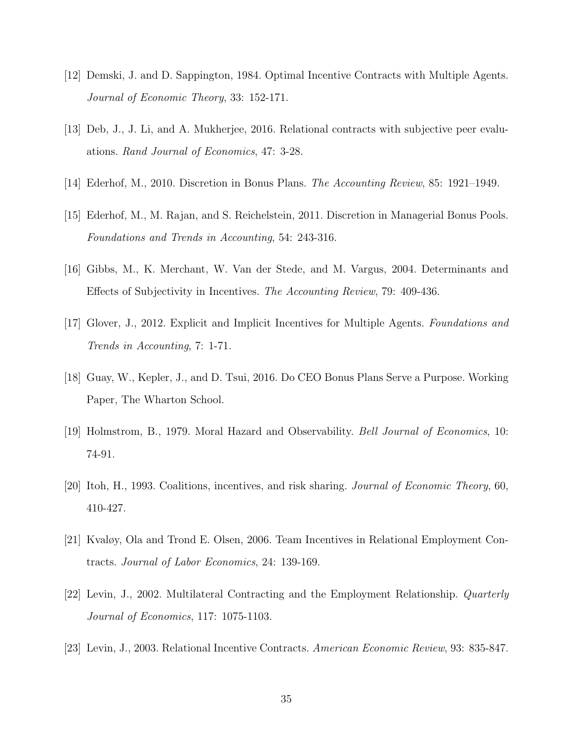[12] Demski, J. and D. Sappington, 1984. Optimal Incentive Contracts with Multiple Agents. *Journal of Economic Theory*, 33: 152-171.

[13] Deb, J., J. Li, and A. Mukherjee, 2016. Relational contracts with subjective peer evaluations. *Rand Journal of Economics*, 47: 3-28.

[14] Ederhof, M., 2010. Discretion in Bonus Plans. *The Accounting Review*, 85: 1921–1949.

[15] Ederhof, M., M. Rajan, and S. Reichelstein, 2011. Discretion in Managerial Bonus Pools. *Foundations and Trends in Accounting*, 54: 243-316.

[16] Gibbs, M., K. Merchant, W. Van der Stede, and M. Vargus, 2004. Determinants and Effects of Subjectivity in Incentives. *The Accounting Review*, 79: 409-436.

[17] Glover, J., 2012. Explicit and Implicit Incentives for Multiple Agents. *Foundations and Trends in Accounting*, 7: 1-71.

[18] Guay, W., Kepler, J., and D. Tsui, 2016. Do CEO Bonus Plans Serve a Purpose. Working Paper, The Wharton School.

[19] Holmstrom, B., 1979. Moral Hazard and Observability. *Bell Journal of Economics*, 10: 74-91.

[20] Itoh, H., 1993. Coalitions, incentives, and risk sharing. *Journal of Economic Theory*, 60, 410-427.

[21] Kvaløy, Ola and Trond E. Olsen, 2006. Team Incentives in Relational Employment Contracts. *Journal of Labor Economics*, 24: 139-169.

[22] Levin, J., 2002. Multilateral Contracting and the Employment Relationship. *Quarterly Journal of Economics*, 117: 1075-1103.

[23] Levin, J., 2003. Relational Incentive Contracts. *American Economic Review*, 93: 835-847.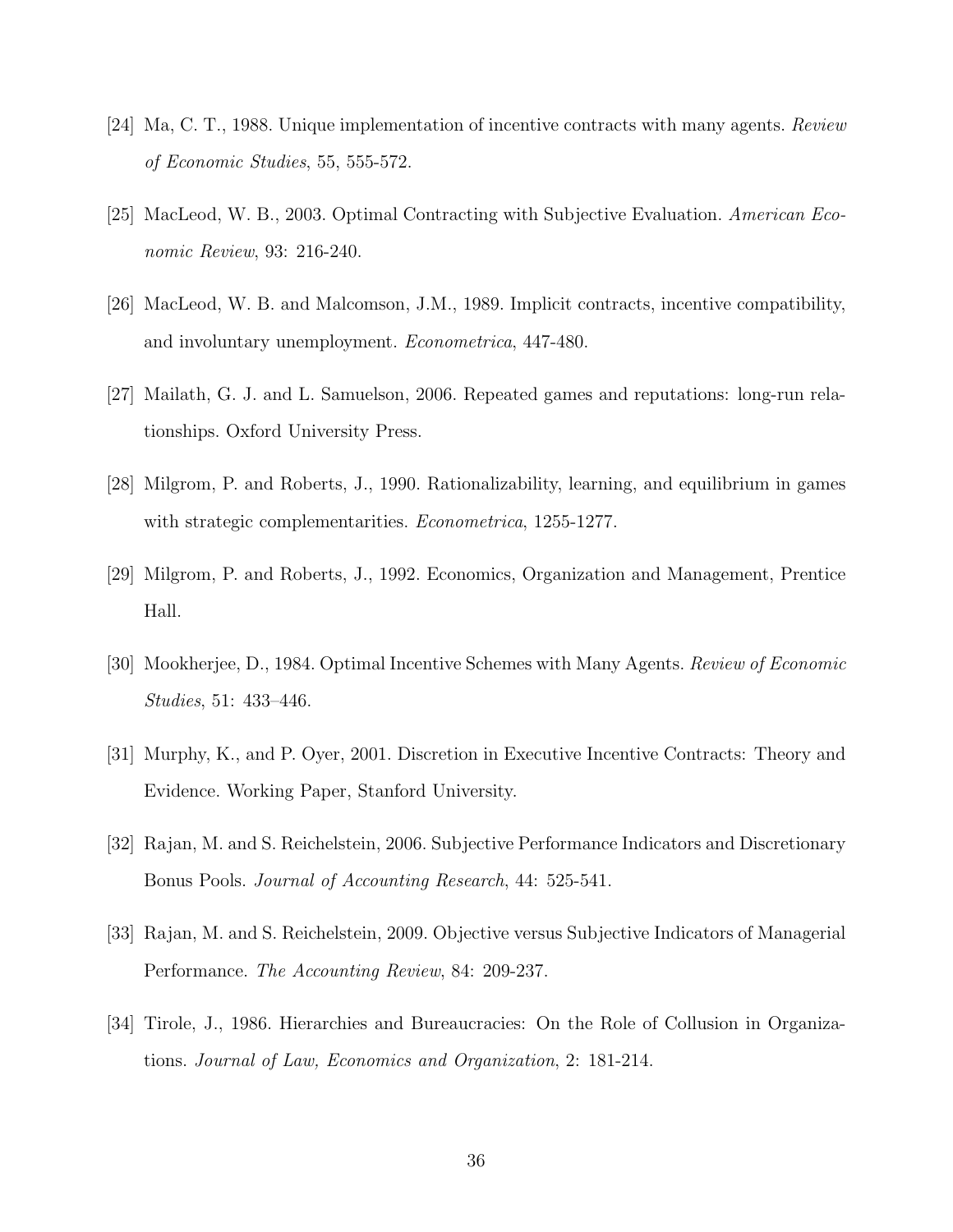[24] Ma, C. T., 1988. Unique implementation of incentive contracts with many agents. *Review of Economic Studies*, 55, 555-572.

[25] MacLeod, W. B., 2003. Optimal Contracting with Subjective Evaluation. *American Economic Review*, 93: 216-240.

[26] MacLeod, W. B. and Malcomson, J.M., 1989. Implicit contracts, incentive compatibility, and involuntary unemployment. *Econometrica*, 447-480.

[27] Mailath, G. J. and L. Samuelson, 2006. Repeated games and reputations: long-run relationships. Oxford University Press.

[28] Milgrom, P. and Roberts, J., 1990. Rationalizability, learning, and equilibrium in games with strategic complementarities. *Econometrica*, 1255-1277.

[29] Milgrom, P. and Roberts, J., 1992. Economics, Organization and Management, Prentice Hall.

[30] Mookherjee, D., 1984. Optimal Incentive Schemes with Many Agents. *Review of Economic Studies*, 51: 433–446.

[31] Murphy, K., and P. Oyer, 2001. Discretion in Executive Incentive Contracts: Theory and Evidence. Working Paper, Stanford University.

[32] Rajan, M. and S. Reichelstein, 2006. Subjective Performance Indicators and Discretionary Bonus Pools. *Journal of Accounting Research*, 44: 525-541.

[33] Rajan, M. and S. Reichelstein, 2009. Objective versus Subjective Indicators of Managerial Performance. *The Accounting Review*, 84: 209-237.

[34] Tirole, J., 1986. Hierarchies and Bureaucracies: On the Role of Collusion in Organizations. *Journal of Law, Economics and Organization*, 2: 181-214.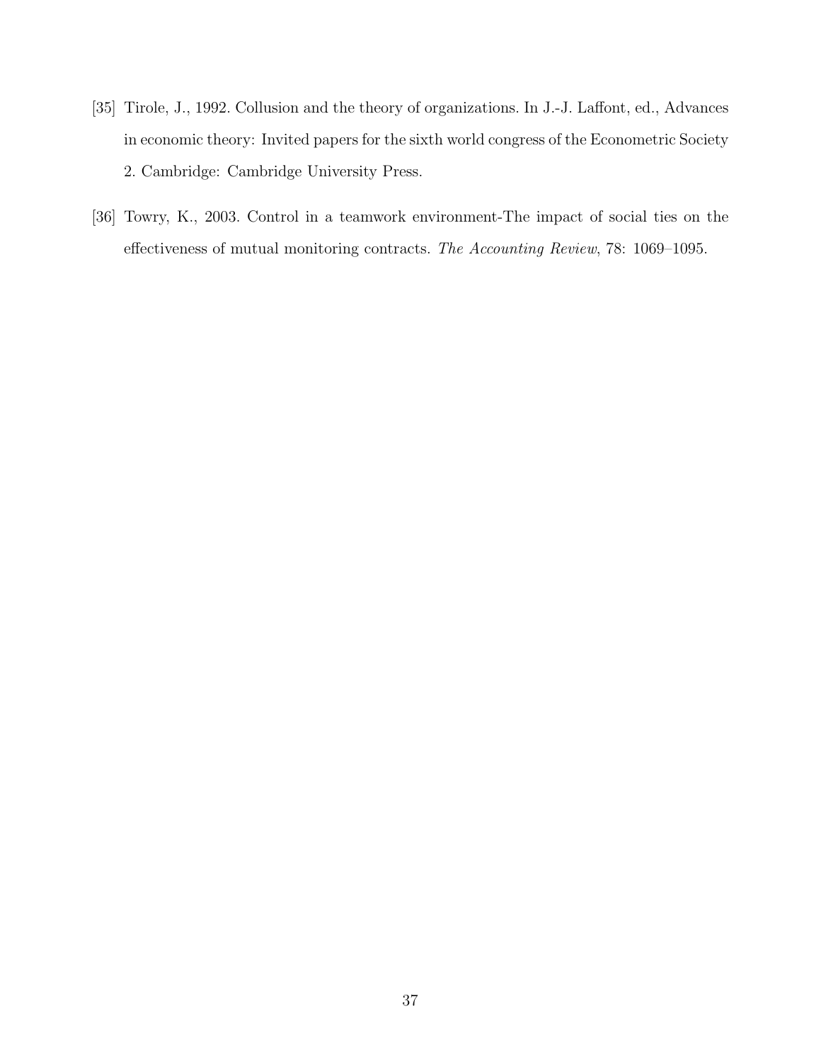[35] Tirole, J., 1992. Collusion and the theory of organizations. In J.-J. Laffont, ed., Advances in economic theory: Invited papers for the sixth world congress of the Econometric Society 2. Cambridge: Cambridge University Press.

[36] Towry, K., 2003. Control in a teamwork environment-The impact of social ties on the effectiveness of mutual monitoring contracts. *The Accounting Review*, 78: 1069–1095.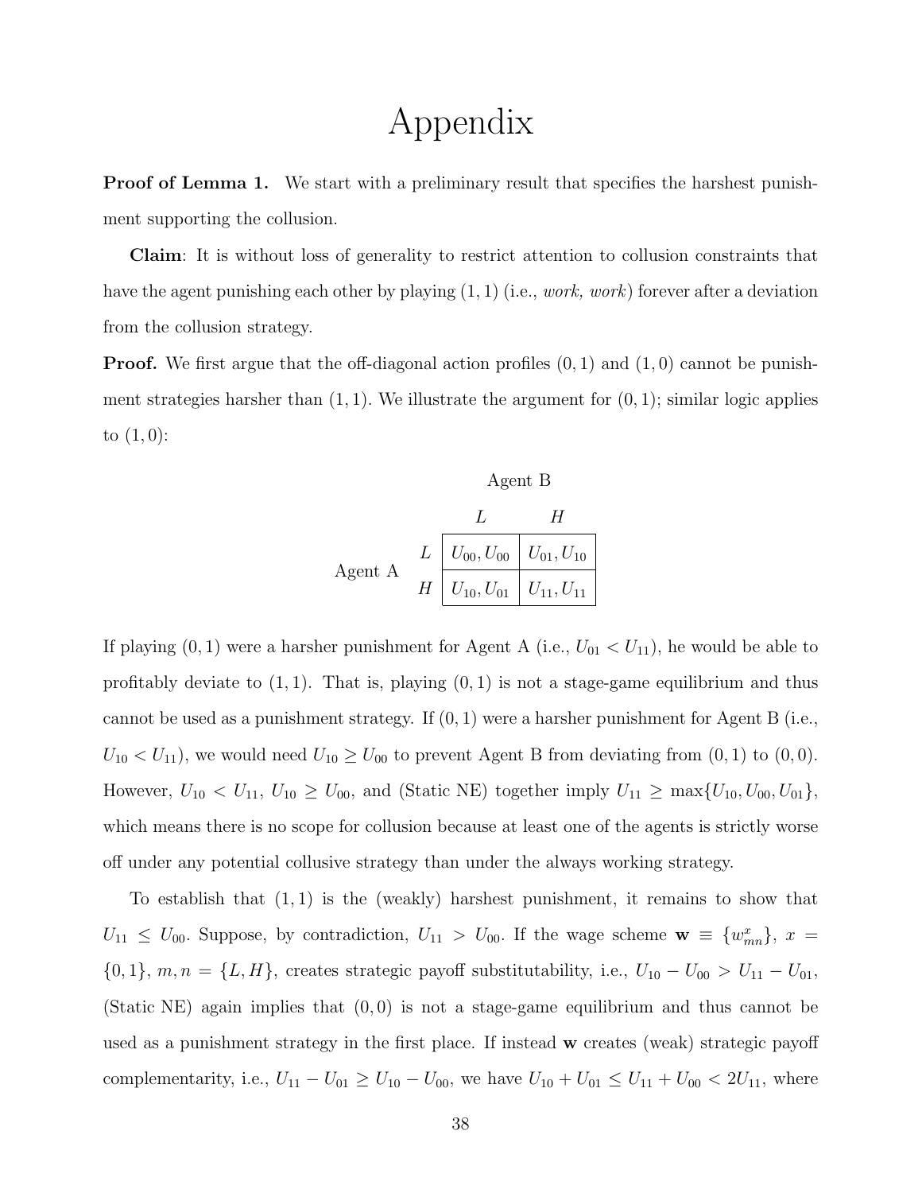# Appendix

**Proof of Lemma 1.** We start with a preliminary result that specifies the harshest punishment supporting the collusion.

**Claim**: It is without loss of generality to restrict attention to collusion constraints that have the agent punishing each other by playing $(1, 1)$ (i.e., *work, work*) forever after a deviation from the collusion strategy.

**Proof.** We first argue that the off-diagonal action profiles $(0, 1)$ and $(1, 0)$ cannot be punishment strategies harsher than $(1, 1)$. We illustrate the argument for $(0, 1)$; similar logic applies to $(1, 0)$:

| | | Agent B | |
|---|---|---|---|
| | | $L$ | $H$ |
| Agent A | $L$ | $U_{00}, U_{00}$ | $U_{01}, U_{10}$ |
| | $H$ | $U_{10}, U_{01}$ | $U_{11}, U_{11}$ |

If playing $(0, 1)$ were a harsher punishment for Agent A (i.e., $U_{01} < U_{11}$), he would be able to profitably deviate to $(1, 1)$. That is, playing $(0, 1)$ is not a stage-game equilibrium and thus cannot be used as a punishment strategy. If $(0, 1)$ were a harsher punishment for Agent B (i.e., $U_{10} < U_{11}$), we would need $U_{10} \geq U_{00}$ to prevent Agent B from deviating from $(0, 1)$ to $(0, 0)$. However, $U_{10} < U_{11}$, $U_{10} \geq U_{00}$, and (Static NE) together imply $U_{11} \geq \max\{U_{10}, U_{00}, U_{01}\}$, which means there is no scope for collusion because at least one of the agents is strictly worse off under any potential collusive strategy than under the always working strategy.

To establish that $(1, 1)$ is the (weakly) harshest punishment, it remains to show that $U_{11} \leq U_{00}$. Suppose, by contradiction, $U_{11} > U_{00}$. If the wage scheme $\mathbf{w} \equiv \{w^x_{mn}\}$, $x = \{0, 1\}$, $m, n = \{L, H\}$, creates strategic payoff substitutability, i.e., $U_{10} - U_{00} > U_{11} - U_{01}$, (Static NE) again implies that $(0, 0)$ is not a stage-game equilibrium and thus cannot be used as a punishment strategy in the first place. If instead $\mathbf{w}$ creates (weak) strategic payoff complementarity, i.e., $U_{11} - U_{01} \geq U_{10} - U_{00}$, we have $U_{10} + U_{01} \leq U_{11} + U_{00} < 2U_{11}$, where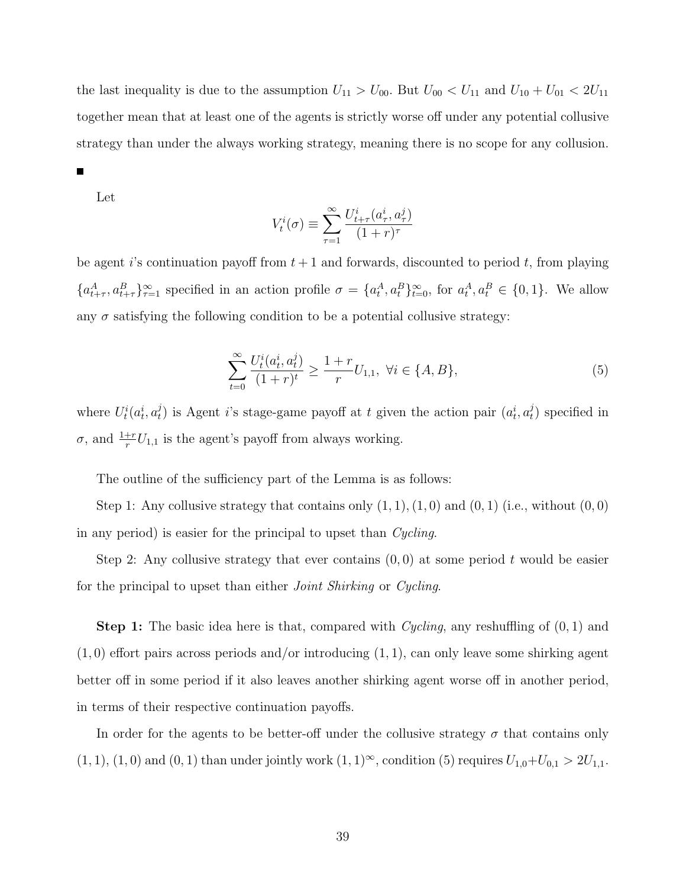the last inequality is due to the assumption $U_{11} > U_{00}$. But $U_{00} < U_{11}$ and $U_{10} + U_{01} < 2U_{11}$ together mean that at least one of the agents is strictly worse off under any potential collusive strategy than under the always working strategy, meaning there is no scope for any collusion.

■

Let

$$V_t^i(\sigma) \equiv \sum_{\tau=1}^{\infty} \frac{U_{t+\tau}^i(a_\tau^i, a_\tau^j)}{(1+r)^\tau}$$

be agent $i$'s continuation payoff from $t+1$ and forwards, discounted to period $t$, from playing $\{a_{t+\tau}^A, a_{t+\tau}^B\}_{\tau=1}^{\infty}$ specified in an action profile $\sigma = \{a_t^A, a_t^B\}_{t=0}^{\infty}$, for $a_t^A, a_t^B \in \{0,1\}$. We allow any $\sigma$ satisfying the following condition to be a potential collusive strategy:

$$\sum_{t=0}^{\infty} \frac{U_t^i(a_t^i, a_t^j)}{(1+r)^t} \geq \frac{1+r}{r} U_{1,1}, \ \forall i \in \{A, B\}, \tag{5}$$

where $U_t^i(a_t^i, a_t^j)$ is Agent $i$'s stage-game payoff at $t$ given the action pair $(a_t^i, a_t^j)$ specified in $\sigma$, and $\frac{1+r}{r}U_{1,1}$ is the agent's payoff from always working.

The outline of the sufficiency part of the Lemma is as follows:

Step 1: Any collusive strategy that contains only $(1,1)$, $(1,0)$ and $(0,1)$ (i.e., without $(0,0)$ in any period) is easier for the principal to upset than *Cycling*.

Step 2: Any collusive strategy that ever contains $(0,0)$ at some period $t$ would be easier for the principal to upset than either *Joint Shirking* or *Cycling*.

**Step 1:** The basic idea here is that, compared with *Cycling*, any reshuffling of $(0,1)$ and $(1,0)$ effort pairs across periods and/or introducing $(1,1)$, can only leave some shirking agent better off in some period if it also leaves another shirking agent worse off in another period, in terms of their respective continuation payoffs.

In order for the agents to be better-off under the collusive strategy $\sigma$ that contains only $(1,1)$, $(1,0)$ and $(0,1)$ than under jointly work $(1,1)^\infty$, condition (5) requires $U_{1,0}+U_{0,1} > 2U_{1,1}$.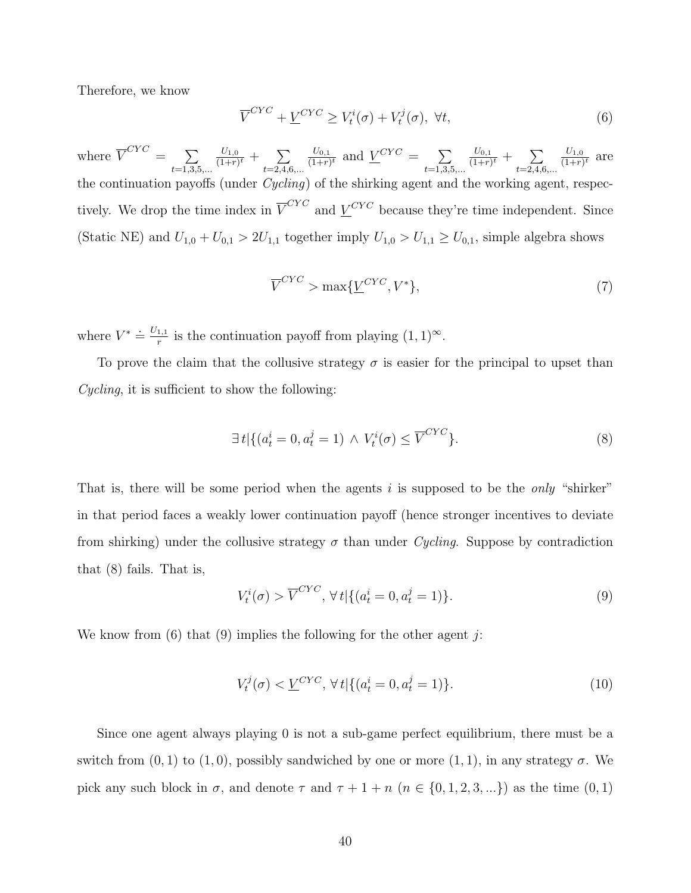Therefore, we know

$$\overline{V}^{CYC} + \underline{V}^{CYC} \geq V_t^i(\sigma) + V_t^j(\sigma),\ \forall t, \tag{6}$$

where $\overline{V}^{CYC} = \sum_{t=1,3,5,\ldots} \frac{U_{1,0}}{(1+r)^t} + \sum_{t=2,4,6,\ldots} \frac{U_{0,1}}{(1+r)^t}$ and $\underline{V}^{CYC} = \sum_{t=1,3,5,\ldots} \frac{U_{0,1}}{(1+r)^t} + \sum_{t=2,4,6,\ldots} \frac{U_{1,0}}{(1+r)^t}$ are the continuation payoffs (under *Cycling*) of the shirking agent and the working agent, respectively. We drop the time index in $\overline{V}^{CYC}$ and $\underline{V}^{CYC}$ because they're time independent. Since (Static NE) and $U_{1,0} + U_{0,1} > 2U_{1,1}$ together imply $U_{1,0} > U_{1,1} \geq U_{0,1}$, simple algebra shows

$$\overline{V}^{CYC} > \max\{\underline{V}^{CYC}, V^*\}, \tag{7}$$

where $V^* \doteq \frac{U_{1,1}}{r}$ is the continuation payoff from playing $(1,1)^\infty$.

To prove the claim that the collusive strategy $\sigma$ is easier for the principal to upset than *Cycling*, it is sufficient to show the following:

$$\exists\, t | \{(a_t^i = 0, a_t^j = 1) \wedge V_t^i(\sigma) \leq \overline{V}^{CYC}\}. \tag{8}$$

That is, there will be some period when the agents $i$ is supposed to be the *only* "shirker" in that period faces a weakly lower continuation payoff (hence stronger incentives to deviate from shirking) under the collusive strategy $\sigma$ than under *Cycling*. Suppose by contradiction that (8) fails. That is,

$$V_t^i(\sigma) > \overline{V}^{CYC},\ \forall\, t | \{(a_t^i = 0, a_t^j = 1)\}. \tag{9}$$

We know from (6) that (9) implies the following for the other agent $j$:

$$V_t^j(\sigma) < \underline{V}^{CYC},\ \forall\, t | \{(a_t^i = 0, a_t^j = 1)\}. \tag{10}$$

Since one agent always playing 0 is not a sub-game perfect equilibrium, there must be a switch from $(0,1)$ to $(1,0)$, possibly sandwiched by one or more $(1,1)$, in any strategy $\sigma$. We pick any such block in $\sigma$, and denote $\tau$ and $\tau + 1 + n$ ($n \in \{0, 1, 2, 3, \ldots\}$) as the time $(0,1)$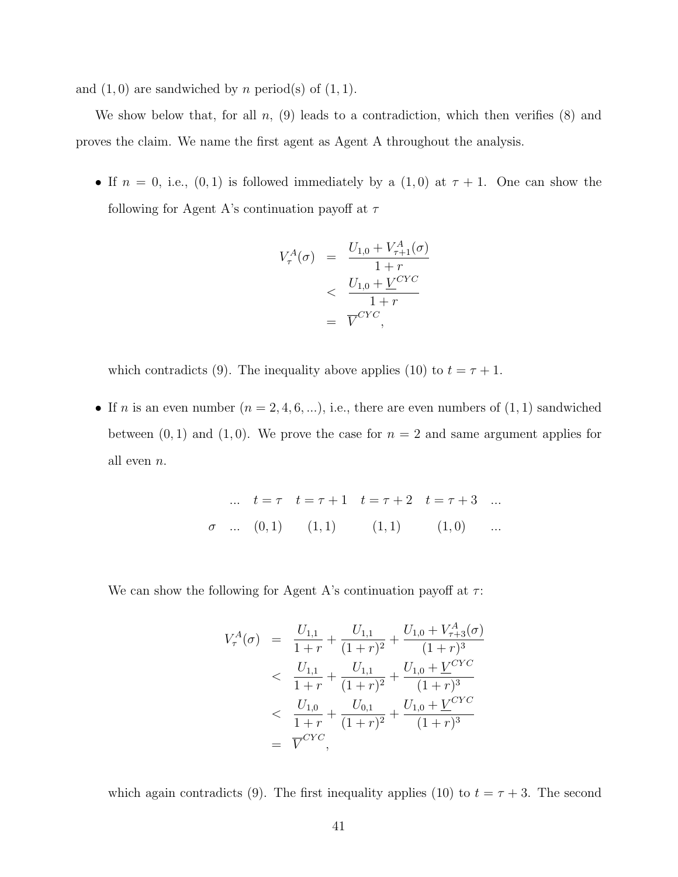and $(1,0)$ are sandwiched by $n$ period(s) of $(1,1)$.

We show below that, for all $n$, (9) leads to a contradiction, which then verifies (8) and proves the claim. We name the first agent as Agent A throughout the analysis.

- If $n=0$, i.e., $(0,1)$ is followed immediately by a $(1,0)$ at $\tau+1$. One can show the following for Agent A's continuation payoff at $\tau$

$$
\begin{aligned}
V_\tau^A(\sigma) &= \frac{U_{1,0}+V_{\tau+1}^A(\sigma)}{1+r} \\
&< \frac{U_{1,0}+\underline{V}^{CYC}}{1+r} \\
&= \overline{V}^{CYC},
\end{aligned}
$$

  which contradicts (9). The inequality above applies (10) to $t=\tau+1$.

- If $n$ is an even number ($n=2,4,6,\ldots$), i.e., there are even numbers of $(1,1)$ sandwiched between $(0,1)$ and $(1,0)$. We prove the case for $n=2$ and same argument applies for all even $n$.

| | ... | $t=\tau$ | $t=\tau+1$ | $t=\tau+2$ | $t=\tau+3$ | ... |
|---|---|---|---|---|---|---|
| $\sigma$ | ... | $(0,1)$ | $(1,1)$ | $(1,1)$ | $(1,0)$ | ... |

  We can show the following for Agent A's continuation payoff at $\tau$:

$$
\begin{aligned}
V_\tau^A(\sigma) &= \frac{U_{1,1}}{1+r}+\frac{U_{1,1}}{(1+r)^2}+\frac{U_{1,0}+V_{\tau+3}^A(\sigma)}{(1+r)^3} \\
&< \frac{U_{1,1}}{1+r}+\frac{U_{1,1}}{(1+r)^2}+\frac{U_{1,0}+\underline{V}^{CYC}}{(1+r)^3} \\
&< \frac{U_{1,0}}{1+r}+\frac{U_{0,1}}{(1+r)^2}+\frac{U_{1,0}+\underline{V}^{CYC}}{(1+r)^3} \\
&= \overline{V}^{CYC},
\end{aligned}
$$

  which again contradicts (9). The first inequality applies (10) to $t=\tau+3$. The second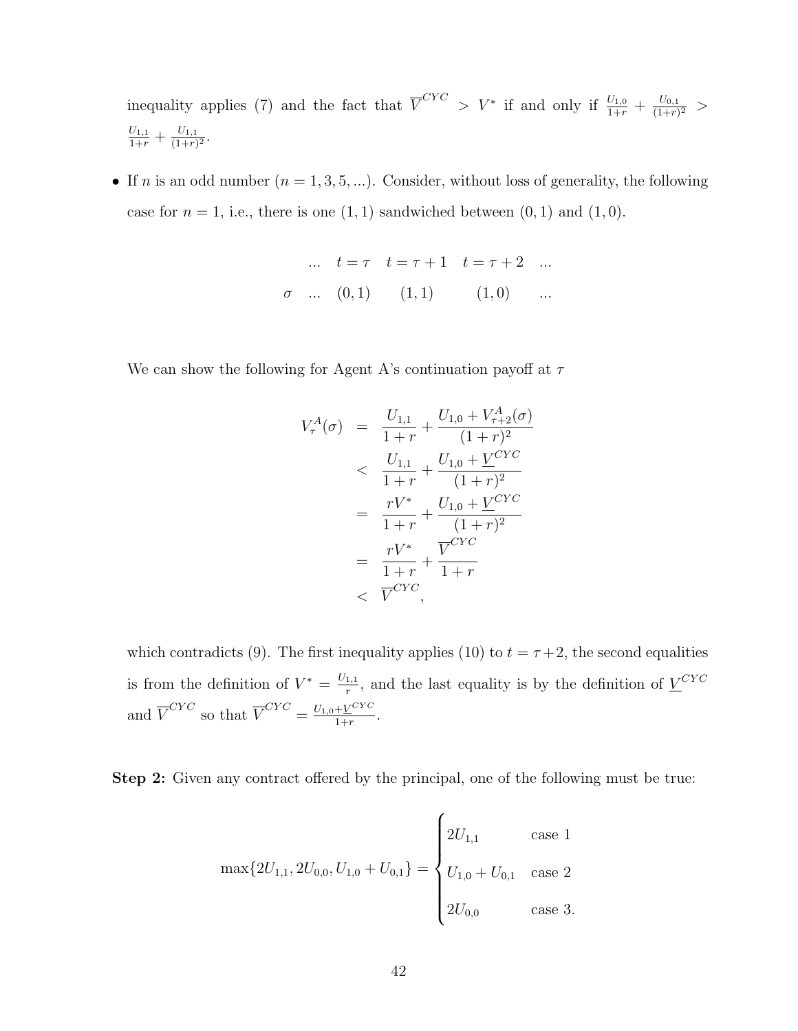inequality applies (7) and the fact that $\overline{V}^{CYC} > V^*$ if and only if $\frac{U_{1,0}}{1+r} + \frac{U_{0,1}}{(1+r)^2} > \frac{U_{1,1}}{1+r} + \frac{U_{1,1}}{(1+r)^2}$.

- If $n$ is an odd number ($n = 1, 3, 5, ...$). Consider, without loss of generality, the following case for $n = 1$, i.e., there is one $(1,1)$ sandwiched between $(0,1)$ and $(1,0)$.

|  | ... | $t = \tau$ | $t = \tau + 1$ | $t = \tau + 2$ | ... |
|---|---|---|---|---|---|
| $\sigma$ | ... | $(0,1)$ | $(1,1)$ | $(1,0)$ | ... |

We can show the following for Agent A's continuation payoff at $\tau$

$$
\begin{aligned}
V^A_\tau(\sigma) &= \frac{U_{1,1}}{1+r} + \frac{U_{1,0} + V^A_{\tau+2}(\sigma)}{(1+r)^2} \\
&< \frac{U_{1,1}}{1+r} + \frac{U_{1,0} + \underline{V}^{CYC}}{(1+r)^2} \\
&= \frac{rV^*}{1+r} + \frac{U_{1,0} + \underline{V}^{CYC}}{(1+r)^2} \\
&= \frac{rV^*}{1+r} + \frac{\overline{V}^{CYC}}{1+r} \\
&< \overline{V}^{CYC},
\end{aligned}
$$

which contradicts (9). The first inequality applies (10) to $t = \tau + 2$, the second equalities is from the definition of $V^* = \frac{U_{1,1}}{r}$, and the last equality is by the definition of $\underline{V}^{CYC}$ and $\overline{V}^{CYC}$ so that $\overline{V}^{CYC} = \frac{U_{1,0} + \underline{V}^{CYC}}{1+r}$.

**Step 2:** Given any contract offered by the principal, one of the following must be true:

$$
\max\{2U_{1,1}, 2U_{0,0}, U_{1,0} + U_{0,1}\} = \begin{cases} 2U_{1,1} & \text{case 1} \\ U_{1,0} + U_{0,1} & \text{case 2} \\ 2U_{0,0} & \text{case 3.} \end{cases}
$$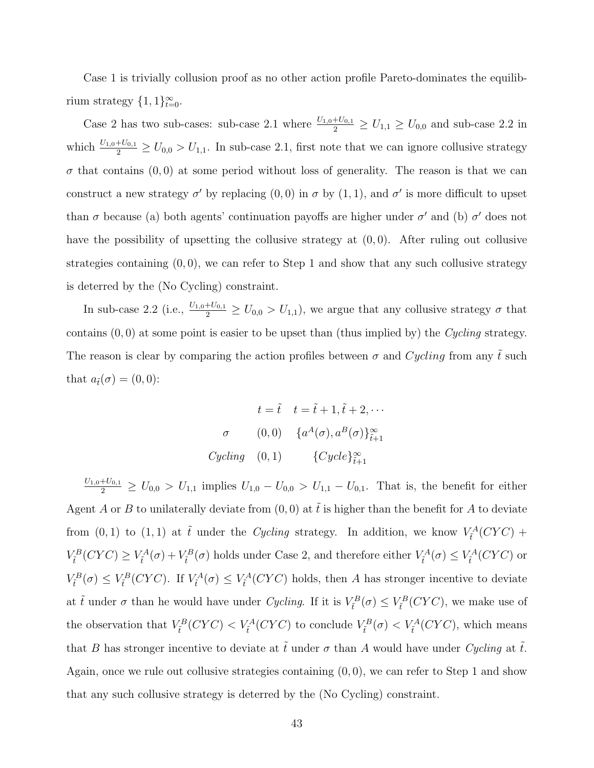Case 1 is trivially collusion proof as no other action profile Pareto-dominates the equilibrium strategy $\{1,1\}_{t=0}^{\infty}$.

Case 2 has two sub-cases: sub-case 2.1 where $\frac{U_{1,0}+U_{0,1}}{2} \geq U_{1,1} \geq U_{0,0}$ and sub-case 2.2 in which $\frac{U_{1,0}+U_{0,1}}{2} \geq U_{0,0} > U_{1,1}$. In sub-case 2.1, first note that we can ignore collusive strategy $\sigma$ that contains $(0,0)$ at some period without loss of generality. The reason is that we can construct a new strategy $\sigma'$ by replacing $(0,0)$ in $\sigma$ by $(1,1)$, and $\sigma'$ is more difficult to upset than $\sigma$ because (a) both agents' continuation payoffs are higher under $\sigma'$ and (b) $\sigma'$ does not have the possibility of upsetting the collusive strategy at $(0,0)$. After ruling out collusive strategies containing $(0,0)$, we can refer to Step 1 and show that any such collusive strategy is deterred by the (No Cycling) constraint.

In sub-case 2.2 (i.e., $\frac{U_{1,0}+U_{0,1}}{2} \geq U_{0,0} > U_{1,1}$), we argue that any collusive strategy $\sigma$ that contains $(0,0)$ at some point is easier to be upset than (thus implied by) the *Cycling* strategy. The reason is clear by comparing the action profiles between $\sigma$ and *Cycling* from any $\tilde{t}$ such that $a_{\tilde{t}}(\sigma) = (0,0)$:

| | $t = \tilde{t}$ | $t = \tilde{t}+1, \tilde{t}+2, \cdots$ |
|---|---|---|
| $\sigma$ | $(0,0)$ | $\{a^A(\sigma), a^B(\sigma)\}_{\tilde{t}+1}^{\infty}$ |
| *Cycling* | $(0,1)$ | $\{Cycle\}_{\tilde{t}+1}^{\infty}$ |

$\frac{U_{1,0}+U_{0,1}}{2} \geq U_{0,0} > U_{1,1}$ implies $U_{1,0} - U_{0,0} > U_{1,1} - U_{0,1}$. That is, the benefit for either Agent $A$ or $B$ to unilaterally deviate from $(0,0)$ at $\tilde{t}$ is higher than the benefit for $A$ to deviate from $(0,1)$ to $(1,1)$ at $\tilde{t}$ under the *Cycling* strategy. In addition, we know $V_{\tilde{t}}^A(CYC) + V_{\tilde{t}}^B(CYC) \geq V_{\tilde{t}}^A(\sigma) + V_{\tilde{t}}^B(\sigma)$ holds under Case 2, and therefore either $V_{\tilde{t}}^A(\sigma) \leq V_{\tilde{t}}^A(CYC)$ or $V_{\tilde{t}}^B(\sigma) \leq V_{\tilde{t}}^B(CYC)$. If $V_{\tilde{t}}^A(\sigma) \leq V_{\tilde{t}}^A(CYC)$ holds, then $A$ has stronger incentive to deviate at $\tilde{t}$ under $\sigma$ than he would have under *Cycling*. If it is $V_{\tilde{t}}^B(\sigma) \leq V_{\tilde{t}}^B(CYC)$, we make use of the observation that $V_{\tilde{t}}^B(CYC) < V_{\tilde{t}}^A(CYC)$ to conclude $V_{\tilde{t}}^B(\sigma) < V_{\tilde{t}}^A(CYC)$, which means that $B$ has stronger incentive to deviate at $\tilde{t}$ under $\sigma$ than $A$ would have under *Cycling* at $\tilde{t}$. Again, once we rule out collusive strategies containing $(0,0)$, we can refer to Step 1 and show that any such collusive strategy is deterred by the (No Cycling) constraint.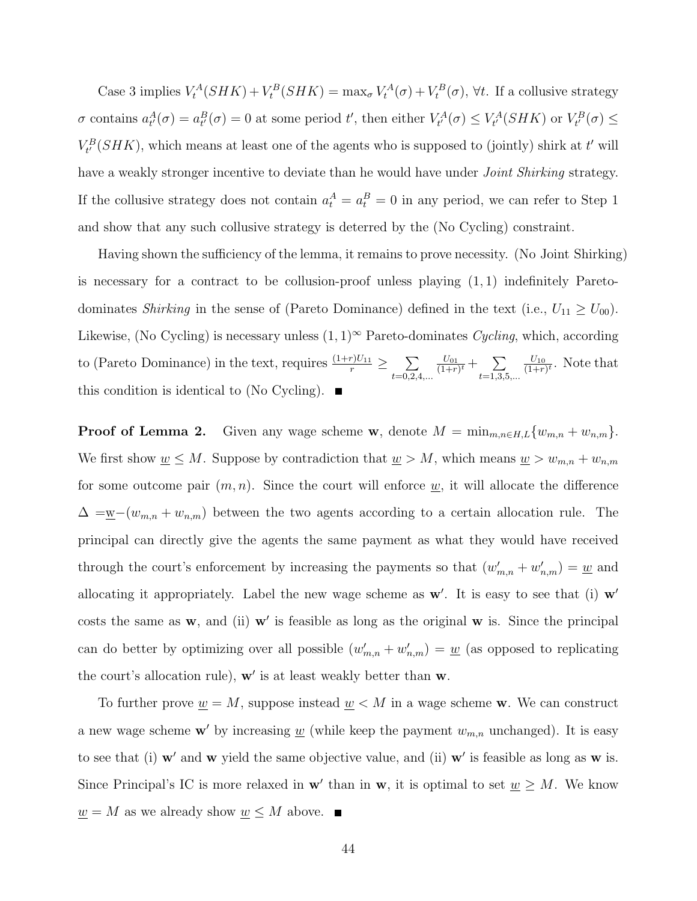Case 3 implies $V_t^A(SHK) + V_t^B(SHK) = \max_\sigma V_t^A(\sigma) + V_t^B(\sigma)$, $\forall t$. If a collusive strategy $\sigma$ contains $a_{t'}^A(\sigma) = a_{t'}^B(\sigma) = 0$ at some period $t'$, then either $V_{t'}^A(\sigma) \leq V_{t'}^A(SHK)$ or $V_{t'}^B(\sigma) \leq V_{t'}^B(SHK)$, which means at least one of the agents who is supposed to (jointly) shirk at $t'$ will have a weakly stronger incentive to deviate than he would have under *Joint Shirking* strategy. If the collusive strategy does not contain $a_t^A = a_t^B = 0$ in any period, we can refer to Step 1 and show that any such collusive strategy is deterred by the (No Cycling) constraint.

Having shown the sufficiency of the lemma, it remains to prove necessity. (No Joint Shirking) is necessary for a contract to be collusion-proof unless playing $(1,1)$ indefinitely Pareto-dominates *Shirking* in the sense of (Pareto Dominance) defined in the text (i.e., $U_{11} \geq U_{00}$). Likewise, (No Cycling) is necessary unless $(1,1)^\infty$ Pareto-dominates *Cycling*, which, according to (Pareto Dominance) in the text, requires $\frac{(1+r)U_{11}}{r} \geq \sum_{t=0,2,4,\ldots} \frac{U_{01}}{(1+r)^t} + \sum_{t=1,3,5,\ldots} \frac{U_{10}}{(1+r)^t}$. Note that this condition is identical to (No Cycling). ■

**Proof of Lemma 2.** Given any wage scheme $\mathbf{w}$, denote $M = \min_{m,n \in H,L}\{w_{m,n} + w_{n,m}\}$. We first show $\underline{w} \leq M$. Suppose by contradiction that $\underline{w} > M$, which means $\underline{w} > w_{m,n} + w_{n,m}$ for some outcome pair $(m,n)$. Since the court will enforce $\underline{w}$, it will allocate the difference $\Delta = \underline{w} - (w_{m,n} + w_{n,m})$ between the two agents according to a certain allocation rule. The principal can directly give the agents the same payment as what they would have received through the court's enforcement by increasing the payments so that $(w'_{m,n} + w'_{n,m}) = \underline{w}$ and allocating it appropriately. Label the new wage scheme as $\mathbf{w}'$. It is easy to see that (i) $\mathbf{w}'$ costs the same as $\mathbf{w}$, and (ii) $\mathbf{w}'$ is feasible as long as the original $\mathbf{w}$ is. Since the principal can do better by optimizing over all possible $(w'_{m,n} + w'_{n,m}) = \underline{w}$ (as opposed to replicating the court's allocation rule), $\mathbf{w}'$ is at least weakly better than $\mathbf{w}$.

To further prove $\underline{w} = M$, suppose instead $\underline{w} < M$ in a wage scheme $\mathbf{w}$. We can construct a new wage scheme $\mathbf{w}'$ by increasing $\underline{w}$ (while keep the payment $w_{m,n}$ unchanged). It is easy to see that (i) $\mathbf{w}'$ and $\mathbf{w}$ yield the same objective value, and (ii) $\mathbf{w}'$ is feasible as long as $\mathbf{w}$ is. Since Principal's IC is more relaxed in $\mathbf{w}'$ than in $\mathbf{w}$, it is optimal to set $\underline{w} \geq M$. We know $\underline{w} = M$ as we already show $\underline{w} \leq M$ above. ■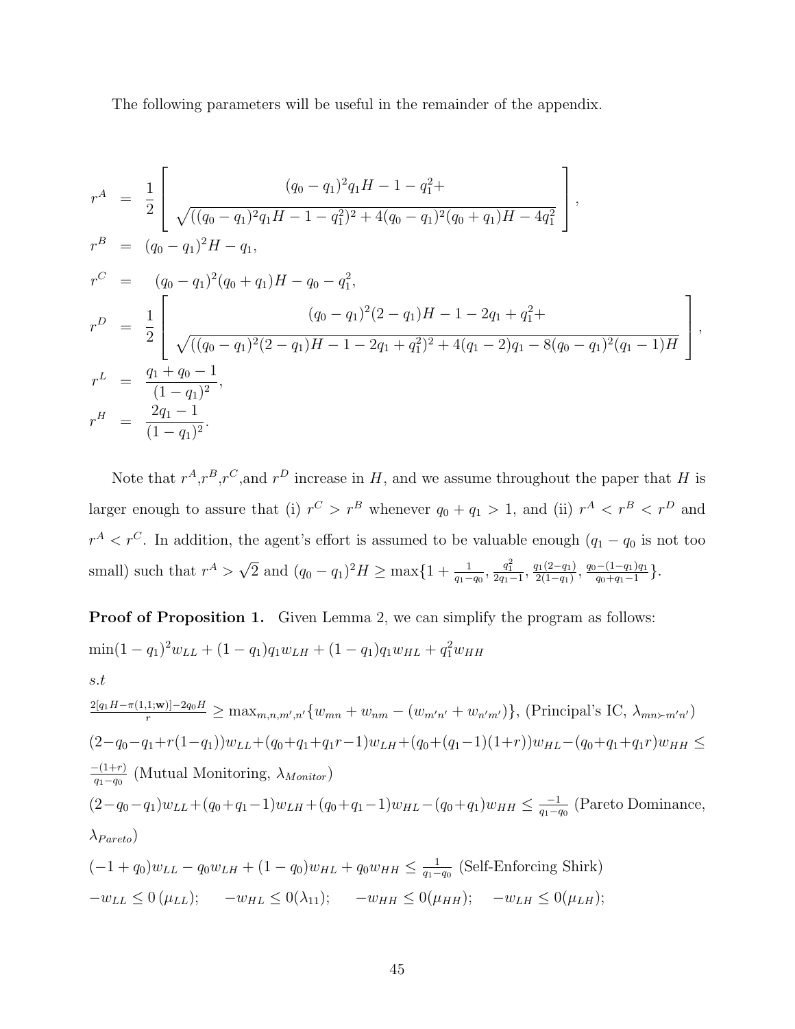The following parameters will be useful in the remainder of the appendix.

$$
\begin{aligned}
r^A &= \frac{1}{2}\left[\begin{array}{c}(q_0-q_1)^2 q_1 H - 1 - q_1^2 + \\ \sqrt{((q_0-q_1)^2 q_1 H - 1 - q_1^2)^2 + 4(q_0-q_1)^2(q_0+q_1)H - 4q_1^2}\end{array}\right], \\
r^B &= (q_0-q_1)^2 H - q_1, \\
r^C &= (q_0-q_1)^2(q_0+q_1)H - q_0 - q_1^2, \\
r^D &= \frac{1}{2}\left[\begin{array}{c}(q_0-q_1)^2(2-q_1)H - 1 - 2q_1 + q_1^2 + \\ \sqrt{((q_0-q_1)^2(2-q_1)H - 1 - 2q_1 + q_1^2)^2 + 4(q_1-2)q_1 - 8(q_0-q_1)^2(q_1-1)H}\end{array}\right], \\
r^L &= \frac{q_1+q_0-1}{(1-q_1)^2}, \\
r^H &= \frac{2q_1-1}{(1-q_1)^2}.
\end{aligned}
$$

Note that $r^A$,$r^B$,$r^C$,and $r^D$ increase in $H$, and we assume throughout the paper that $H$ is larger enough to assure that (i) $r^C > r^B$ whenever $q_0 + q_1 > 1$, and (ii) $r^A < r^B < r^D$ and $r^A < r^C$. In addition, the agent's effort is assumed to be valuable enough ($q_1 - q_0$ is not too small) such that $r^A > \sqrt{2}$ and $(q_0 - q_1)^2 H \geq \max\{1 + \frac{1}{q_1-q_0}, \frac{q_1^2}{2q_1-1}, \frac{q_1(2-q_1)}{2(1-q_1)}, \frac{q_0-(1-q_1)q_1}{q_0+q_1-1}\}$.

**Proof of Proposition 1.** Given Lemma 2, we can simplify the program as follows:

$\min (1-q_1)^2 w_{LL} + (1-q_1)q_1 w_{LH} + (1-q_1)q_1 w_{HL} + q_1^2 w_{HH}$

*s.t*

$\frac{2[q_1 H - \pi(1,1;\mathbf{w})] - 2q_0 H}{r} \geq \max_{m,n,m',n'}\{w_{mn} + w_{nm} - (w_{m'n'} + w_{n'm'})\}$, (Principal's IC, $\lambda_{mn \succ m'n'}$)

$(2-q_0-q_1+r(1-q_1))w_{LL} + (q_0+q_1+q_1 r - 1)w_{LH} + (q_0+(q_1-1)(1+r))w_{HL} - (q_0+q_1+q_1 r)w_{HH} \leq \frac{-(1+r)}{q_1-q_0}$ (Mutual Monitoring, $\lambda_{Monitor}$)

$(2-q_0-q_1)w_{LL} + (q_0+q_1-1)w_{LH} + (q_0+q_1-1)w_{HL} - (q_0+q_1)w_{HH} \leq \frac{-1}{q_1-q_0}$ (Pareto Dominance, $\lambda_{Pareto}$)

$(-1+q_0)w_{LL} - q_0 w_{LH} + (1-q_0)w_{HL} + q_0 w_{HH} \leq \frac{1}{q_1-q_0}$ (Self-Enforcing Shirk)

$-w_{LL} \leq 0\,(\mu_{LL})$; $\quad -w_{HL} \leq 0(\lambda_{11})$; $\quad -w_{HH} \leq 0(\mu_{HH})$; $\quad -w_{LH} \leq 0(\mu_{LH})$;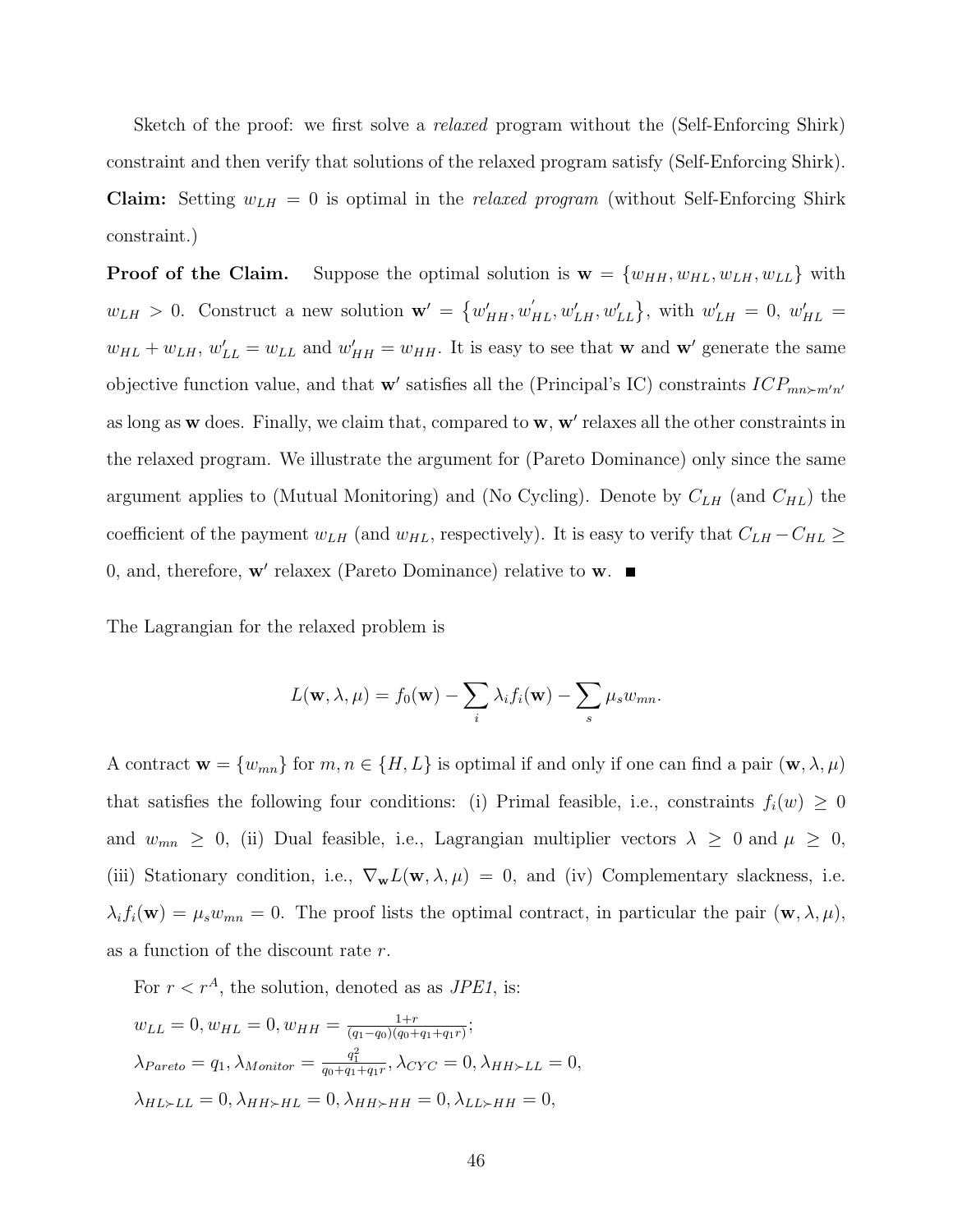Sketch of the proof: we first solve a *relaxed* program without the (Self-Enforcing Shirk) constraint and then verify that solutions of the relaxed program satisfy (Self-Enforcing Shirk).

**Claim:** Setting $w_{LH} = 0$ is optimal in the *relaxed program* (without Self-Enforcing Shirk constraint.)

**Proof of the Claim.** Suppose the optimal solution is $\mathbf{w} = \{w_{HH}, w_{HL}, w_{LH}, w_{LL}\}$ with $w_{LH} > 0$. Construct a new solution $\mathbf{w}' = \{w'_{HH}, w'_{HL}, w'_{LH}, w'_{LL}\}$, with $w'_{LH} = 0$, $w'_{HL} = w_{HL} + w_{LH}$, $w'_{LL} = w_{LL}$ and $w'_{HH} = w_{HH}$. It is easy to see that $\mathbf{w}$ and $\mathbf{w}'$ generate the same objective function value, and that $\mathbf{w}'$ satisfies all the (Principal's IC) constraints $ICP_{mn \succ m'n'}$ as long as $\mathbf{w}$ does. Finally, we claim that, compared to $\mathbf{w}$, $\mathbf{w}'$ relaxes all the other constraints in the relaxed program. We illustrate the argument for (Pareto Dominance) only since the same argument applies to (Mutual Monitoring) and (No Cycling). Denote by $C_{LH}$ (and $C_{HL}$) the coefficient of the payment $w_{LH}$ (and $w_{HL}$, respectively). It is easy to verify that $C_{LH} - C_{HL} \geq 0$, and, therefore, $\mathbf{w}'$ relaxex (Pareto Dominance) relative to $\mathbf{w}$. ∎

The Lagrangian for the relaxed problem is

$$L(\mathbf{w}, \lambda, \mu) = f_0(\mathbf{w}) - \sum_i \lambda_i f_i(\mathbf{w}) - \sum_s \mu_s w_{mn}.$$

A contract $\mathbf{w} = \{w_{mn}\}$ for $m, n \in \{H, L\}$ is optimal if and only if one can find a pair $(\mathbf{w}, \lambda, \mu)$ that satisfies the following four conditions: (i) Primal feasible, i.e., constraints $f_i(w) \geq 0$ and $w_{mn} \geq 0$, (ii) Dual feasible, i.e., Lagrangian multiplier vectors $\lambda \geq 0$ and $\mu \geq 0$, (iii) Stationary condition, i.e., $\nabla_{\mathbf{w}} L(\mathbf{w}, \lambda, \mu) = 0$, and (iv) Complementary slackness, i.e. $\lambda_i f_i(\mathbf{w}) = \mu_s w_{mn} = 0$. The proof lists the optimal contract, in particular the pair $(\mathbf{w}, \lambda, \mu)$, as a function of the discount rate $r$.

For $r < r^A$, the solution, denoted as as *JPE1*, is:

$w_{LL} = 0, w_{HL} = 0, w_{HH} = \frac{1+r}{(q_1-q_0)(q_0+q_1+q_1 r)}$;

$\lambda_{Pareto} = q_1, \lambda_{Monitor} = \frac{q_1^2}{q_0+q_1+q_1 r}, \lambda_{CYC} = 0, \lambda_{HH \succ LL} = 0,$

$\lambda_{HL \succ LL} = 0, \lambda_{HH \succ HL} = 0, \lambda_{HH \succ HH} = 0, \lambda_{LL \succ HH} = 0,$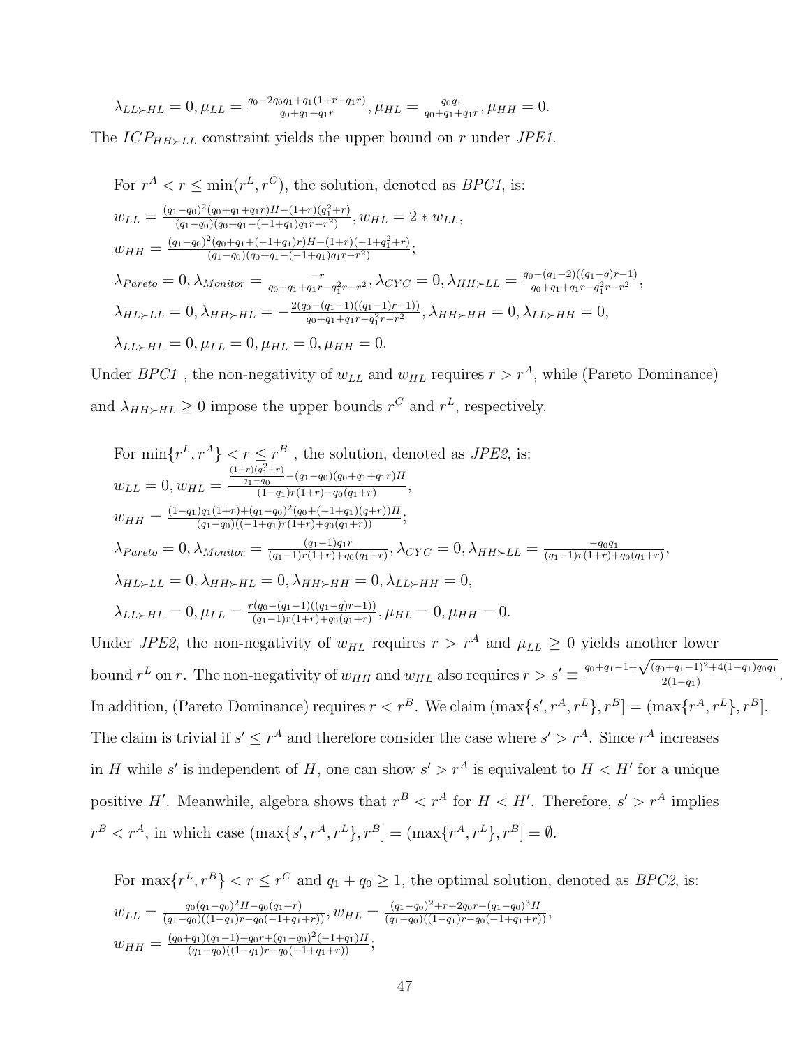$\lambda_{LL\succ HL} = 0, \mu_{LL} = \frac{q_0 - 2q_0q_1 + q_1(1+r-q_1r)}{q_0+q_1+q_1r}, \mu_{HL} = \frac{q_0q_1}{q_0+q_1+q_1r}, \mu_{HH} = 0.$

The $ICP_{HH\succ LL}$ constraint yields the upper bound on $r$ under *JPE1*.

For $r^A < r \leq \min(r^L, r^C)$, the solution, denoted as *BPC1*, is:

$w_{LL} = \frac{(q_1-q_0)^2(q_0+q_1+q_1r)H-(1+r)(q_1^2+r)}{(q_1-q_0)(q_0+q_1-(-1+q_1)q_1r-r^2)}, w_{HL} = 2 * w_{LL},$

$w_{HH} = \frac{(q_1-q_0)^2(q_0+q_1+(-1+q_1)r)H-(1+r)(-1+q_1^2+r)}{(q_1-q_0)(q_0+q_1-(-1+q_1)q_1r-r^2)};$

$\lambda_{Pareto} = 0, \lambda_{Monitor} = \frac{-r}{q_0+q_1+q_1r-q_1^2r-r^2}, \lambda_{CYC} = 0, \lambda_{HH\succ LL} = \frac{q_0-(q_1-2)((q_1-q)r-1)}{q_0+q_1+q_1r-q_1^2r-r^2},$

$\lambda_{HL\succ LL} = 0, \lambda_{HH\succ HL} = -\frac{2(q_0-(q_1-1)((q_1-1)r-1))}{q_0+q_1+q_1r-q_1^2r-r^2}, \lambda_{HH\succ HH} = 0, \lambda_{LL\succ HH} = 0,$

$\lambda_{LL\succ HL} = 0, \mu_{LL} = 0, \mu_{HL} = 0, \mu_{HH} = 0.$

Under *BPC1* , the non-negativity of $w_{LL}$ and $w_{HL}$ requires $r > r^A$, while (Pareto Dominance) and $\lambda_{HH\succ HL} \geq 0$ impose the upper bounds $r^C$ and $r^L$, respectively.

For $\min\{r^L, r^A\} < r \leq r^B$ , the solution, denoted as *JPE2*, is:

$w_{LL} = 0, w_{HL} = \frac{\frac{(1+r)(q_1^2+r)}{q_1-q_0}-(q_1-q_0)(q_0+q_1+q_1r)H}{(1-q_1)r(1+r)-q_0(q_1+r)},$

$w_{HH} = \frac{(1-q_1)q_1(1+r)+(q_1-q_0)^2(q_0+(-1+q_1)(q+r))H}{(q_1-q_0)((-1+q_1)r(1+r)+q_0(q_1+r))};$

$\lambda_{Pareto} = 0, \lambda_{Monitor} = \frac{(q_1-1)q_1r}{(q_1-1)r(1+r)+q_0(q_1+r)}, \lambda_{CYC} = 0, \lambda_{HH\succ LL} = \frac{-q_0q_1}{(q_1-1)r(1+r)+q_0(q_1+r)},$

$\lambda_{HL\succ LL} = 0, \lambda_{HH\succ HL} = 0, \lambda_{HH\succ HH} = 0, \lambda_{LL\succ HH} = 0,$

$\lambda_{LL\succ HL} = 0, \mu_{LL} = \frac{r(q_0-(q_1-1)((q_1-q)r-1))}{(q_1-1)r(1+r)+q_0(q_1+r)}, \mu_{HL} = 0, \mu_{HH} = 0.$

Under *JPE2*, the non-negativity of $w_{HL}$ requires $r > r^A$ and $\mu_{LL} \geq 0$ yields another lower bound $r^L$ on $r$. The non-negativity of $w_{HH}$ and $w_{HL}$ also requires $r > s' \equiv \frac{q_0+q_1-1+\sqrt{(q_0+q_1-1)^2+4(1-q_1)q_0q_1}}{2(1-q_1)}$. In addition, (Pareto Dominance) requires $r < r^B$. We claim $(\max\{s', r^A, r^L\}, r^B] = (\max\{r^A, r^L\}, r^B]$. The claim is trivial if $s' \leq r^A$ and therefore consider the case where $s' > r^A$. Since $r^A$ increases in $H$ while $s'$ is independent of $H$, one can show $s' > r^A$ is equivalent to $H < H'$ for a unique positive $H'$. Meanwhile, algebra shows that $r^B < r^A$ for $H < H'$. Therefore, $s' > r^A$ implies $r^B < r^A$, in which case $(\max\{s', r^A, r^L\}, r^B] = (\max\{r^A, r^L\}, r^B] = \emptyset$.

For $\max\{r^L, r^B\} < r \leq r^C$ and $q_1 + q_0 \geq 1$, the optimal solution, denoted as *BPC2*, is:

$w_{LL} = \frac{q_0(q_1-q_0)^2H-q_0(q_1+r)}{(q_1-q_0)((1-q_1)r-q_0(-1+q_1+r))}, w_{HL} = \frac{(q_1-q_0)^2+r-2q_0r-(q_1-q_0)^3H}{(q_1-q_0)((1-q_1)r-q_0(-1+q_1+r))},$

$w_{HH} = \frac{(q_0+q_1)(q_1-1)+q_0r+(q_1-q_0)^2(-1+q_1)H}{(q_1-q_0)((1-q_1)r-q_0(-1+q_1+r))};$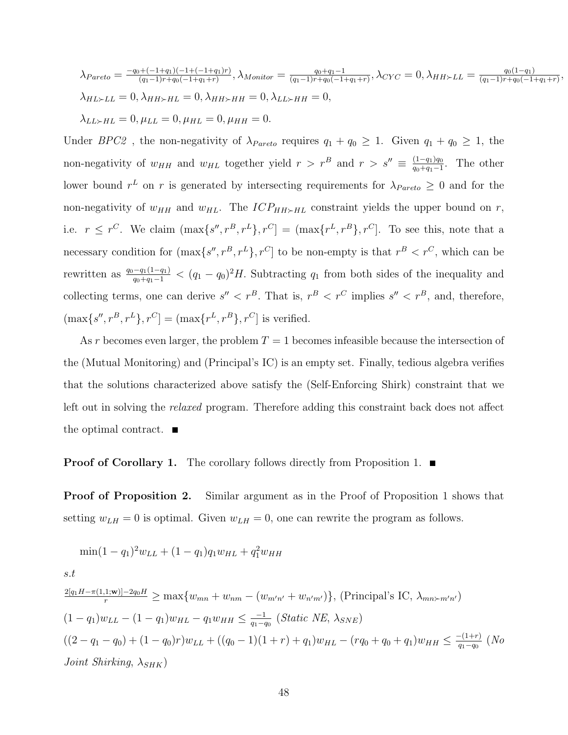$\lambda_{Pareto} = \frac{-q_0+(-1+q_1)(-1+(-1+q_1)r)}{(q_1-1)r+q_0(-1+q_1+r)}, \lambda_{Monitor} = \frac{q_0+q_1-1}{(q_1-1)r+q_0(-1+q_1+r)}, \lambda_{CYC} = 0, \lambda_{HH\succ LL} = \frac{q_0(1-q_1)}{(q_1-1)r+q_0(-1+q_1+r)},$

$\lambda_{HL\succ LL} = 0, \lambda_{HH\succ HL} = 0, \lambda_{HH\succ HH} = 0, \lambda_{LL\succ HH} = 0,$

$\lambda_{LL\succ HL} = 0, \mu_{LL} = 0, \mu_{HL} = 0, \mu_{HH} = 0.$

Under *BPC2* , the non-negativity of $\lambda_{Pareto}$ requires $q_1 + q_0 \geq 1$. Given $q_1 + q_0 \geq 1$, the non-negativity of $w_{HH}$ and $w_{HL}$ together yield $r > r^B$ and $r > s'' \equiv \frac{(1-q_1)q_0}{q_0+q_1-1}$. The other lower bound $r^L$ on $r$ is generated by intersecting requirements for $\lambda_{Pareto} \geq 0$ and for the non-negativity of $w_{HH}$ and $w_{HL}$. The $ICP_{HH\succ HL}$ constraint yields the upper bound on $r$, i.e. $r \leq r^C$. We claim $(\max\{s'', r^B, r^L\}, r^C] = (\max\{r^L, r^B\}, r^C]$. To see this, note that a necessary condition for $(\max\{s'', r^B, r^L\}, r^C]$ to be non-empty is that $r^B < r^C$, which can be rewritten as $\frac{q_0-q_1(1-q_1)}{q_0+q_1-1} < (q_1-q_0)^2 H$. Subtracting $q_1$ from both sides of the inequality and collecting terms, one can derive $s'' < r^B$. That is, $r^B < r^C$ implies $s'' < r^B$, and, therefore, $(\max\{s'', r^B, r^L\}, r^C] = (\max\{r^L, r^B\}, r^C]$ is verified.

As $r$ becomes even larger, the problem $T = 1$ becomes infeasible because the intersection of the (Mutual Monitoring) and (Principal's IC) is an empty set. Finally, tedious algebra verifies that the solutions characterized above satisfy the (Self-Enforcing Shirk) constraint that we left out in solving the *relaxed* program. Therefore adding this constraint back does not affect the optimal contract. ■

**Proof of Corollary 1.** The corollary follows directly from Proposition 1. ■

**Proof of Proposition 2.** Similar argument as in the Proof of Proposition 1 shows that setting $w_{LH} = 0$ is optimal. Given $w_{LH} = 0$, one can rewrite the program as follows.

$\min(1-q_1)^2 w_{LL} + (1-q_1)q_1 w_{HL} + q_1^2 w_{HH}$

*s.t*

$\frac{2[q_1 H - \pi(1,1;\mathbf{w})] - 2q_0 H}{r} \geq \max\{w_{mn} + w_{nm} - (w_{m'n'} + w_{n'm'})\}$, (Principal's IC, $\lambda_{mn\succ m'n'}$)

$(1-q_1)w_{LL} - (1-q_1)w_{HL} - q_1 w_{HH} \leq \frac{-1}{q_1-q_0}$ (*Static NE*, $\lambda_{SNE}$)

$((2-q_1-q_0)+(1-q_0)r)w_{LL} + ((q_0-1)(1+r)+q_1)w_{HL} - (rq_0+q_0+q_1)w_{HH} \leq \frac{-(1+r)}{q_1-q_0}$ (*No Joint Shirking*, $\lambda_{SHK}$)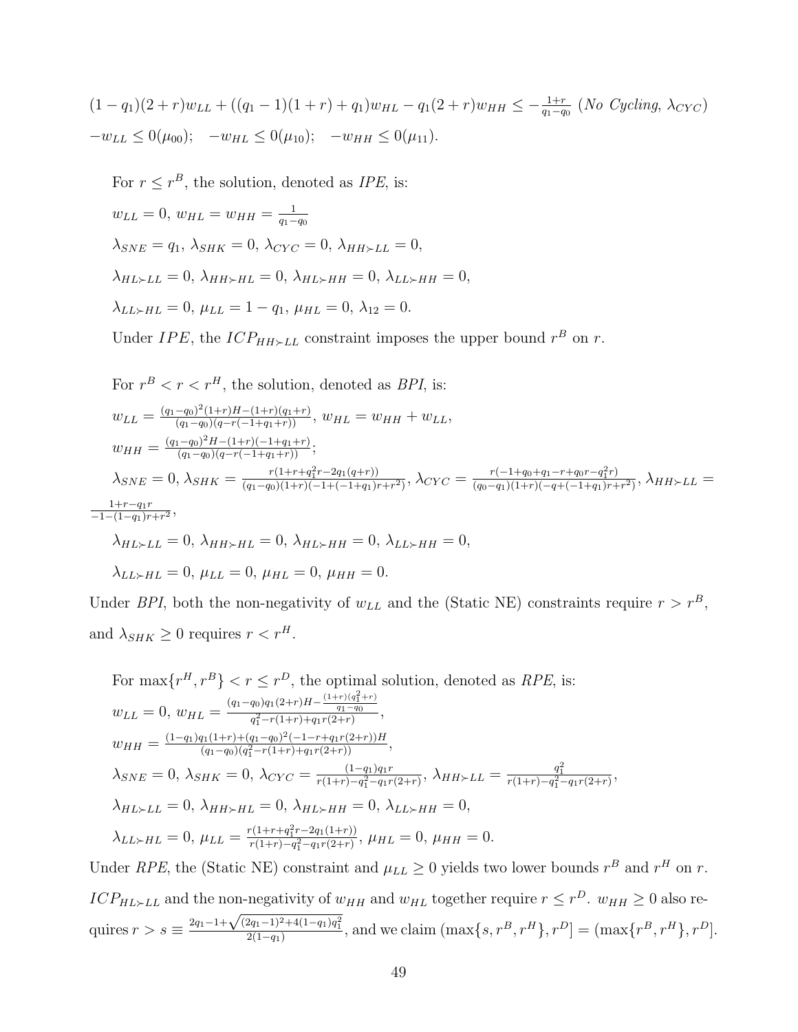$(1-q_1)(2+r)w_{LL} + ((q_1-1)(1+r)+q_1)w_{HL} - q_1(2+r)w_{HH} \leq -\frac{1+r}{q_1-q_0}$ (*No Cycling*, $\lambda_{CYC}$)

$-w_{LL} \leq 0(\mu_{00})$;  $-w_{HL} \leq 0(\mu_{10})$;  $-w_{HH} \leq 0(\mu_{11})$.

For $r \leq r^B$, the solution, denoted as *IPE*, is:

$w_{LL} = 0$, $w_{HL} = w_{HH} = \frac{1}{q_1-q_0}$

$\lambda_{SNE} = q_1$, $\lambda_{SHK} = 0$, $\lambda_{CYC} = 0$, $\lambda_{HH \succ LL} = 0$,

$\lambda_{HL \succ LL} = 0$, $\lambda_{HH \succ HL} = 0$, $\lambda_{HL \succ HH} = 0$, $\lambda_{LL \succ HH} = 0$,

$\lambda_{LL \succ HL} = 0$, $\mu_{LL} = 1-q_1$, $\mu_{HL} = 0$, $\lambda_{12} = 0$.

Under *IPE*, the $ICP_{HH \succ LL}$ constraint imposes the upper bound $r^B$ on $r$.

For $r^B < r < r^H$, the solution, denoted as *BPI*, is:

$w_{LL} = \frac{(q_1-q_0)^2(1+r)H-(1+r)(q_1+r)}{(q_1-q_0)(q-r(-1+q_1+r))}$, $w_{HL} = w_{HH} + w_{LL}$,

$w_{HH} = \frac{(q_1-q_0)^2 H-(1+r)(-1+q_1+r)}{(q_1-q_0)(q-r(-1+q_1+r))}$;

$\lambda_{SNE} = 0$, $\lambda_{SHK} = \frac{r(1+r+q_1^2 r-2q_1(q+r))}{(q_1-q_0)(1+r)(-1+(-1+q_1)r+r^2)}$, $\lambda_{CYC} = \frac{r(-1+q_0+q_1-r+q_0 r-q_1^2 r)}{(q_0-q_1)(1+r)(-q+(-1+q_1)r+r^2)}$, $\lambda_{HH \succ LL} = \frac{1+r-q_1 r}{-1-(1-q_1)r+r^2}$,

$\lambda_{HL \succ LL} = 0$, $\lambda_{HH \succ HL} = 0$, $\lambda_{HL \succ HH} = 0$, $\lambda_{LL \succ HH} = 0$,

$\lambda_{LL \succ HL} = 0$, $\mu_{LL} = 0$, $\mu_{HL} = 0$, $\mu_{HH} = 0$.

Under *BPI*, both the non-negativity of $w_{LL}$ and the (Static NE) constraints require $r > r^B$, and $\lambda_{SHK} \geq 0$ requires $r < r^H$.

For $\max\{r^H, r^B\} < r \leq r^D$, the optimal solution, denoted as *RPE*, is:

$w_{LL} = 0$, $w_{HL} = \frac{(q_1-q_0)q_1(2+r)H - \frac{(1+r)(q_1^2+r)}{q_1-q_0}}{q_1^2-r(1+r)+q_1 r(2+r)}$,

$w_{HH} = \frac{(1-q_1)q_1(1+r)+(q_1-q_0)^2(-1-r+q_1 r(2+r))H}{(q_1-q_0)(q_1^2-r(1+r)+q_1 r(2+r))}$,

$\lambda_{SNE} = 0$, $\lambda_{SHK} = 0$, $\lambda_{CYC} = \frac{(1-q_1)q_1 r}{r(1+r)-q_1^2-q_1 r(2+r)}$, $\lambda_{HH \succ LL} = \frac{q_1^2}{r(1+r)-q_1^2-q_1 r(2+r)}$,

$\lambda_{HL \succ LL} = 0$, $\lambda_{HH \succ HL} = 0$, $\lambda_{HL \succ HH} = 0$, $\lambda_{LL \succ HH} = 0$,

$\lambda_{LL \succ HL} = 0$, $\mu_{LL} = \frac{r(1+r+q_1^2 r-2q_1(1+r))}{r(1+r)-q_1^2-q_1 r(2+r)}$, $\mu_{HL} = 0$, $\mu_{HH} = 0$.

Under *RPE*, the (Static NE) constraint and $\mu_{LL} \geq 0$ yields two lower bounds $r^B$ and $r^H$ on $r$. $ICP_{HL \succ LL}$ and the non-negativity of $w_{HH}$ and $w_{HL}$ together require $r \leq r^D$. $w_{HH} \geq 0$ also requires $r > s \equiv \frac{2q_1-1+\sqrt{(2q_1-1)^2+4(1-q_1)q_1^2}}{2(1-q_1)}$, and we claim $(\max\{s, r^B, r^H\}, r^D] = (\max\{r^B, r^H\}, r^D]$.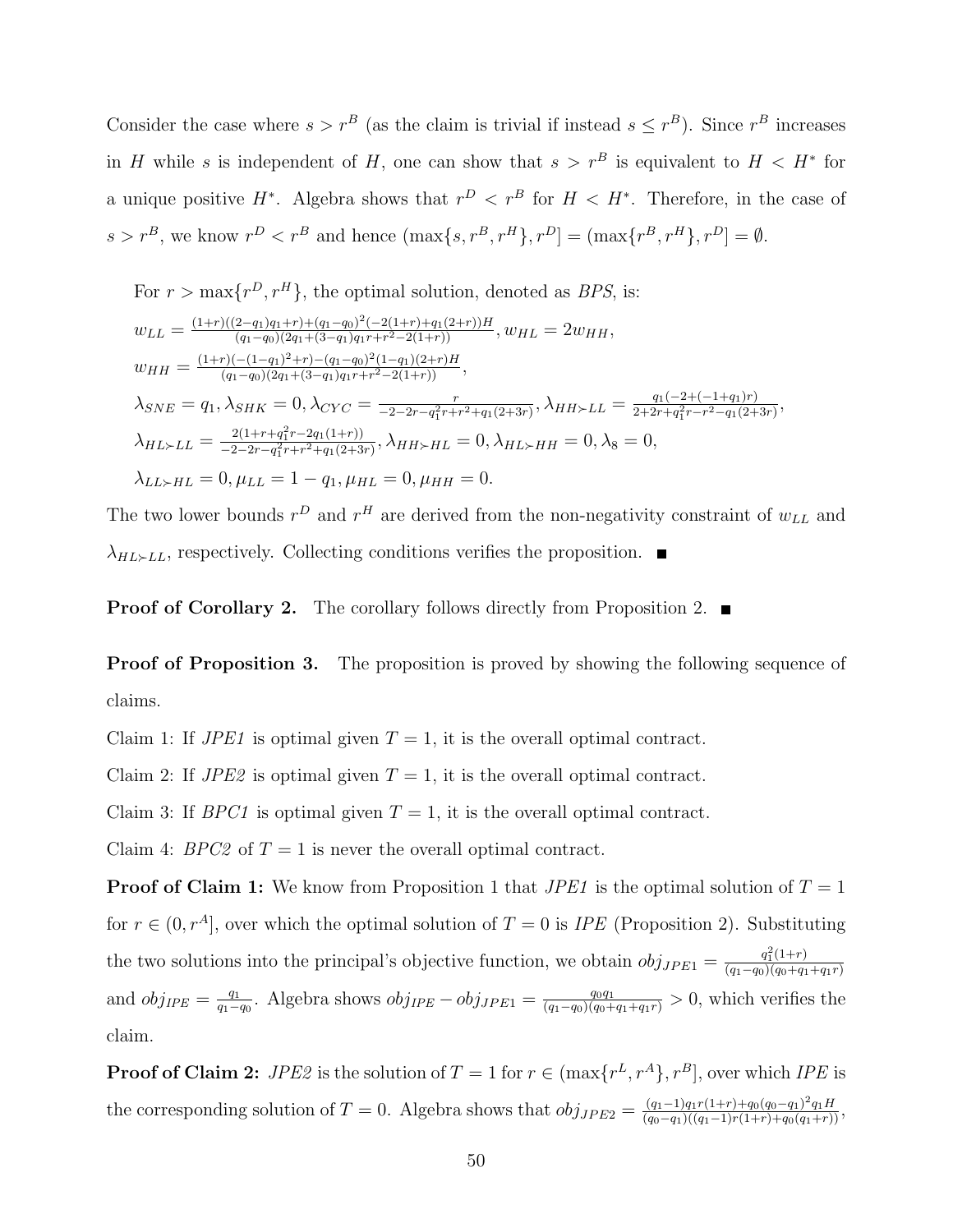Consider the case where $s > r^B$ (as the claim is trivial if instead $s \leq r^B$). Since $r^B$ increases in $H$ while $s$ is independent of $H$, one can show that $s > r^B$ is equivalent to $H < H^*$ for a unique positive $H^*$. Algebra shows that $r^D < r^B$ for $H < H^*$. Therefore, in the case of $s > r^B$, we know $r^D < r^B$ and hence $(\max\{s, r^B, r^H\}, r^D] = (\max\{r^B, r^H\}, r^D] = \emptyset$.

For $r > \max\{r^D, r^H\}$, the optimal solution, denoted as *BPS*, is:

$w_{LL} = \frac{(1+r)((2-q_1)q_1+r)+(q_1-q_0)^2(-2(1+r)+q_1(2+r))H}{(q_1-q_0)(2q_1+(3-q_1)q_1r+r^2-2(1+r))}, w_{HL} = 2w_{HH}$,

$w_{HH} = \frac{(1+r)(-(1-q_1)^2+r)-(q_1-q_0)^2(1-q_1)(2+r)H}{(q_1-q_0)(2q_1+(3-q_1)q_1r+r^2-2(1+r))}$,

$\lambda_{SNE} = q_1, \lambda_{SHK} = 0, \lambda_{CYC} = \frac{r}{-2-2r-q_1^2r+r^2+q_1(2+3r)}, \lambda_{HH \succ LL} = \frac{q_1(-2+(-1+q_1)r)}{2+2r+q_1^2r-r^2-q_1(2+3r)}$,

$\lambda_{HL \succ LL} = \frac{2(1+r+q_1^2r-2q_1(1+r))}{-2-2r-q_1^2r+r^2+q_1(2+3r)}, \lambda_{HH \succ HL} = 0, \lambda_{HL \succ HH} = 0, \lambda_8 = 0$,

$\lambda_{LL \succ HL} = 0, \mu_{LL} = 1 - q_1, \mu_{HL} = 0, \mu_{HH} = 0$.

The two lower bounds $r^D$ and $r^H$ are derived from the non-negativity constraint of $w_{LL}$ and $\lambda_{HL \succ LL}$, respectively. Collecting conditions verifies the proposition. ■

**Proof of Corollary 2.** The corollary follows directly from Proposition 2. ■

**Proof of Proposition 3.** The proposition is proved by showing the following sequence of claims.

Claim 1: If *JPE1* is optimal given $T = 1$, it is the overall optimal contract.

Claim 2: If *JPE2* is optimal given $T = 1$, it is the overall optimal contract.

Claim 3: If *BPC1* is optimal given $T = 1$, it is the overall optimal contract.

Claim 4: *BPC2* of $T = 1$ is never the overall optimal contract.

**Proof of Claim 1:** We know from Proposition 1 that *JPE1* is the optimal solution of $T = 1$ for $r \in (0, r^A]$, over which the optimal solution of $T = 0$ is *IPE* (Proposition 2). Substituting the two solutions into the principal's objective function, we obtain $obj_{JPE1} = \frac{q_1^2(1+r)}{(q_1-q_0)(q_0+q_1+q_1r)}$ and $obj_{IPE} = \frac{q_1}{q_1-q_0}$. Algebra shows $obj_{IPE} - obj_{JPE1} = \frac{q_0q_1}{(q_1-q_0)(q_0+q_1+q_1r)} > 0$, which verifies the claim.

**Proof of Claim 2:** *JPE2* is the solution of $T = 1$ for $r \in (\max\{r^L, r^A\}, r^B]$, over which *IPE* is the corresponding solution of $T = 0$. Algebra shows that $obj_{JPE2} = \frac{(q_1-1)q_1r(1+r)+q_0(q_0-q_1)^2q_1H}{(q_0-q_1)((q_1-1)r(1+r)+q_0(q_1+r))}$,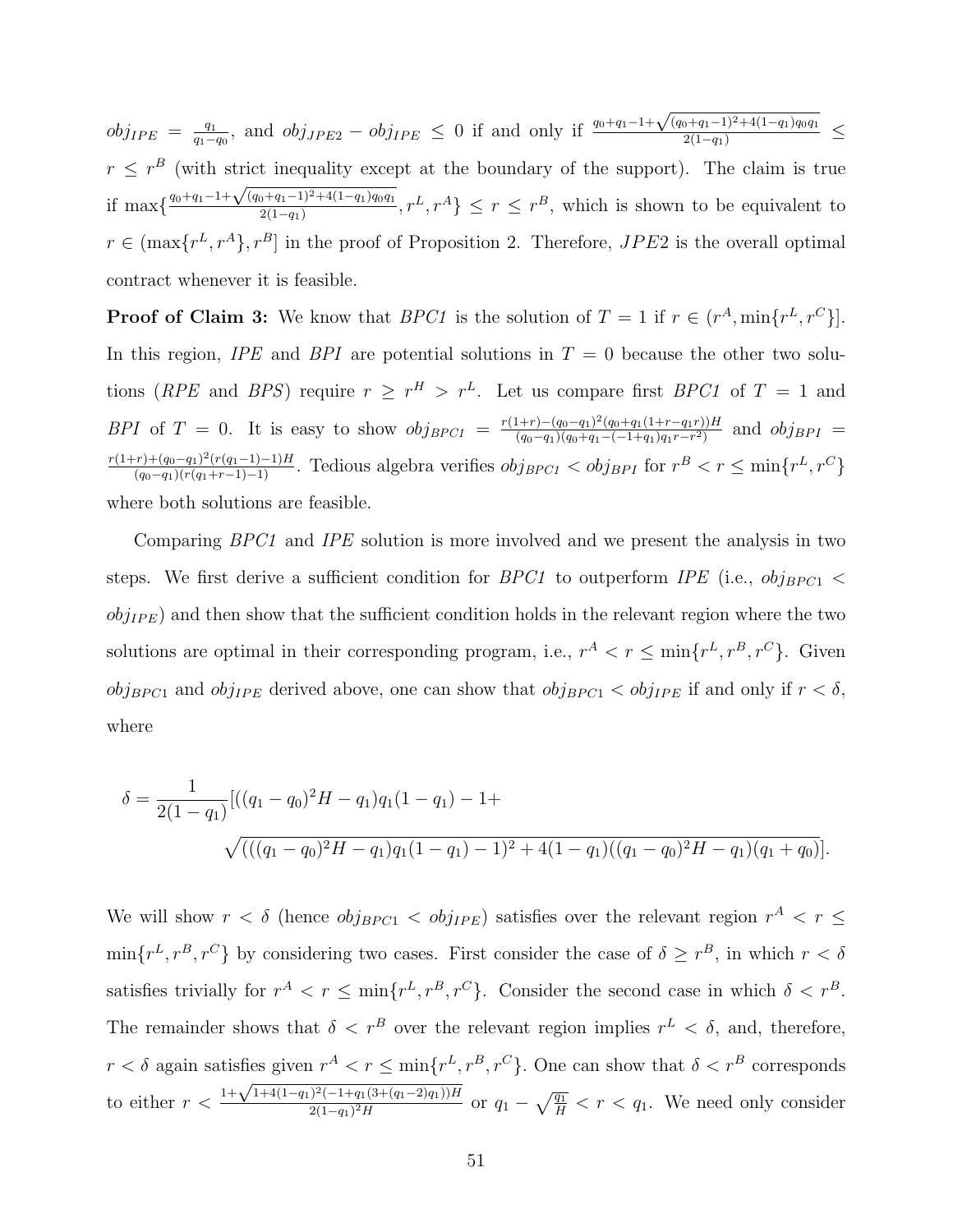$obj_{IPE} = \frac{q_1}{q_1 - q_0}$, and $obj_{JPE2} - obj_{IPE} \leq 0$ if and only if $\frac{q_0+q_1-1+\sqrt{(q_0+q_1-1)^2+4(1-q_1)q_0q_1}}{2(1-q_1)} \leq r \leq r^B$ (with strict inequality except at the boundary of the support). The claim is true if $\max\{\frac{q_0+q_1-1+\sqrt{(q_0+q_1-1)^2+4(1-q_1)q_0q_1}}{2(1-q_1)}, r^L, r^A\} \leq r \leq r^B$, which is shown to be equivalent to $r \in (\max\{r^L, r^A\}, r^B]$ in the proof of Proposition 2. Therefore, $JPE2$ is the overall optimal contract whenever it is feasible.

**Proof of Claim 3:** We know that *BPC1* is the solution of $T = 1$ if $r \in (r^A, \min\{r^L, r^C\}]$. In this region, *IPE* and *BPI* are potential solutions in $T = 0$ because the other two solutions (*RPE* and *BPS*) require $r \geq r^H > r^L$. Let us compare first *BPC1* of $T = 1$ and *BPI* of $T = 0$. It is easy to show $obj_{BPC1} = \frac{r(1+r)-(q_0-q_1)^2(q_0+q_1(1+r-q_1r))H}{(q_0-q_1)(q_0+q_1-(-1+q_1)q_1r-r^2)}$ and $obj_{BPI} = \frac{r(1+r)+(q_0-q_1)^2(r(q_1-1)-1)H}{(q_0-q_1)(r(q_1+r-1)-1)}$. Tedious algebra verifies $obj_{BPC1} < obj_{BPI}$ for $r^B < r \leq \min\{r^L, r^C\}$ where both solutions are feasible.

Comparing *BPC1* and *IPE* solution is more involved and we present the analysis in two steps. We first derive a sufficient condition for *BPC1* to outperform *IPE* (i.e., $obj_{BPC1} < obj_{IPE}$) and then show that the sufficient condition holds in the relevant region where the two solutions are optimal in their corresponding program, i.e., $r^A < r \leq \min\{r^L, r^B, r^C\}$. Given $obj_{BPC1}$ and $obj_{IPE}$ derived above, one can show that $obj_{BPC1} < obj_{IPE}$ if and only if $r < \delta$, where

$$\delta = \frac{1}{2(1-q_1)}[((q_1-q_0)^2H - q_1)q_1(1-q_1) - 1 + \sqrt{(((q_1-q_0)^2H - q_1)q_1(1-q_1) - 1)^2 + 4(1-q_1)((q_1-q_0)^2H - q_1)(q_1+q_0)}].$$

We will show $r < \delta$ (hence $obj_{BPC1} < obj_{IPE}$) satisfies over the relevant region $r^A < r \leq \min\{r^L, r^B, r^C\}$ by considering two cases. First consider the case of $\delta \geq r^B$, in which $r < \delta$ satisfies trivially for $r^A < r \leq \min\{r^L, r^B, r^C\}$. Consider the second case in which $\delta < r^B$. The remainder shows that $\delta < r^B$ over the relevant region implies $r^L < \delta$, and, therefore, $r < \delta$ again satisfies given $r^A < r \leq \min\{r^L, r^B, r^C\}$. One can show that $\delta < r^B$ corresponds to either $r < \frac{1+\sqrt{1+4(1-q_1)^2(-1+q_1(3+(q_1-2)q_1))H}}{2(1-q_1)^2H}$ or $q_1 - \sqrt{\frac{q_1}{H}} < r < q_1$. We need only consider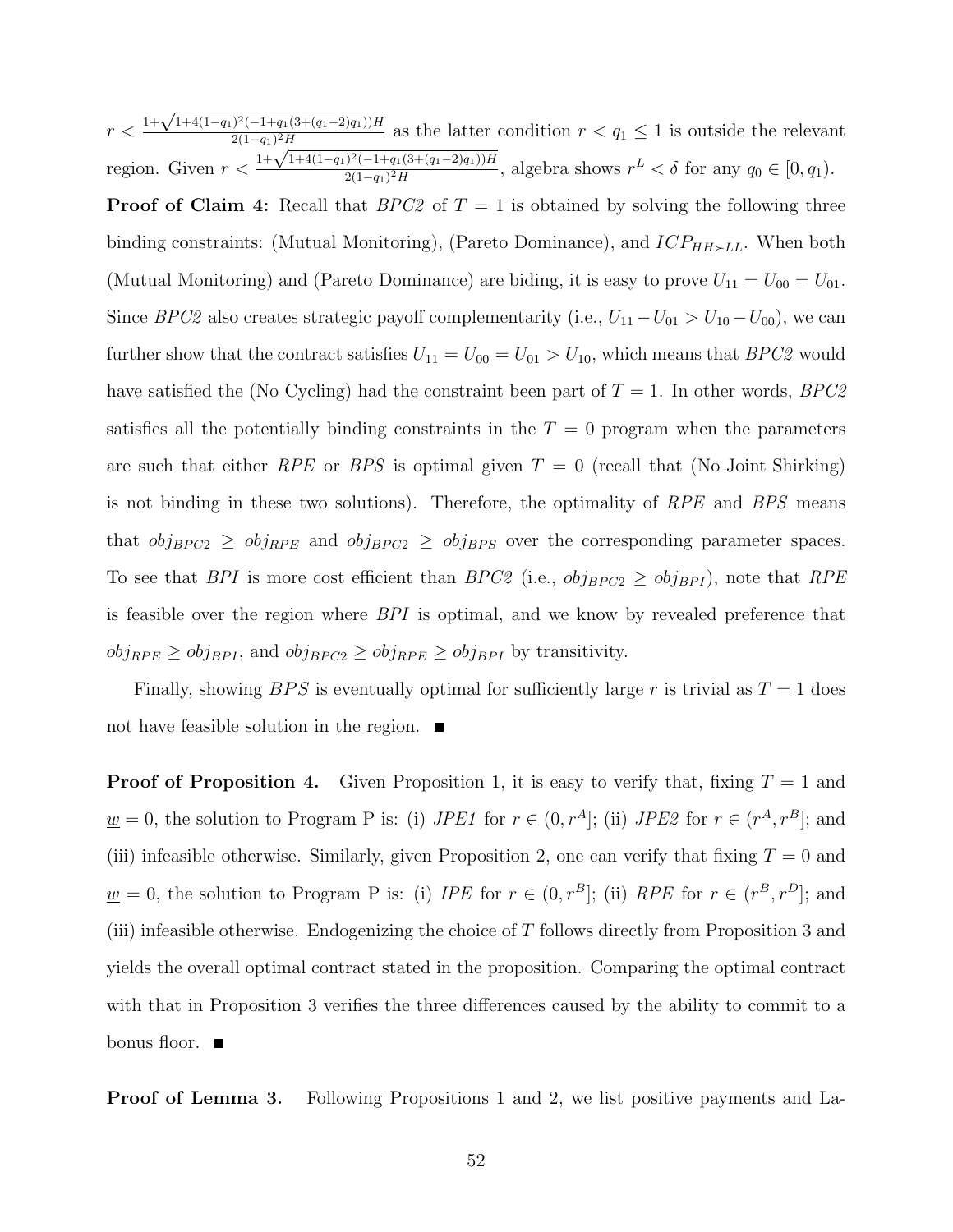$r < \frac{1+\sqrt{1+4(1-q_1)^2(-1+q_1(3+(q_1-2)q_1))H}}{2(1-q_1)^2 H}$ as the latter condition $r < q_1 \leq 1$ is outside the relevant region. Given $r < \frac{1+\sqrt{1+4(1-q_1)^2(-1+q_1(3+(q_1-2)q_1))H}}{2(1-q_1)^2 H}$, algebra shows $r^L < \delta$ for any $q_0 \in [0, q_1)$.

**Proof of Claim 4:** Recall that *BPC2* of $T = 1$ is obtained by solving the following three binding constraints: (Mutual Monitoring), (Pareto Dominance), and $ICP_{HH \succ LL}$. When both (Mutual Monitoring) and (Pareto Dominance) are biding, it is easy to prove $U_{11} = U_{00} = U_{01}$. Since *BPC2* also creates strategic payoff complementarity (i.e., $U_{11} - U_{01} > U_{10} - U_{00}$), we can further show that the contract satisfies $U_{11} = U_{00} = U_{01} > U_{10}$, which means that *BPC2* would have satisfied the (No Cycling) had the constraint been part of $T = 1$. In other words, *BPC2* satisfies all the potentially binding constraints in the $T = 0$ program when the parameters are such that either *RPE* or *BPS* is optimal given $T = 0$ (recall that (No Joint Shirking) is not binding in these two solutions). Therefore, the optimality of *RPE* and *BPS* means that $obj_{BPC2} \geq obj_{RPE}$ and $obj_{BPC2} \geq obj_{BPS}$ over the corresponding parameter spaces. To see that *BPI* is more cost efficient than *BPC2* (i.e., $obj_{BPC2} \geq obj_{BPI}$), note that *RPE* is feasible over the region where *BPI* is optimal, and we know by revealed preference that $obj_{RPE} \geq obj_{BPI}$, and $obj_{BPC2} \geq obj_{RPE} \geq obj_{BPI}$ by transitivity.

Finally, showing *BPS* is eventually optimal for sufficiently large $r$ is trivial as $T = 1$ does not have feasible solution in the region. ∎

**Proof of Proposition 4.** Given Proposition 1, it is easy to verify that, fixing $T = 1$ and $\underline{w} = 0$, the solution to Program P is: (i) *JPE1* for $r \in (0, r^A]$; (ii) *JPE2* for $r \in (r^A, r^B]$; and (iii) infeasible otherwise. Similarly, given Proposition 2, one can verify that fixing $T = 0$ and $\underline{w} = 0$, the solution to Program P is: (i) *IPE* for $r \in (0, r^B]$; (ii) *RPE* for $r \in (r^B, r^D]$; and (iii) infeasible otherwise. Endogenizing the choice of $T$ follows directly from Proposition 3 and yields the overall optimal contract stated in the proposition. Comparing the optimal contract with that in Proposition 3 verifies the three differences caused by the ability to commit to a bonus floor. ∎

**Proof of Lemma 3.** Following Propositions 1 and 2, we list positive payments and La-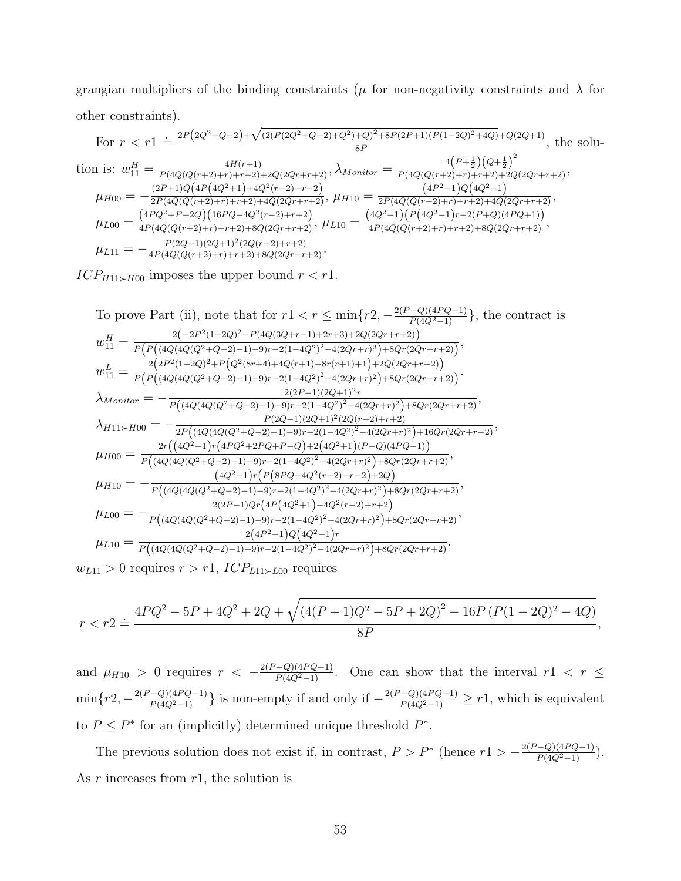grangian multipliers of the binding constraints ($\mu$ for non-negativity constraints and $\lambda$ for other constraints).

For $r < r1 \doteq \frac{2P\left(2Q^2+Q-2\right)+\sqrt{(2(P(2Q^2+Q-2)+Q^2)+Q)^2+8P(2P+1)(P(1-2Q)^2+4Q)}+Q(2Q+1)}{8P}$, the solution is: $w_{11}^H = \frac{4H(r+1)}{P(4Q(Q(r+2)+r)+r+2)+2Q(2Qr+r+2)}$, $\lambda_{Monitor} = \frac{4\left(P+\frac{1}{2}\right)\left(Q+\frac{1}{2}\right)^2}{P(4Q(Q(r+2)+r)+r+2)+2Q(2Qr+r+2)}$, $\mu_{H00} = -\frac{(2P+1)Q\left(4P\left(4Q^2+1\right)+4Q^2(r-2)-r-2\right)}{2P(4Q(Q(r+2)+r)+r+2)+4Q(2Qr+r+2)}$, $\mu_{H10} = \frac{\left(4P^2-1\right)Q\left(4Q^2-1\right)}{2P(4Q(Q(r+2)+r)+r+2)+4Q(2Qr+r+2)}$, $\mu_{L00} = \frac{\left(4PQ^2+P+2Q\right)\left(16PQ-4Q^2(r-2)+r+2\right)}{4P(4Q(Q(r+2)+r)+r+2)+8Q(2Qr+r+2)}$, $\mu_{L10} = \frac{\left(4Q^2-1\right)\left(P\left(4Q^2-1\right)r-2(P+Q)(4PQ+1)\right)}{4P(4Q(Q(r+2)+r)+r+2)+8Q(2Qr+r+2)}$, $\mu_{L11} = -\frac{P(2Q-1)(2Q+1)^2(2Q(r-2)+r+2)}{4P(4Q(Q(r+2)+r)+r+2)+8Q(2Qr+r+2)}$.

$ICP_{H11\succ H00}$ imposes the upper bound $r < r1$.

To prove Part (ii), note that for $r1 < r \leq \min\{r2, -\frac{2(P-Q)(4PQ-1)}{P(4Q^2-1)}\}$, the contract is

$w_{11}^H = \frac{2\left(-2P^2(1-2Q)^2-P(4Q(3Q+r-1)+2r+3)+2Q(2Qr+r+2)\right)}{P\left(P\left((4Q(4Q(Q^2+Q-2)-1)-9)r-2(1-4Q^2)^2-4(2Qr+r)^2\right)+8Qr(2Qr+r+2)\right)}$,

$w_{11}^L = \frac{2\left(2P^2(1-2Q)^2+P\left(Q^2(8r+4)+4Q(r+1)-8r(r+1)+1\right)+2Q(2Qr+r+2)\right)}{P\left(P\left((4Q(4Q(Q^2+Q-2)-1)-9)r-2(1-4Q^2)^2-4(2Qr+r)^2\right)+8Qr(2Qr+r+2)\right)}$.

$\lambda_{Monitor} = -\frac{2(2P-1)(2Q+1)^2r}{P\left((4Q(4Q(Q^2+Q-2)-1)-9)r-2(1-4Q^2)^2-4(2Qr+r)^2\right)+8Qr(2Qr+r+2)}$,

$\lambda_{H11\succ H00} = -\frac{P(2Q-1)(2Q+1)^2(2Q(r-2)+r+2)}{2P\left((4Q(4Q(Q^2+Q-2)-1)-9)r-2(1-4Q^2)^2-4(2Qr+r)^2\right)+16Qr(2Qr+r+2)}$,

$\mu_{H00} = \frac{2r\left(\left(4Q^2-1\right)r\left(4PQ^2+2PQ+P-Q\right)+2\left(4Q^2+1\right)(P-Q)(4PQ-1)\right)}{P\left((4Q(4Q(Q^2+Q-2)-1)-9)r-2(1-4Q^2)^2-4(2Qr+r)^2\right)+8Qr(2Qr+r+2)}$,

$\mu_{H10} = -\frac{\left(4Q^2-1\right)r\left(P\left(8PQ+4Q^2(r-2)-r-2\right)+2Q\right)}{P\left((4Q(4Q(Q^2+Q-2)-1)-9)r-2(1-4Q^2)^2-4(2Qr+r)^2\right)+8Qr(2Qr+r+2)}$,

$\mu_{L00} = -\frac{2(2P-1)Qr\left(4P\left(4Q^2+1\right)-4Q^2(r-2)+r+2\right)}{P\left((4Q(4Q(Q^2+Q-2)-1)-9)r-2(1-4Q^2)^2-4(2Qr+r)^2\right)+8Qr(2Qr+r+2)}$,

$\mu_{L10} = \frac{2\left(4P^2-1\right)Q\left(4Q^2-1\right)r}{P\left((4Q(4Q(Q^2+Q-2)-1)-9)r-2(1-4Q^2)^2-4(2Qr+r)^2\right)+8Qr(2Qr+r+2)}$.

$w_{L11} > 0$ requires $r > r1$, $ICP_{L11\succ L00}$ requires

$$r < r2 \doteq \frac{4PQ^2 - 5P + 4Q^2 + 2Q + \sqrt{\left(4(P+1)Q^2 - 5P + 2Q\right)^2 - 16P\left(P(1-2Q)^2 - 4Q\right)}}{8P},$$

and $\mu_{H10} > 0$ requires $r < -\frac{2(P-Q)(4PQ-1)}{P(4Q^2-1)}$. One can show that the interval $r1 < r \leq \min\{r2, -\frac{2(P-Q)(4PQ-1)}{P(4Q^2-1)}\}$ is non-empty if and only if $-\frac{2(P-Q)(4PQ-1)}{P(4Q^2-1)} \geq r1$, which is equivalent to $P \leq P^*$ for an (implicitly) determined unique threshold $P^*$.

The previous solution does not exist if, in contrast, $P > P^*$ (hence $r1 > -\frac{2(P-Q)(4PQ-1)}{P(4Q^2-1)}$). As $r$ increases from $r1$, the solution is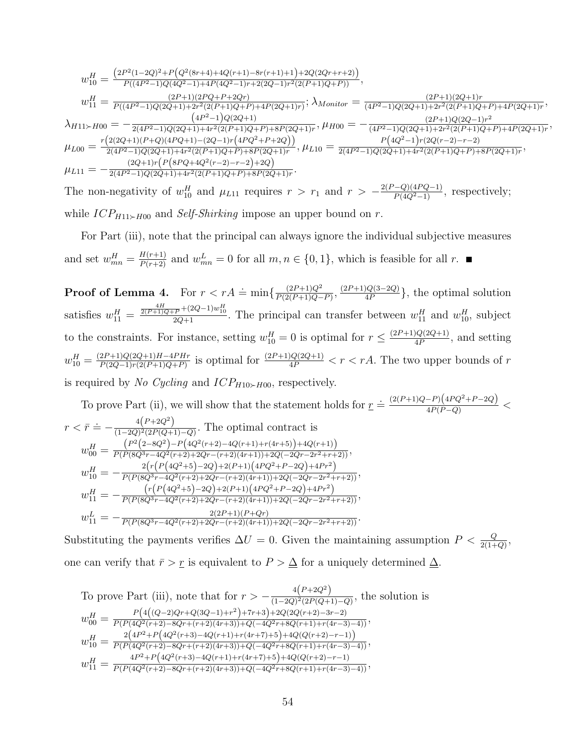$w_{10}^H = \frac{\left(2P^2(1-2Q)^2+P\left(Q^2(8r+4)+4Q(r+1)-8r(r+1)+1\right)+2Q(2Qr+r+2)\right)}{P((4P^2-1)Q(4Q^2-1)+4P(4Q^2-1)r+2(2Q-1)r^2(2(P+1)Q+P))}$,

$w_{11}^H = \frac{(2P+1)(2PQ+P+2Qr)}{P((4P^2-1)Q(2Q+1)+2r^2(2(P+1)Q+P)+4P(2Q+1)r)}$; $\lambda_{Monitor} = \frac{(2P+1)(2Q+1)r}{(4P^2-1)Q(2Q+1)+2r^2(2(P+1)Q+P)+4P(2Q+1)r}$,

$\lambda_{H11 \succ H00} = -\frac{\left(4P^2-1\right)Q(2Q+1)}{2(4P^2-1)Q(2Q+1)+4r^2(2(P+1)Q+P)+8P(2Q+1)r}$, $\mu_{H00} = -\frac{(2P+1)Q(2Q-1)r^2}{(4P^2-1)Q(2Q+1)+2r^2(2(P+1)Q+P)+4P(2Q+1)r}$,

$\mu_{L00} = \frac{r\left(2(2Q+1)(P+Q)(4PQ+1)-(2Q-1)r\left(4PQ^2+P+2Q\right)\right)}{2(4P^2-1)Q(2Q+1)+4r^2(2(P+1)Q+P)+8P(2Q+1)r}$, $\mu_{L10} = \frac{P\left(4Q^2-1\right)r(2Q(r-2)-r-2)}{2(4P^2-1)Q(2Q+1)+4r^2(2(P+1)Q+P)+8P(2Q+1)r}$,

$\mu_{L11} = -\frac{(2Q+1)r\left(P\left(8PQ+4Q^2(r-2)-r-2\right)+2Q\right)}{2(4P^2-1)Q(2Q+1)+4r^2(2(P+1)Q+P)+8P(2Q+1)r}$.

The non-negativity of $w_{10}^H$ and $\mu_{L11}$ requires $r > r_1$ and $r > -\frac{2(P-Q)(4PQ-1)}{P(4Q^2-1)}$, respectively; while $ICP_{H11 \succ H00}$ and *Self-Shirking* impose an upper bound on $r$.

For Part (iii), note that the principal can always ignore the individual subjective measures and set $w_{mn}^H = \frac{H(r+1)}{P(r+2)}$ and $w_{mn}^L = 0$ for all $m, n \in \{0, 1\}$, which is feasible for all $r$. ■

**Proof of Lemma 4.** For $r < rA \doteq \min\{\frac{(2P+1)Q^2}{P(2(P+1)Q-P)}, \frac{(2P+1)Q(3-2Q)}{4P}\}$, the optimal solution satisfies $w_{11}^H = \frac{\frac{4H}{2(P+1)Q+P}+(2Q-1)w_{10}^H}{2Q+1}$. The principal can transfer between $w_{11}^H$ and $w_{10}^H$, subject to the constraints. For instance, setting $w_{10}^H = 0$ is optimal for $r \leq \frac{(2P+1)Q(2Q+1)}{4P}$, and setting $w_{10}^H = \frac{(2P+1)Q(2Q+1)H-4PHr}{P(2Q-1)r(2(P+1)Q+P)}$ is optimal for $\frac{(2P+1)Q(2Q+1)}{4P} < r < rA$. The two upper bounds of $r$ is required by *No Cycling* and $ICP_{H10 \succ H00}$, respectively.

To prove Part (ii), we will show that the statement holds for $\underline{r} \doteq \frac{(2(P+1)Q-P)\left(4PQ^2+P-2Q\right)}{4P(P-Q)} < r < \bar{r} \doteq -\frac{4\left(P+2Q^2\right)}{(1-2Q)^2(2P(Q+1)-Q)}$. The optimal contract is

$w_{00}^H = \frac{\left(P^2\left(2-8Q^2\right)-P\left(4Q^2(r+2)-4Q(r+1)+r(4r+5)\right)+4Q(r+1)\right)}{P(P(8Q^3r-4Q^2(r+2)+2Qr-(r+2)(4r+1))+2Q(-2Qr-2r^2+r+2))}$,

$w_{10}^H = -\frac{2\left(r\left(P\left(4Q^2+5\right)-2Q\right)+2(P+1)\left(4PQ^2+P-2Q\right)+4Pr^2\right)}{P(P(8Q^3r-4Q^2(r+2)+2Qr-(r+2)(4r+1))+2Q(-2Qr-2r^2+r+2))}$,

$w_{11}^H = -\frac{\left(r\left(P\left(4Q^2+5\right)-2Q\right)+2(P+1)\left(4PQ^2+P-2Q\right)+4Pr^2\right)}{P(P(8Q^3r-4Q^2(r+2)+2Qr-(r+2)(4r+1))+2Q(-2Qr-2r^2+r+2))}$,

$w_{11}^L = -\frac{2(2P+1)(P+Qr)}{P(P(8Q^3r-4Q^2(r+2)+2Qr-(r+2)(4r+1))+2Q(-2Qr-2r^2+r+2))}$.

Substituting the payments verifies $\Delta U = 0$. Given the maintaining assumption $P < \frac{Q}{2(1+Q)}$, one can verify that $\bar{r} > \underline{r}$ is equivalent to $P > \underline{\Delta}$ for a uniquely determined $\underline{\Delta}$.

To prove Part (iii), note that for $r > -\frac{4\left(P+2Q^2\right)}{(1-2Q)^2(2P(Q+1)-Q)}$, the solution is

$w_{00}^H = \frac{P\left(4\left((Q-2)Qr+Q(3Q-1)+r^2\right)+7r+3\right)+2Q(2Q(r+2)-3r-2)}{P(P(4Q^2(r+2)-8Qr+(r+2)(4r+3))+Q(-4Q^2r+8Q(r+1)+r(4r-3)-4))}$,

$w_{10}^H = \frac{2\left(4P^2+P\left(4Q^2(r+3)-4Q(r+1)+r(4r+7)+5\right)+4Q(Q(r+2)-r-1)\right)}{P(P(4Q^2(r+2)-8Qr+(r+2)(4r+3))+Q(-4Q^2r+8Q(r+1)+r(4r-3)-4))}$,

$w_{11}^H = \frac{4P^2+P\left(4Q^2(r+3)-4Q(r+1)+r(4r+7)+5\right)+4Q(Q(r+2)-r-1)}{P(P(4Q^2(r+2)-8Qr+(r+2)(4r+3))+Q(-4Q^2r+8Q(r+1)+r(4r-3)-4))}$,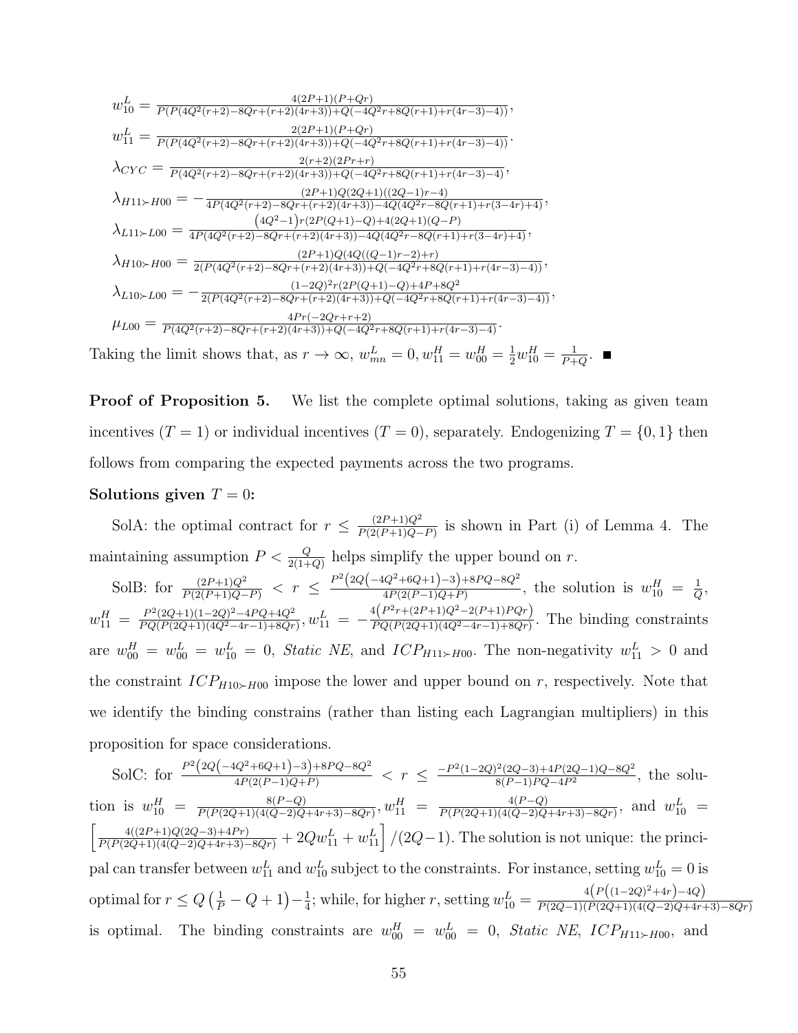$w_{10}^L = \frac{4(2P+1)(P+Qr)}{P(P(4Q^2(r+2)-8Qr+(r+2)(4r+3))+Q(-4Q^2r+8Q(r+1)+r(4r-3)-4))}$,

$w_{11}^L = \frac{2(2P+1)(P+Qr)}{P(P(4Q^2(r+2)-8Qr+(r+2)(4r+3))+Q(-4Q^2r+8Q(r+1)+r(4r-3)-4))}$.

$\lambda_{CYC} = \frac{2(r+2)(2Pr+r)}{P(4Q^2(r+2)-8Qr+(r+2)(4r+3))+Q(-4Q^2r+8Q(r+1)+r(4r-3)-4)}$,

$\lambda_{H11\succ H00} = -\frac{(2P+1)Q(2Q+1)((2Q-1)r-4)}{4P(4Q^2(r+2)-8Qr+(r+2)(4r+3))-4Q(4Q^2r-8Q(r+1)+r(3-4r)+4)}$,

$\lambda_{L11\succ L00} = \frac{\left(4Q^2-1\right)r(2P(Q+1)-Q)+4(2Q+1)(Q-P)}{4P(4Q^2(r+2)-8Qr+(r+2)(4r+3))-4Q(4Q^2r-8Q(r+1)+r(3-4r)+4)}$,

$\lambda_{H10\succ H00} = \frac{(2P+1)Q(4Q((Q-1)r-2)+r)}{2(P(4Q^2(r+2)-8Qr+(r+2)(4r+3))+Q(-4Q^2r+8Q(r+1)+r(4r-3)-4))}$,

$\lambda_{L10\succ L00} = -\frac{(1-2Q)^2r(2P(Q+1)-Q)+4P+8Q^2}{2(P(4Q^2(r+2)-8Qr+(r+2)(4r+3))+Q(-4Q^2r+8Q(r+1)+r(4r-3)-4))}$,

$\mu_{L00} = \frac{4Pr(-2Qr+r+2)}{P(4Q^2(r+2)-8Qr+(r+2)(4r+3))+Q(-4Q^2r+8Q(r+1)+r(4r-3)-4)}$.

Taking the limit shows that, as $r \to \infty$, $w_{mn}^L = 0, w_{11}^H = w_{00}^H = \frac{1}{2}w_{10}^H = \frac{1}{P+Q}$. ■

**Proof of Proposition 5.** We list the complete optimal solutions, taking as given team incentives ($T = 1$) or individual incentives ($T = 0$), separately. Endogenizing $T = \{0, 1\}$ then follows from comparing the expected payments across the two programs.

**Solutions given $T = 0$:**

SolA: the optimal contract for $r \leq \frac{(2P+1)Q^2}{P(2(P+1)Q-P)}$ is shown in Part (i) of Lemma 4. The maintaining assumption $P < \frac{Q}{2(1+Q)}$ helps simplify the upper bound on $r$.

SolB: for $\frac{(2P+1)Q^2}{P(2(P+1)Q-P)} < r \leq \frac{P^2\left(2Q\left(-4Q^2+6Q+1\right)-3\right)+8PQ-8Q^2}{4P(2(P-1)Q+P)}$, the solution is $w_{10}^H = \frac{1}{Q}$, $w_{11}^H = \frac{P^2(2Q+1)(1-2Q)^2-4PQ+4Q^2}{PQ(P(2Q+1)(4Q^2-4r-1)+8Qr)}, w_{11}^L = -\frac{4\left(P^2r+(2P+1)Q^2-2(P+1)PQr\right)}{PQ(P(2Q+1)(4Q^2-4r-1)+8Qr)}$. The binding constraints are $w_{00}^H = w_{00}^L = w_{10}^L = 0$, *Static NE*, and $ICP_{H11\succ H00}$. The non-negativity $w_{11}^L > 0$ and the constraint $ICP_{H10\succ H00}$ impose the lower and upper bound on $r$, respectively. Note that we identify the binding constrains (rather than listing each Lagrangian multipliers) in this proposition for space considerations.

SolC: for $\frac{P^2\left(2Q\left(-4Q^2+6Q+1\right)-3\right)+8PQ-8Q^2}{4P(2(P-1)Q+P)} < r \leq \frac{-P^2(1-2Q)^2(2Q-3)+4P(2Q-1)Q-8Q^2}{8(P-1)PQ-4P^2}$, the solution is $w_{10}^H = \frac{8(P-Q)}{P(P(2Q+1)(4(Q-2)Q+4r+3)-8Qr)}, w_{11}^H = \frac{4(P-Q)}{P(P(2Q+1)(4(Q-2)Q+4r+3)-8Qr)}$, and $w_{10}^L = \left[\frac{4((2P+1)Q(2Q-3)+4Pr)}{P(P(2Q+1)(4(Q-2)Q+4r+3)-8Qr)} + 2Qw_{11}^L + w_{11}^L\right]/(2Q-1)$. The solution is not unique: the principal can transfer between $w_{11}^L$ and $w_{10}^L$ subject to the constraints. For instance, setting $w_{10}^L = 0$ is optimal for $r \leq Q\left(\frac{1}{P} - Q + 1\right) - \frac{1}{4}$; while, for higher $r$, setting $w_{10}^L = \frac{4\left(P\left((1-2Q)^2+4r\right)-4Q\right)}{P(2Q-1)(P(2Q+1)(4(Q-2)Q+4r+3)-8Qr)}$ is optimal. The binding constraints are $w_{00}^H = w_{00}^L = 0$, *Static NE*, $ICP_{H11\succ H00}$, and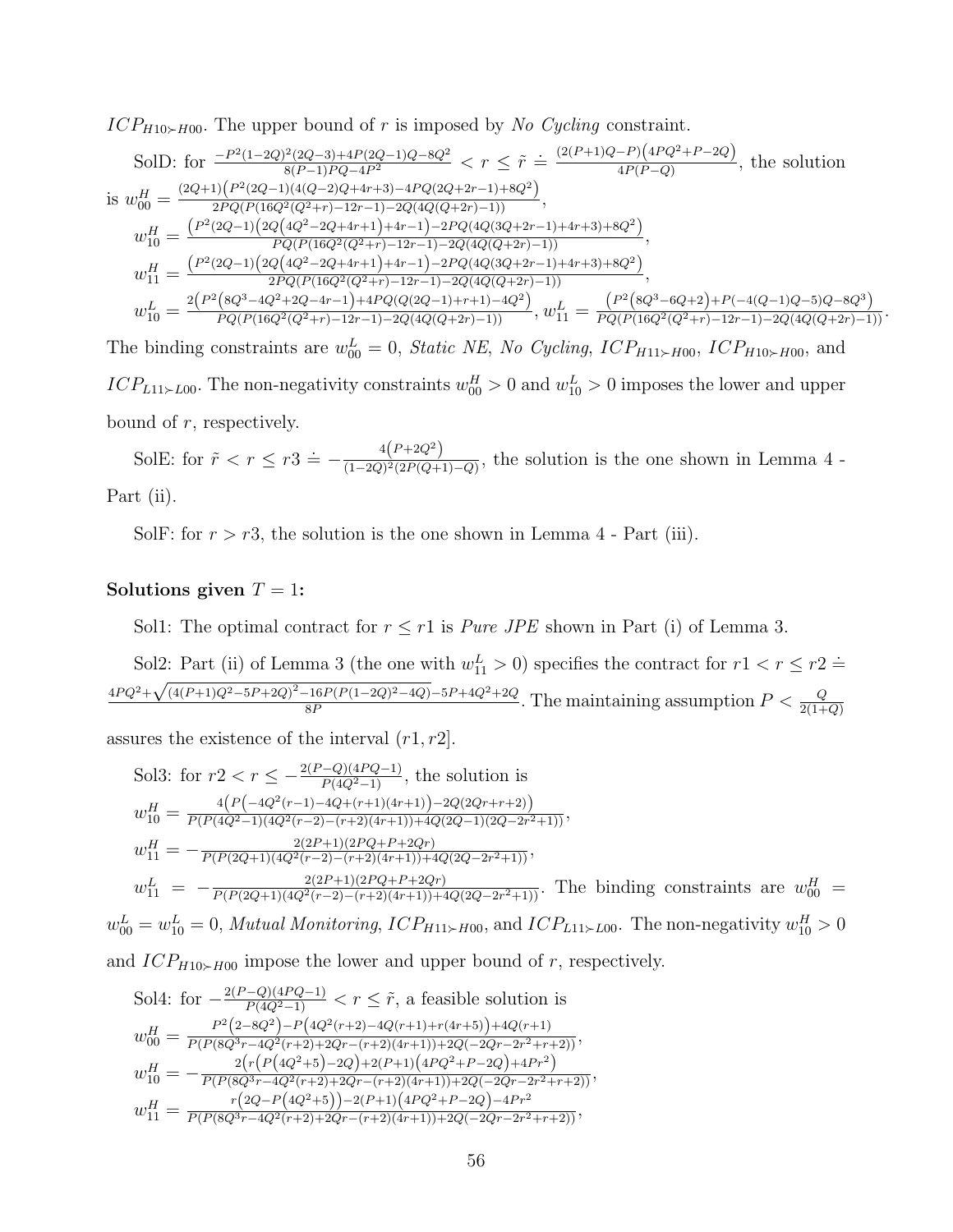$ICP_{H10\succ H00}$. The upper bound of $r$ is imposed by *No Cycling* constraint.

SolD: for $\frac{-P^2(1-2Q)^2(2Q-3)+4P(2Q-1)Q-8Q^2}{8(P-1)PQ-4P^2} < r \leq \tilde{r} \doteq \frac{(2(P+1)Q-P)\left(4PQ^2+P-2Q\right)}{4P(P-Q)}$, the solution is $w_{00}^H = \frac{(2Q+1)\left(P^2(2Q-1)(4(Q-2)Q+4r+3)-4PQ(2Q+2r-1)+8Q^2\right)}{2PQ(P(16Q^2(Q^2+r)-12r-1)-2Q(4Q(Q+2r)-1))}$,

$w_{10}^H = \frac{\left(P^2(2Q-1)\left(2Q\left(4Q^2-2Q+4r+1\right)+4r-1\right)-2PQ(4Q(3Q+2r-1)+4r+3)+8Q^2\right)}{PQ(P(16Q^2(Q^2+r)-12r-1)-2Q(4Q(Q+2r)-1))}$,

$w_{11}^H = \frac{\left(P^2(2Q-1)\left(2Q\left(4Q^2-2Q+4r+1\right)+4r-1\right)-2PQ(4Q(3Q+2r-1)+4r+3)+8Q^2\right)}{2PQ(P(16Q^2(Q^2+r)-12r-1)-2Q(4Q(Q+2r)-1))}$,

$w_{10}^L = \frac{2\left(P^2\left(8Q^3-4Q^2+2Q-4r-1\right)+4PQ(Q(2Q-1)+r+1)-4Q^2\right)}{PQ(P(16Q^2(Q^2+r)-12r-1)-2Q(4Q(Q+2r)-1))}$, $w_{11}^L = \frac{\left(P^2\left(8Q^3-6Q+2\right)+P(-4(Q-1)Q-5)Q-8Q^3\right)}{PQ(P(16Q^2(Q^2+r)-12r-1)-2Q(4Q(Q+2r)-1))}$.

The binding constraints are $w_{00}^L = 0$, *Static NE*, *No Cycling*, $ICP_{H11\succ H00}$, $ICP_{H10\succ H00}$, and $ICP_{L11\succ L00}$. The non-negativity constraints $w_{00}^H > 0$ and $w_{10}^L > 0$ imposes the lower and upper bound of $r$, respectively.

SolE: for $\tilde{r} < r \leq r3 \doteq -\frac{4\left(P+2Q^2\right)}{(1-2Q)^2(2P(Q+1)-Q)}$, the solution is the one shown in Lemma 4 - Part (ii).

SolF: for $r > r3$, the solution is the one shown in Lemma 4 - Part (iii).

**Solutions given $T = 1$:**

Sol1: The optimal contract for $r \leq r1$ is *Pure JPE* shown in Part (i) of Lemma 3.

Sol2: Part (ii) of Lemma 3 (the one with $w_{11}^L > 0$) specifies the contract for $r1 < r \leq r2 \doteq \frac{4PQ^2+\sqrt{\left(4(P+1)Q^2-5P+2Q\right)^2-16P(P(1-2Q)^2-4Q)}-5P+4Q^2+2Q}{8P}$. The maintaining assumption $P < \frac{Q}{2(1+Q)}$ assures the existence of the interval $(r1, r2]$.

Sol3: for $r2 < r \leq -\frac{2(P-Q)(4PQ-1)}{P(4Q^2-1)}$, the solution is

$w_{10}^H = \frac{4\left(P\left(-4Q^2(r-1)-4Q+(r+1)(4r+1)\right)-2Q(2Qr+r+2)\right)}{P(P(4Q^2-1)(4Q^2(r-2)-(r+2)(4r+1))+4Q(2Q-1)(2Q-2r^2+1))}$,

$w_{11}^H = -\frac{2(2P+1)(2PQ+P+2Qr)}{P(P(2Q+1)(4Q^2(r-2)-(r+2)(4r+1))+4Q(2Q-2r^2+1))}$,

$w_{11}^L = -\frac{2(2P+1)(2PQ+P+2Qr)}{P(P(2Q+1)(4Q^2(r-2)-(r+2)(4r+1))+4Q(2Q-2r^2+1))}$. The binding constraints are $w_{00}^H = w_{00}^L = w_{10}^L = 0$, *Mutual Monitoring*, $ICP_{H11\succ H00}$, and $ICP_{L11\succ L00}$. The non-negativity $w_{10}^H > 0$ and $ICP_{H10\succ H00}$ impose the lower and upper bound of $r$, respectively.

Sol4: for $-\frac{2(P-Q)(4PQ-1)}{P(4Q^2-1)} < r \leq \tilde{r}$, a feasible solution is

$w_{00}^H = \frac{P^2\left(2-8Q^2\right)-P\left(4Q^2(r+2)-4Q(r+1)+r(4r+5)\right)+4Q(r+1)}{P(P(8Q^3r-4Q^2(r+2)+2Qr-(r+2)(4r+1))+2Q(-2Qr-2r^2+r+2))}$,

$w_{10}^H = -\frac{2\left(r\left(P\left(4Q^2+5\right)-2Q\right)+2(P+1)\left(4PQ^2+P-2Q\right)+4Pr^2\right)}{P(P(8Q^3r-4Q^2(r+2)+2Qr-(r+2)(4r+1))+2Q(-2Qr-2r^2+r+2))}$,

$w_{11}^H = \frac{r\left(2Q-P\left(4Q^2+5\right)\right)-2(P+1)\left(4PQ^2+P-2Q\right)-4Pr^2}{P(P(8Q^3r-4Q^2(r+2)+2Qr-(r+2)(4r+1))+2Q(-2Qr-2r^2+r+2))}$,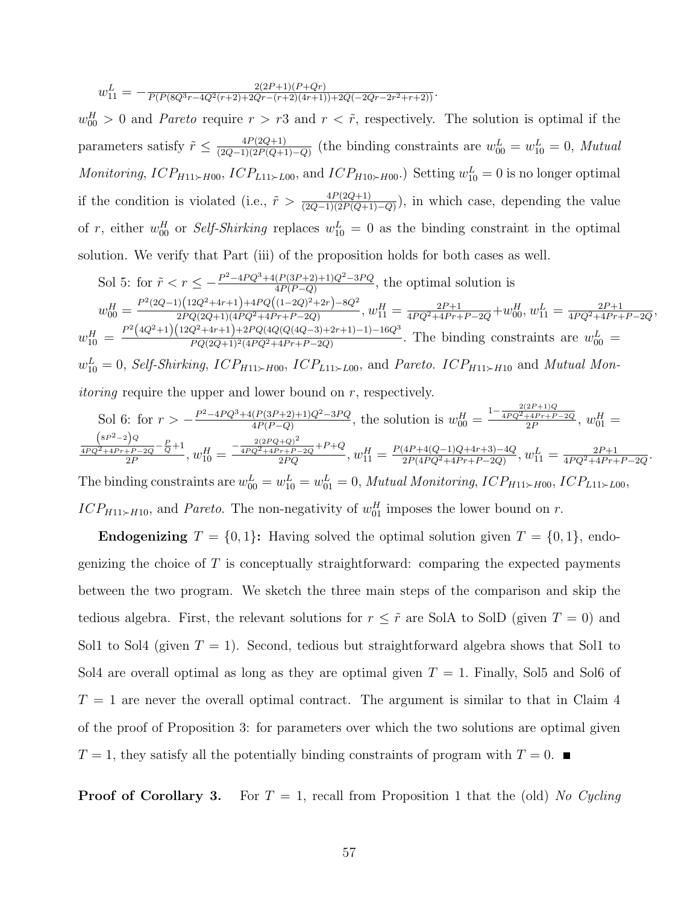$w_{11}^L = -\frac{2(2P+1)(P+Qr)}{P(P(8Q^3r-4Q^2(r+2)+2Qr-(r+2)(4r+1))+2Q(-2Qr-2r^2+r+2))}$.

$w_{00}^H > 0$ and *Pareto* require $r > r3$ and $r < \tilde{r}$, respectively. The solution is optimal if the parameters satisfy $\tilde{r} \leq \frac{4P(2Q+1)}{(2Q-1)(2P(Q+1)-Q)}$ (the binding constraints are $w_{00}^L = w_{10}^L = 0$, *Mutual Monitoring*, $ICP_{H11 \succ H00}$, $ICP_{L11 \succ L00}$, and $ICP_{H10 \succ H00}$.) Setting $w_{10}^L = 0$ is no longer optimal if the condition is violated (i.e., $\tilde{r} > \frac{4P(2Q+1)}{(2Q-1)(2P(Q+1)-Q)}$), in which case, depending the value of $r$, either $w_{00}^H$ or *Self-Shirking* replaces $w_{10}^L = 0$ as the binding constraint in the optimal solution. We verify that Part (iii) of the proposition holds for both cases as well.

Sol 5: for $\tilde{r} < r \leq -\frac{P^2-4PQ^3+4(P(3P+2)+1)Q^2-3PQ}{4P(P-Q)}$, the optimal solution is $w_{00}^H = \frac{P^2(2Q-1)\left(12Q^2+4r+1\right)+4PQ\left((1-2Q)^2+2r\right)-8Q^2}{2PQ(2Q+1)(4PQ^2+4Pr+P-2Q)}$, $w_{11}^H = \frac{2P+1}{4PQ^2+4Pr+P-2Q}+w_{00}^H$, $w_{11}^L = \frac{2P+1}{4PQ^2+4Pr+P-2Q}$, $w_{10}^H = \frac{P^2\left(4Q^2+1\right)\left(12Q^2+4r+1\right)+2PQ(4Q(Q(4Q-3)+2r+1)-1)-16Q^3}{PQ(2Q+1)^2(4PQ^2+4Pr+P-2Q)}$. The binding constraints are $w_{00}^L = w_{10}^L = 0$, *Self-Shirking*, $ICP_{H11 \succ H00}$, $ICP_{L11 \succ L00}$, and *Pareto*. $ICP_{H11 \succ H10}$ and *Mutual Monitoring* require the upper and lower bound on $r$, respectively.

Sol 6: for $r > -\frac{P^2-4PQ^3+4(P(3P+2)+1)Q^2-3PQ}{4P(P-Q)}$, the solution is $w_{00}^H = \frac{1-\frac{2(2P+1)Q}{4PQ^2+4Pr+P-2Q}}{2P}$, $w_{01}^H = \frac{\frac{\left(8P^2-2\right)Q}{4PQ^2+4Pr+P-2Q}-\frac{P}{Q}+1}{2P}$, $w_{10}^H = \frac{-\frac{2(2PQ+Q)^2}{4PQ^2+4Pr+P-2Q}+P+Q}{2PQ}$, $w_{11}^H = \frac{P(4P+4(Q-1)Q+4r+3)-4Q}{2P(4PQ^2+4Pr+P-2Q)}$, $w_{11}^L = \frac{2P+1}{4PQ^2+4Pr+P-2Q}$. The binding constraints are $w_{00}^L = w_{10}^L = w_{01}^L = 0$, *Mutual Monitoring*, $ICP_{H11 \succ H00}$, $ICP_{L11 \succ L00}$, $ICP_{H11 \succ H10}$, and *Pareto*. The non-negativity of $w_{01}^H$ imposes the lower bound on $r$.

**Endogenizing $T = \{0, 1\}$:** Having solved the optimal solution given $T = \{0, 1\}$, endogenizing the choice of $T$ is conceptually straightforward: comparing the expected payments between the two program. We sketch the three main steps of the comparison and skip the tedious algebra. First, the relevant solutions for $r \leq \tilde{r}$ are SolA to SolD (given $T = 0$) and Sol1 to Sol4 (given $T = 1$). Second, tedious but straightforward algebra shows that Sol1 to Sol4 are overall optimal as long as they are optimal given $T = 1$. Finally, Sol5 and Sol6 of $T = 1$ are never the overall optimal contract. The argument is similar to that in Claim 4 of the proof of Proposition 3: for parameters over which the two solutions are optimal given $T = 1$, they satisfy all the potentially binding constraints of program with $T = 0$. ∎

**Proof of Corollary 3.** For $T = 1$, recall from Proposition 1 that the (old) *No Cycling*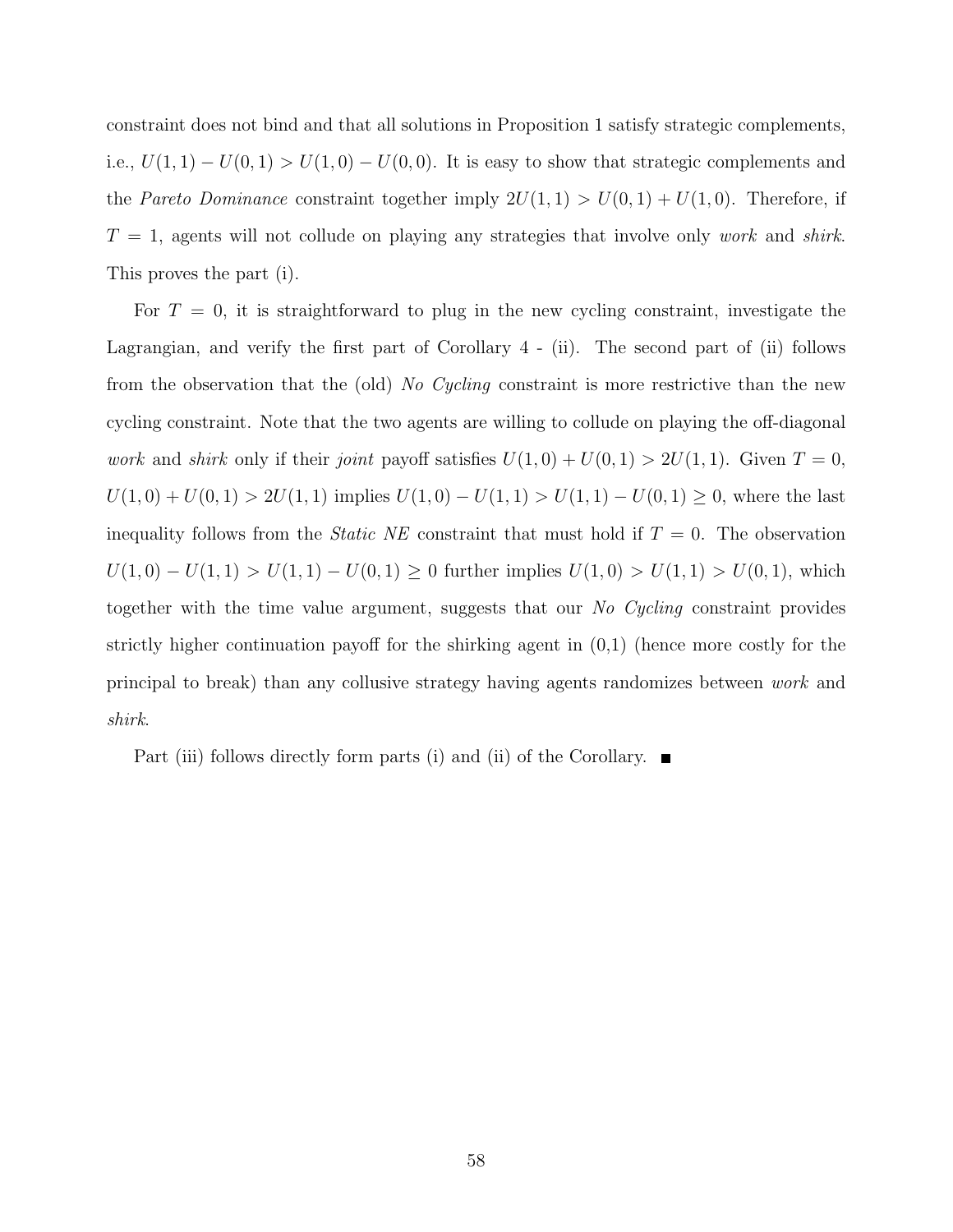constraint does not bind and that all solutions in Proposition 1 satisfy strategic complements, i.e., $U(1,1) - U(0,1) > U(1,0) - U(0,0)$. It is easy to show that strategic complements and the *Pareto Dominance* constraint together imply $2U(1,1) > U(0,1) + U(1,0)$. Therefore, if $T = 1$, agents will not collude on playing any strategies that involve only *work* and *shirk*. This proves the part (i).

For $T = 0$, it is straightforward to plug in the new cycling constraint, investigate the Lagrangian, and verify the first part of Corollary 4 - (ii). The second part of (ii) follows from the observation that the (old) *No Cycling* constraint is more restrictive than the new cycling constraint. Note that the two agents are willing to collude on playing the off-diagonal *work* and *shirk* only if their *joint* payoff satisfies $U(1,0) + U(0,1) > 2U(1,1)$. Given $T = 0$, $U(1,0) + U(0,1) > 2U(1,1)$ implies $U(1,0) - U(1,1) > U(1,1) - U(0,1) \geq 0$, where the last inequality follows from the *Static NE* constraint that must hold if $T = 0$. The observation $U(1,0) - U(1,1) > U(1,1) - U(0,1) \geq 0$ further implies $U(1,0) > U(1,1) > U(0,1)$, which together with the time value argument, suggests that our *No Cycling* constraint provides strictly higher continuation payoff for the shirking agent in (0,1) (hence more costly for the principal to break) than any collusive strategy having agents randomizes between *work* and *shirk*.

Part (iii) follows directly form parts (i) and (ii) of the Corollary. ∎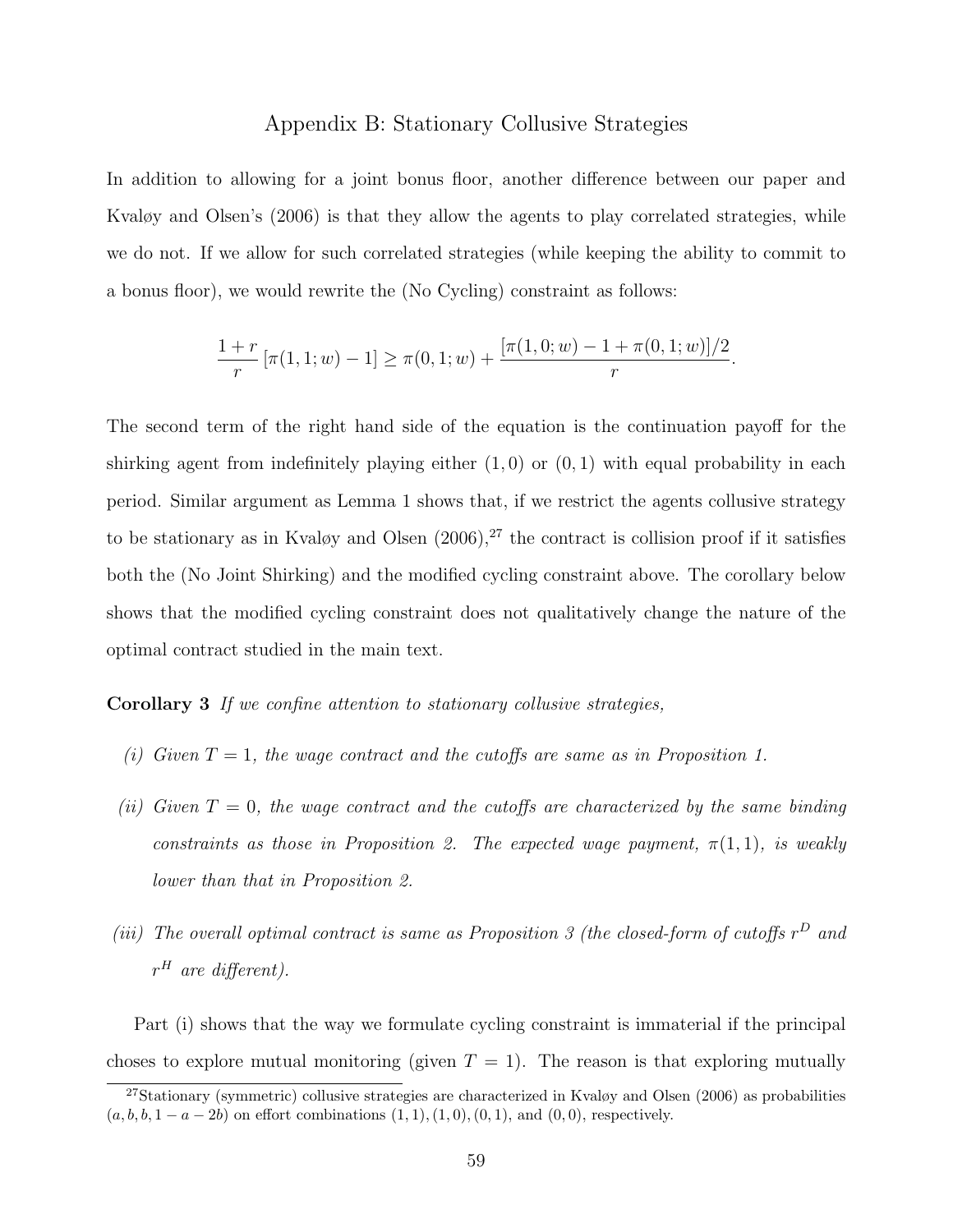## Appendix B: Stationary Collusive Strategies

In addition to allowing for a joint bonus floor, another difference between our paper and Kvaløy and Olsen's (2006) is that they allow the agents to play correlated strategies, while we do not. If we allow for such correlated strategies (while keeping the ability to commit to a bonus floor), we would rewrite the (No Cycling) constraint as follows:

$$\frac{1+r}{r}\left[\pi(1,1;w)-1\right] \geq \pi(0,1;w) + \frac{[\pi(1,0;w)-1+\pi(0,1;w)]/2}{r}.$$

The second term of the right hand side of the equation is the continuation payoff for the shirking agent from indefinitely playing either $(1,0)$ or $(0,1)$ with equal probability in each period. Similar argument as Lemma 1 shows that, if we restrict the agents collusive strategy to be stationary as in Kvaløy and Olsen (2006),[27] the contract is collision proof if it satisfies both the (No Joint Shirking) and the modified cycling constraint above. The corollary below shows that the modified cycling constraint does not qualitatively change the nature of the optimal contract studied in the main text.

**Corollary 3** *If we confine attention to stationary collusive strategies,*

*(i) Given $T = 1$, the wage contract and the cutoffs are same as in Proposition 1.*

*(ii) Given $T = 0$, the wage contract and the cutoffs are characterized by the same binding constraints as those in Proposition 2. The expected wage payment, $\pi(1,1)$, is weakly lower than that in Proposition 2.*

*(iii) The overall optimal contract is same as Proposition 3 (the closed-form of cutoffs $r^D$ and $r^H$ are different).*

Part (i) shows that the way we formulate cycling constraint is immaterial if the principal choses to explore mutual monitoring (given $T = 1$). The reason is that exploring mutually

[27] Stationary (symmetric) collusive strategies are characterized in Kvaløy and Olsen (2006) as probabilities $(a, b, b, 1-a-2b)$ on effort combinations $(1,1), (1,0), (0,1)$, and $(0,0)$, respectively.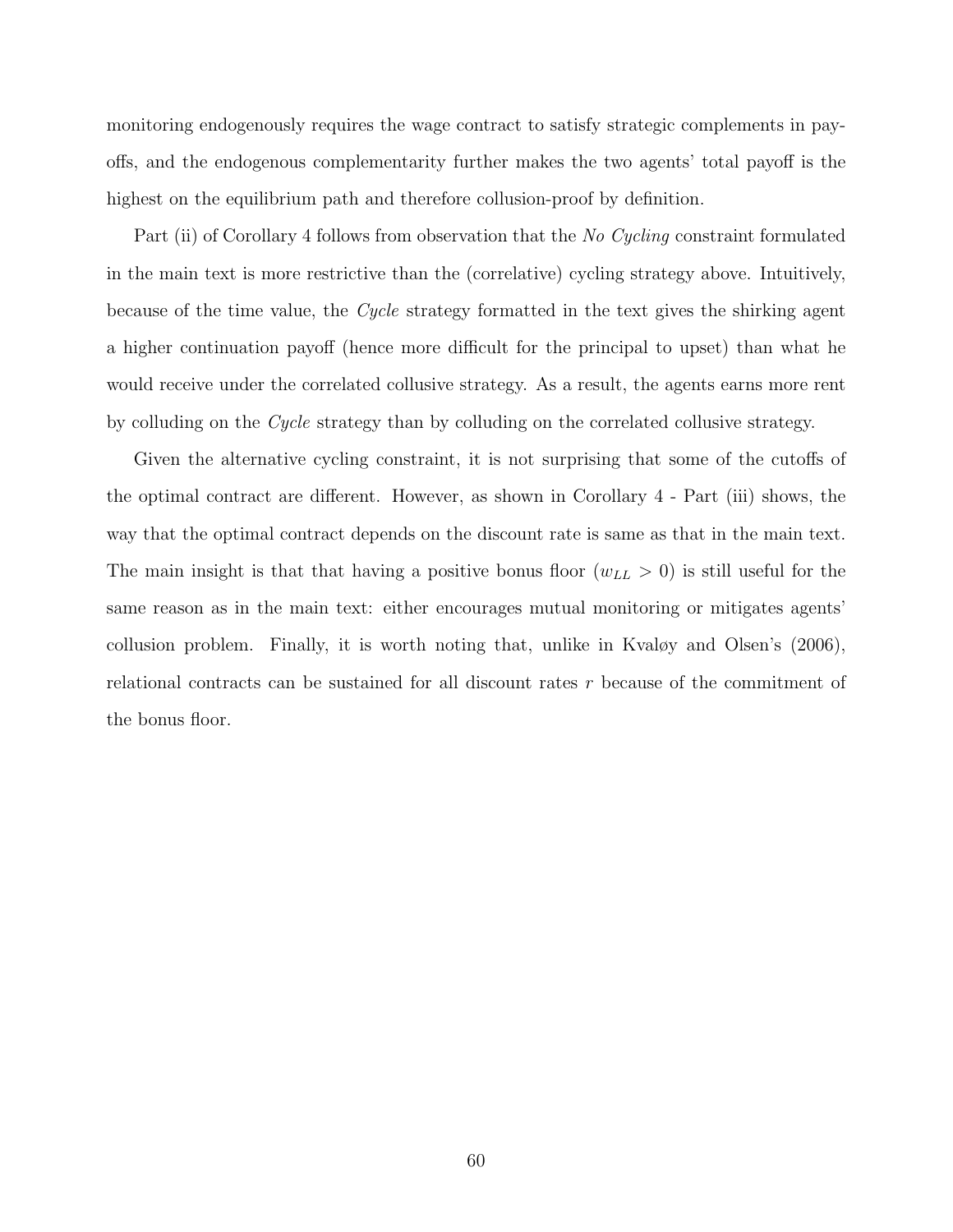monitoring endogenously requires the wage contract to satisfy strategic complements in payoffs, and the endogenous complementarity further makes the two agents' total payoff is the highest on the equilibrium path and therefore collusion-proof by definition.

Part (ii) of Corollary 4 follows from observation that the *No Cycling* constraint formulated in the main text is more restrictive than the (correlative) cycling strategy above. Intuitively, because of the time value, the *Cycle* strategy formatted in the text gives the shirking agent a higher continuation payoff (hence more difficult for the principal to upset) than what he would receive under the correlated collusive strategy. As a result, the agents earns more rent by colluding on the *Cycle* strategy than by colluding on the correlated collusive strategy.

Given the alternative cycling constraint, it is not surprising that some of the cutoffs of the optimal contract are different. However, as shown in Corollary 4 - Part (iii) shows, the way that the optimal contract depends on the discount rate is same as that in the main text. The main insight is that that having a positive bonus floor ($w_{LL} > 0$) is still useful for the same reason as in the main text: either encourages mutual monitoring or mitigates agents' collusion problem. Finally, it is worth noting that, unlike in Kvaløy and Olsen's (2006), relational contracts can be sustained for all discount rates $r$ because of the commitment of the bonus floor.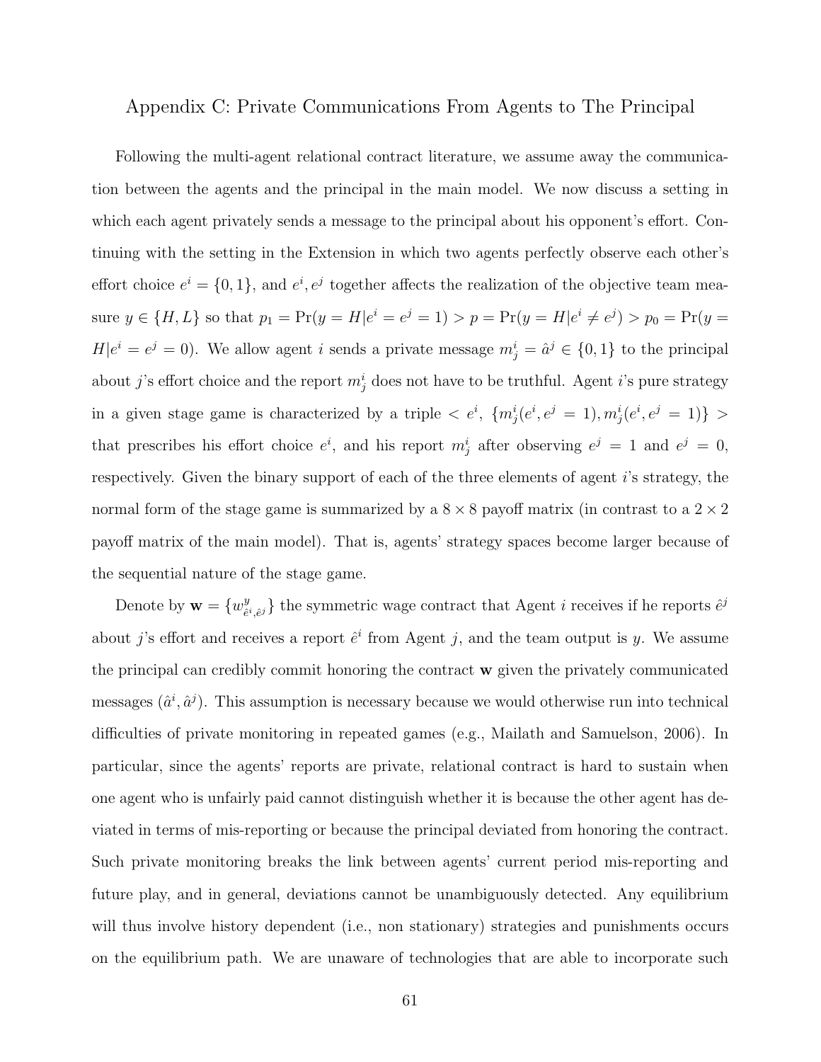## Appendix C: Private Communications From Agents to The Principal

Following the multi-agent relational contract literature, we assume away the communication between the agents and the principal in the main model. We now discuss a setting in which each agent privately sends a message to the principal about his opponent's effort. Continuing with the setting in the Extension in which two agents perfectly observe each other's effort choice $e^i = \{0, 1\}$, and $e^i, e^j$ together affects the realization of the objective team measure $y \in \{H, L\}$ so that $p_1 = \Pr(y = H|e^i = e^j = 1) > p = \Pr(y = H|e^i \neq e^j) > p_0 = \Pr(y = H|e^i = e^j = 0)$. We allow agent $i$ sends a private message $m^i_j = \hat{a}^j \in \{0, 1\}$ to the principal about $j$'s effort choice and the report $m^i_j$ does not have to be truthful. Agent $i$'s pure strategy in a given stage game is characterized by a triple $< e^i,\ \{m^i_j(e^i, e^j = 1), m^i_j(e^i, e^j = 1)\} >$ that prescribes his effort choice $e^i$, and his report $m^i_j$ after observing $e^j = 1$ and $e^j = 0$, respectively. Given the binary support of each of the three elements of agent $i$'s strategy, the normal form of the stage game is summarized by a $8 \times 8$ payoff matrix (in contrast to a $2 \times 2$ payoff matrix of the main model). That is, agents' strategy spaces become larger because of the sequential nature of the stage game.

Denote by $\mathbf{w} = \{w^y_{\hat{e}^i, \hat{e}^j}\}$ the symmetric wage contract that Agent $i$ receives if he reports $\hat{e}^j$ about $j$'s effort and receives a report $\hat{e}^i$ from Agent $j$, and the team output is $y$. We assume the principal can credibly commit honoring the contract $\mathbf{w}$ given the privately communicated messages $(\hat{a}^i, \hat{a}^j)$. This assumption is necessary because we would otherwise run into technical difficulties of private monitoring in repeated games (e.g., Mailath and Samuelson, 2006). In particular, since the agents' reports are private, relational contract is hard to sustain when one agent who is unfairly paid cannot distinguish whether it is because the other agent has deviated in terms of mis-reporting or because the principal deviated from honoring the contract. Such private monitoring breaks the link between agents' current period mis-reporting and future play, and in general, deviations cannot be unambiguously detected. Any equilibrium will thus involve history dependent (i.e., non stationary) strategies and punishments occurs on the equilibrium path. We are unaware of technologies that are able to incorporate such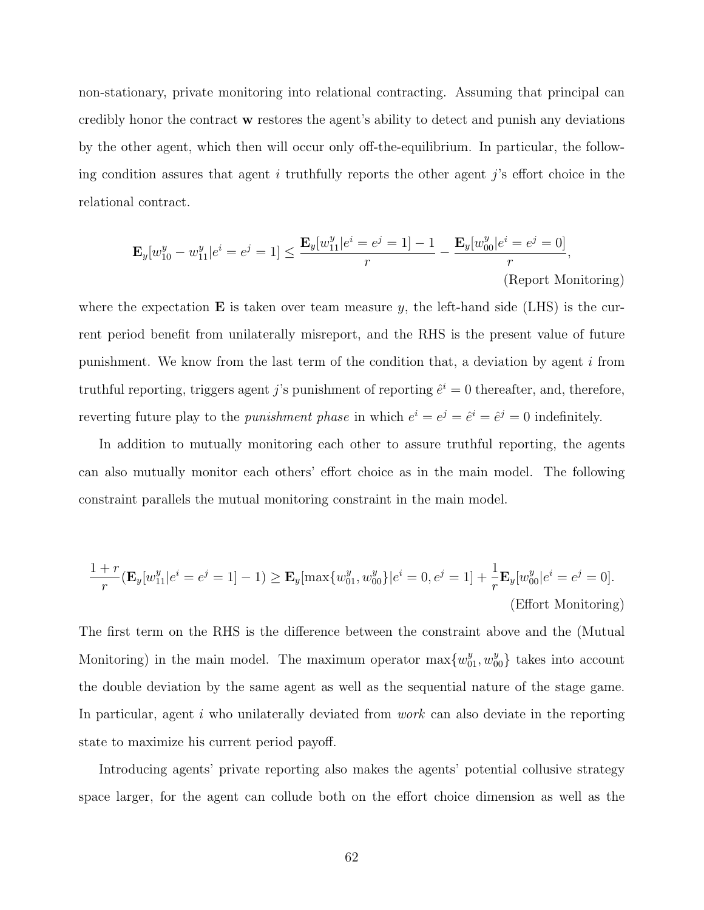non-stationary, private monitoring into relational contracting. Assuming that principal can credibly honor the contract $\mathbf{w}$ restores the agent's ability to detect and punish any deviations by the other agent, which then will occur only off-the-equilibrium. In particular, the following condition assures that agent $i$ truthfully reports the other agent $j$'s effort choice in the relational contract.

$$\mathbf{E}_y[w_{10}^y - w_{11}^y | e^i = e^j = 1] \leq \frac{\mathbf{E}_y[w_{11}^y | e^i = e^j = 1] - 1}{r} - \frac{\mathbf{E}_y[w_{00}^y | e^i = e^j = 0]}{r}, \tag{Report Monitoring}$$

where the expectation $\mathbf{E}$ is taken over team measure $y$, the left-hand side (LHS) is the current period benefit from unilaterally misreport, and the RHS is the present value of future punishment. We know from the last term of the condition that, a deviation by agent $i$ from truthful reporting, triggers agent $j$'s punishment of reporting $\hat{e}^i = 0$ thereafter, and, therefore, reverting future play to the *punishment phase* in which $e^i = e^j = \hat{e}^i = \hat{e}^j = 0$ indefinitely.

In addition to mutually monitoring each other to assure truthful reporting, the agents can also mutually monitor each others' effort choice as in the main model. The following constraint parallels the mutual monitoring constraint in the main model.

$$\frac{1+r}{r}(\mathbf{E}_y[w_{11}^y | e^i = e^j = 1] - 1) \geq \mathbf{E}_y[\max\{w_{01}^y, w_{00}^y\} | e^i = 0, e^j = 1] + \frac{1}{r}\mathbf{E}_y[w_{00}^y | e^i = e^j = 0]. \tag{Effort Monitoring}$$

The first term on the RHS is the difference between the constraint above and the (Mutual Monitoring) in the main model. The maximum operator $\max\{w_{01}^y, w_{00}^y\}$ takes into account the double deviation by the same agent as well as the sequential nature of the stage game. In particular, agent $i$ who unilaterally deviated from *work* can also deviate in the reporting state to maximize his current period payoff.

Introducing agents' private reporting also makes the agents' potential collusive strategy space larger, for the agent can collude both on the effort choice dimension as well as the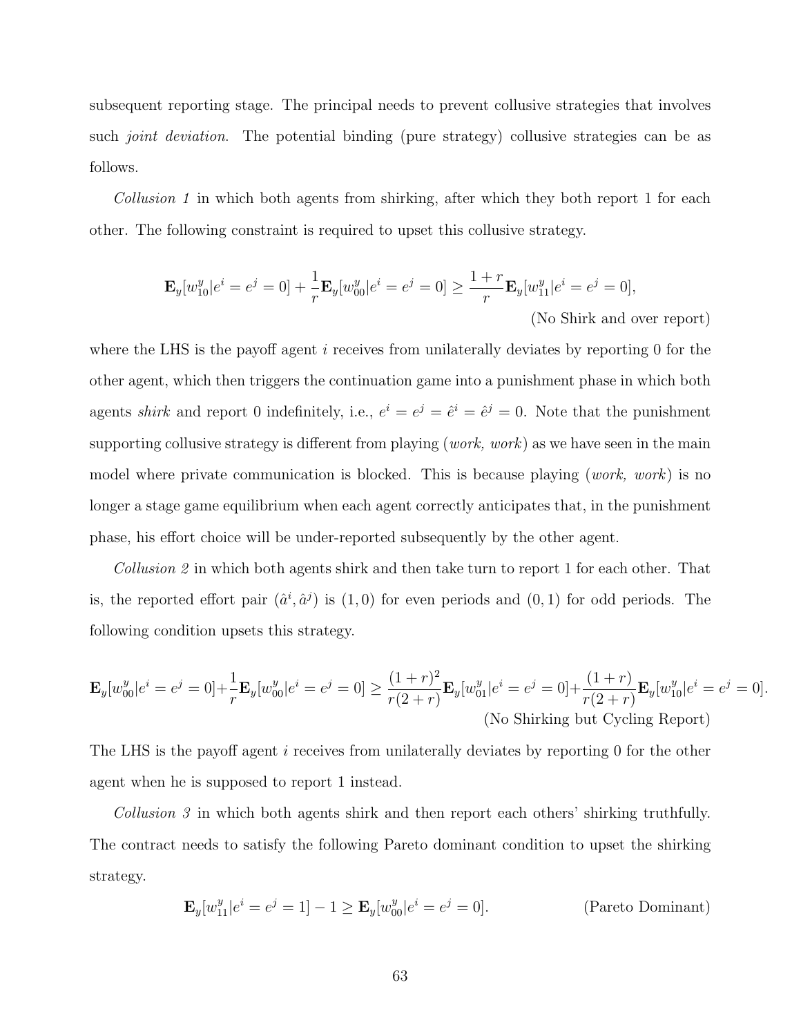subsequent reporting stage. The principal needs to prevent collusive strategies that involves such *joint deviation*. The potential binding (pure strategy) collusive strategies can be as follows.

*Collusion 1* in which both agents from shirking, after which they both report 1 for each other. The following constraint is required to upset this collusive strategy.

$$\mathbf{E}_y[w_{10}^y|e^i = e^j = 0] + \frac{1}{r}\mathbf{E}_y[w_{00}^y|e^i = e^j = 0] \geq \frac{1+r}{r}\mathbf{E}_y[w_{11}^y|e^i = e^j = 0], \tag{No Shirk and over report}$$

where the LHS is the payoff agent $i$ receives from unilaterally deviates by reporting 0 for the other agent, which then triggers the continuation game into a punishment phase in which both agents *shirk* and report 0 indefinitely, i.e., $e^i = e^j = \hat{e}^i = \hat{e}^j = 0$. Note that the punishment supporting collusive strategy is different from playing (*work, work*) as we have seen in the main model where private communication is blocked. This is because playing (*work, work*) is no longer a stage game equilibrium when each agent correctly anticipates that, in the punishment phase, his effort choice will be under-reported subsequently by the other agent.

*Collusion 2* in which both agents shirk and then take turn to report 1 for each other. That is, the reported effort pair $(\hat{a}^i, \hat{a}^j)$ is $(1, 0)$ for even periods and $(0, 1)$ for odd periods. The following condition upsets this strategy.

$$\mathbf{E}_y[w_{00}^y|e^i = e^j = 0] + \frac{1}{r}\mathbf{E}_y[w_{00}^y|e^i = e^j = 0] \geq \frac{(1+r)^2}{r(2+r)}\mathbf{E}_y[w_{01}^y|e^i = e^j = 0] + \frac{(1+r)}{r(2+r)}\mathbf{E}_y[w_{10}^y|e^i = e^j = 0]. \tag{No Shirking but Cycling Report}$$

The LHS is the payoff agent $i$ receives from unilaterally deviates by reporting 0 for the other agent when he is supposed to report 1 instead.

*Collusion 3* in which both agents shirk and then report each others' shirking truthfully. The contract needs to satisfy the following Pareto dominant condition to upset the shirking strategy.

$$\mathbf{E}_y[w_{11}^y|e^i = e^j = 1] - 1 \geq \mathbf{E}_y[w_{00}^y|e^i = e^j = 0]. \tag{Pareto Dominant}$$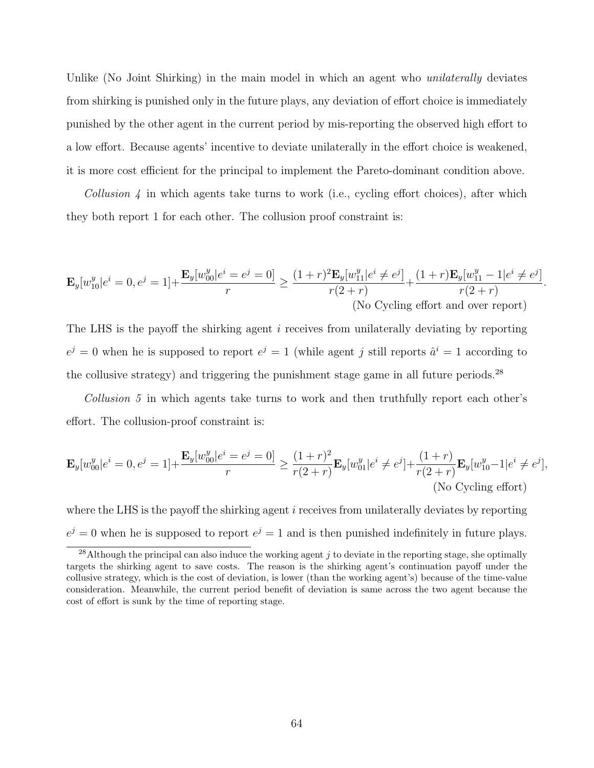Unlike (No Joint Shirking) in the main model in which an agent who *unilaterally* deviates from shirking is punished only in the future plays, any deviation of effort choice is immediately punished by the other agent in the current period by mis-reporting the observed high effort to a low effort. Because agents' incentive to deviate unilaterally in the effort choice is weakened, it is more cost efficient for the principal to implement the Pareto-dominant condition above.

*Collusion 4* in which agents take turns to work (i.e., cycling effort choices), after which they both report 1 for each other. The collusion proof constraint is:

$$\mathbf{E}_y[w_{10}^y|e^i = 0, e^j = 1] + \frac{\mathbf{E}_y[w_{00}^y|e^i = e^j = 0]}{r} \geq \frac{(1+r)^2\mathbf{E}_y[w_{11}^y|e^i \neq e^j]}{r(2+r)} + \frac{(1+r)\mathbf{E}_y[w_{11}^y - 1|e^i \neq e^j]}{r(2+r)}. \tag{No Cycling effort and over report}$$

The LHS is the payoff the shirking agent $i$ receives from unilaterally deviating by reporting $e^j = 0$ when he is supposed to report $e^j = 1$ (while agent $j$ still reports $\hat{a}^i = 1$ according to the collusive strategy) and triggering the punishment stage game in all future periods.[28]

*Collusion 5* in which agents take turns to work and then truthfully report each other's effort. The collusion-proof constraint is:

$$\mathbf{E}_y[w_{00}^y|e^i = 0, e^j = 1] + \frac{\mathbf{E}_y[w_{00}^y|e^i = e^j = 0]}{r} \geq \frac{(1+r)^2}{r(2+r)}\mathbf{E}_y[w_{01}^y|e^i \neq e^j] + \frac{(1+r)}{r(2+r)}\mathbf{E}_y[w_{10}^y - 1|e^i \neq e^j], \tag{No Cycling effort}$$

where the LHS is the payoff the shirking agent $i$ receives from unilaterally deviates by reporting $e^j = 0$ when he is supposed to report $e^j = 1$ and is then punished indefinitely in future plays.

[28] Although the principal can also induce the working agent $j$ to deviate in the reporting stage, she optimally targets the shirking agent to save costs. The reason is the shirking agent's continuation payoff under the collusive strategy, which is the cost of deviation, is lower (than the working agent's) because of the time-value consideration. Meanwhile, the current period benefit of deviation is same across the two agent because the cost of effort is sunk by the time of reporting stage.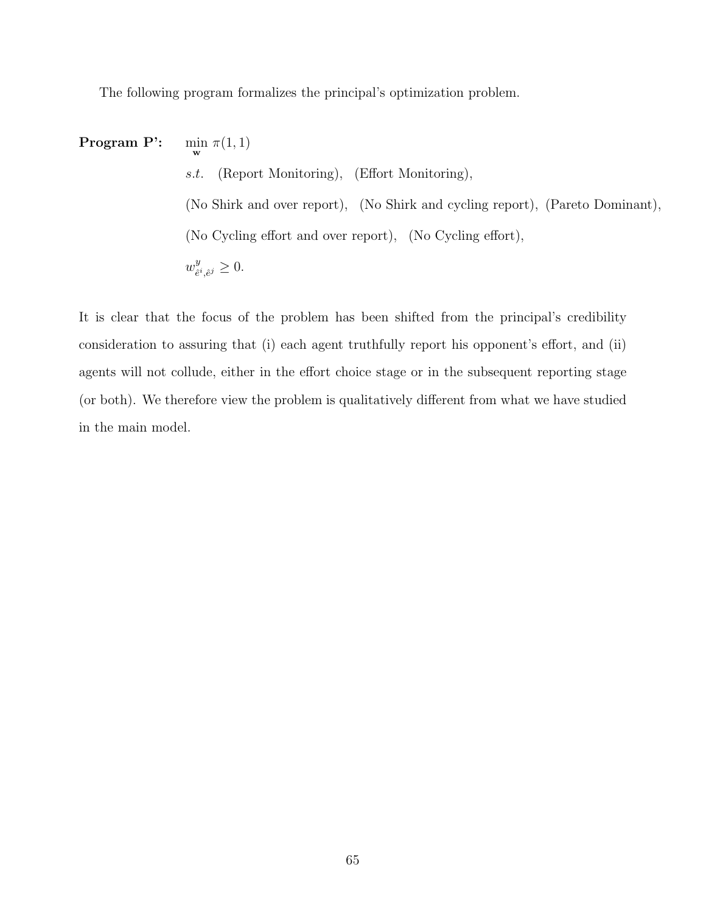The following program formalizes the principal's optimization problem.

**Program P':** $\min_{\mathbf{w}} \pi(1,1)$

*s.t.* (Report Monitoring), (Effort Monitoring),

(No Shirk and over report), (No Shirk and cycling report), (Pareto Dominant),

(No Cycling effort and over report), (No Cycling effort),

$w^{y}_{\hat{e}^i,\hat{e}^j} \geq 0.$

It is clear that the focus of the problem has been shifted from the principal's credibility consideration to assuring that (i) each agent truthfully report his opponent's effort, and (ii) agents will not collude, either in the effort choice stage or in the subsequent reporting stage (or both). We therefore view the problem is qualitatively different from what we have studied in the main model.